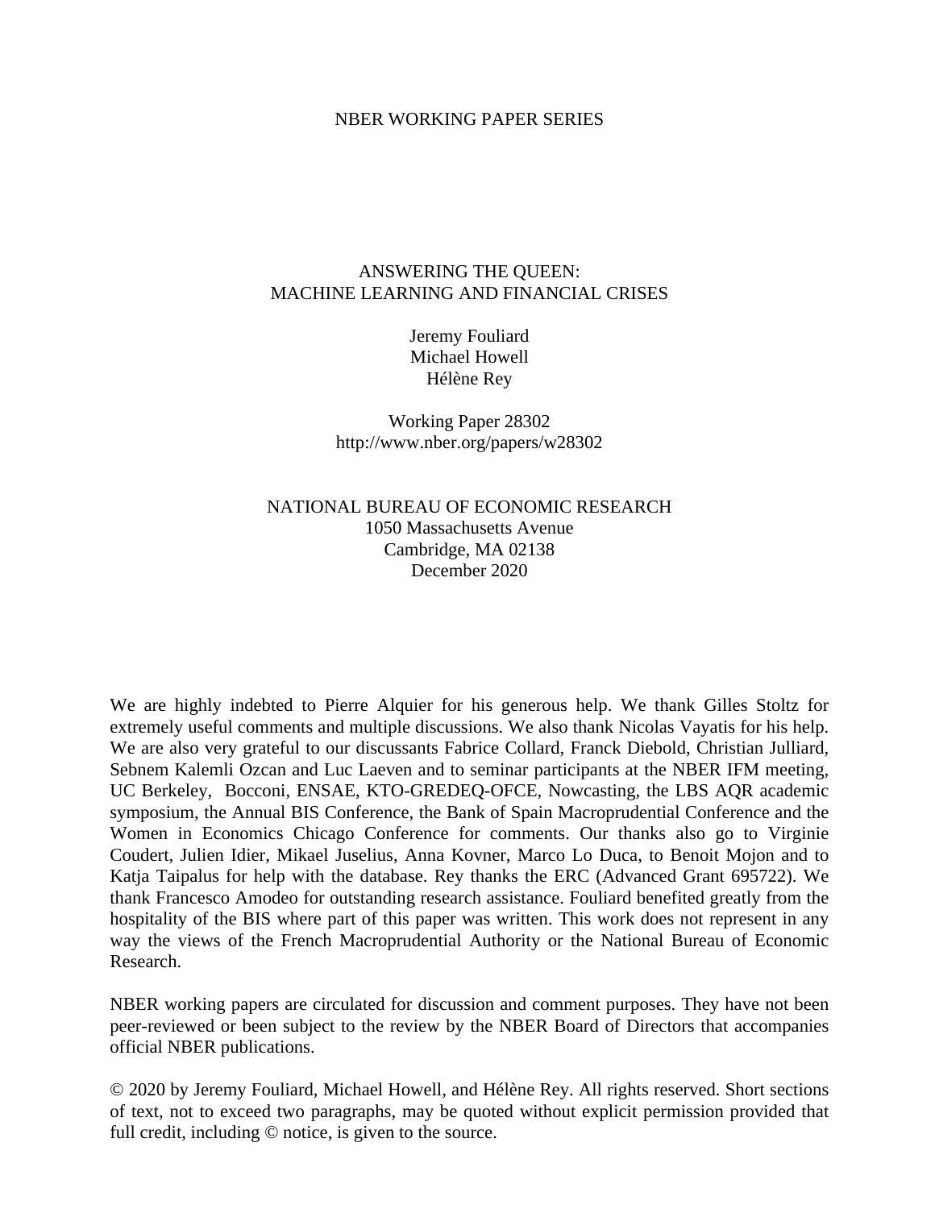NBER WORKING PAPER SERIES

# ANSWERING THE QUEEN: MACHINE LEARNING AND FINANCIAL CRISES

Jeremy Fouliard
Michael Howell
Hélène Rey

Working Paper 28302
http://www.nber.org/papers/w28302

NATIONAL BUREAU OF ECONOMIC RESEARCH
1050 Massachusetts Avenue
Cambridge, MA 02138
December 2020

We are highly indebted to Pierre Alquier for his generous help. We thank Gilles Stoltz for extremely useful comments and multiple discussions. We also thank Nicolas Vayatis for his help. We are also very grateful to our discussants Fabrice Collard, Franck Diebold, Christian Julliard, Sebnem Kalemli Ozcan and Luc Laeven and to seminar participants at the NBER IFM meeting, UC Berkeley, Bocconi, ENSAE, KTO-GREDEQ-OFCE, Nowcasting, the LBS AQR academic symposium, the Annual BIS Conference, the Bank of Spain Macroprudential Conference and the Women in Economics Chicago Conference for comments. Our thanks also go to Virginie Coudert, Julien Idier, Mikael Juselius, Anna Kovner, Marco Lo Duca, to Benoit Mojon and to Katja Taipalus for help with the database. Rey thanks the ERC (Advanced Grant 695722). We thank Francesco Amodeo for outstanding research assistance. Fouliard benefited greatly from the hospitality of the BIS where part of this paper was written. This work does not represent in any way the views of the French Macroprudential Authority or the National Bureau of Economic Research.

NBER working papers are circulated for discussion and comment purposes. They have not been peer-reviewed or been subject to the review by the NBER Board of Directors that accompanies official NBER publications.

© 2020 by Jeremy Fouliard, Michael Howell, and Hélène Rey. All rights reserved. Short sections of text, not to exceed two paragraphs, may be quoted without explicit permission provided that full credit, including © notice, is given to the source.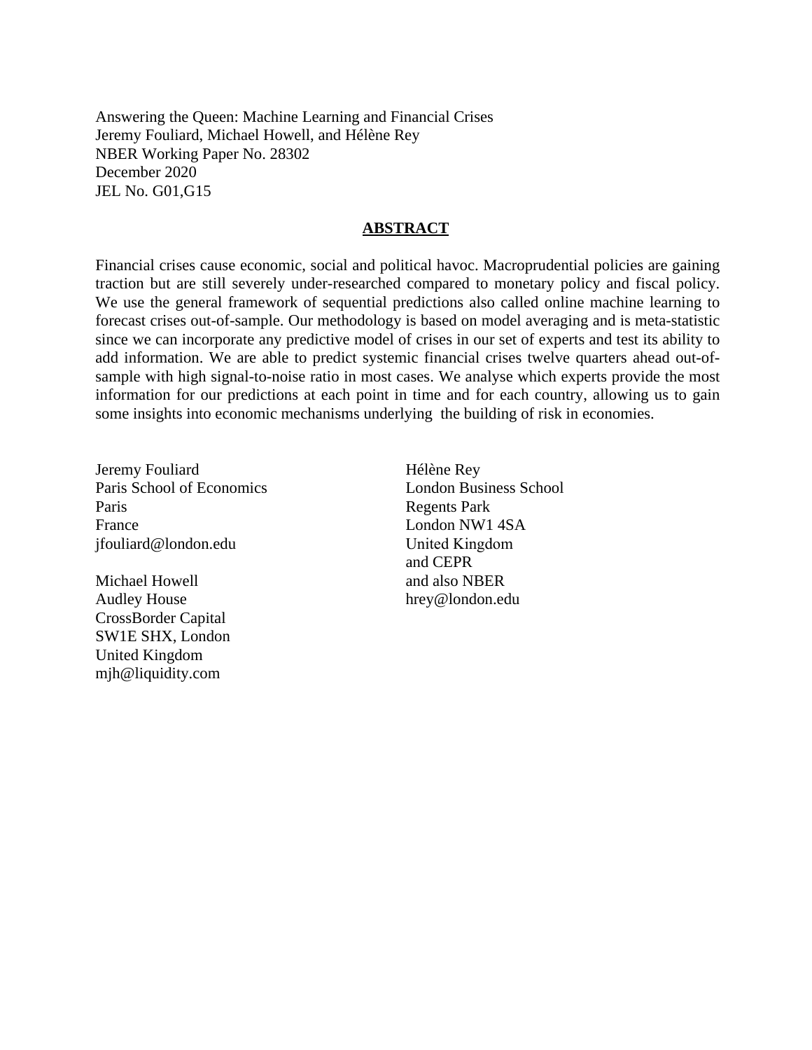Answering the Queen: Machine Learning and Financial Crises
Jeremy Fouliard, Michael Howell, and Hélène Rey
NBER Working Paper No. 28302
December 2020
JEL No. G01,G15

## ABSTRACT

Financial crises cause economic, social and political havoc. Macroprudential policies are gaining traction but are still severely under-researched compared to monetary policy and fiscal policy. We use the general framework of sequential predictions also called online machine learning to forecast crises out-of-sample. Our methodology is based on model averaging and is meta-statistic since we can incorporate any predictive model of crises in our set of experts and test its ability to add information. We are able to predict systemic financial crises twelve quarters ahead out-of-sample with high signal-to-noise ratio in most cases. We analyse which experts provide the most information for our predictions at each point in time and for each country, allowing us to gain some insights into economic mechanisms underlying the building of risk in economies.

Jeremy Fouliard
Paris School of Economics
Paris
France
jfouliard@london.edu

Michael Howell
Audley House
CrossBorder Capital
SW1E SHX, London
United Kingdom
mjh@liquidity.com

Hélène Rey
London Business School
Regents Park
London NW1 4SA
United Kingdom
and CEPR
and also NBER
hrey@london.edu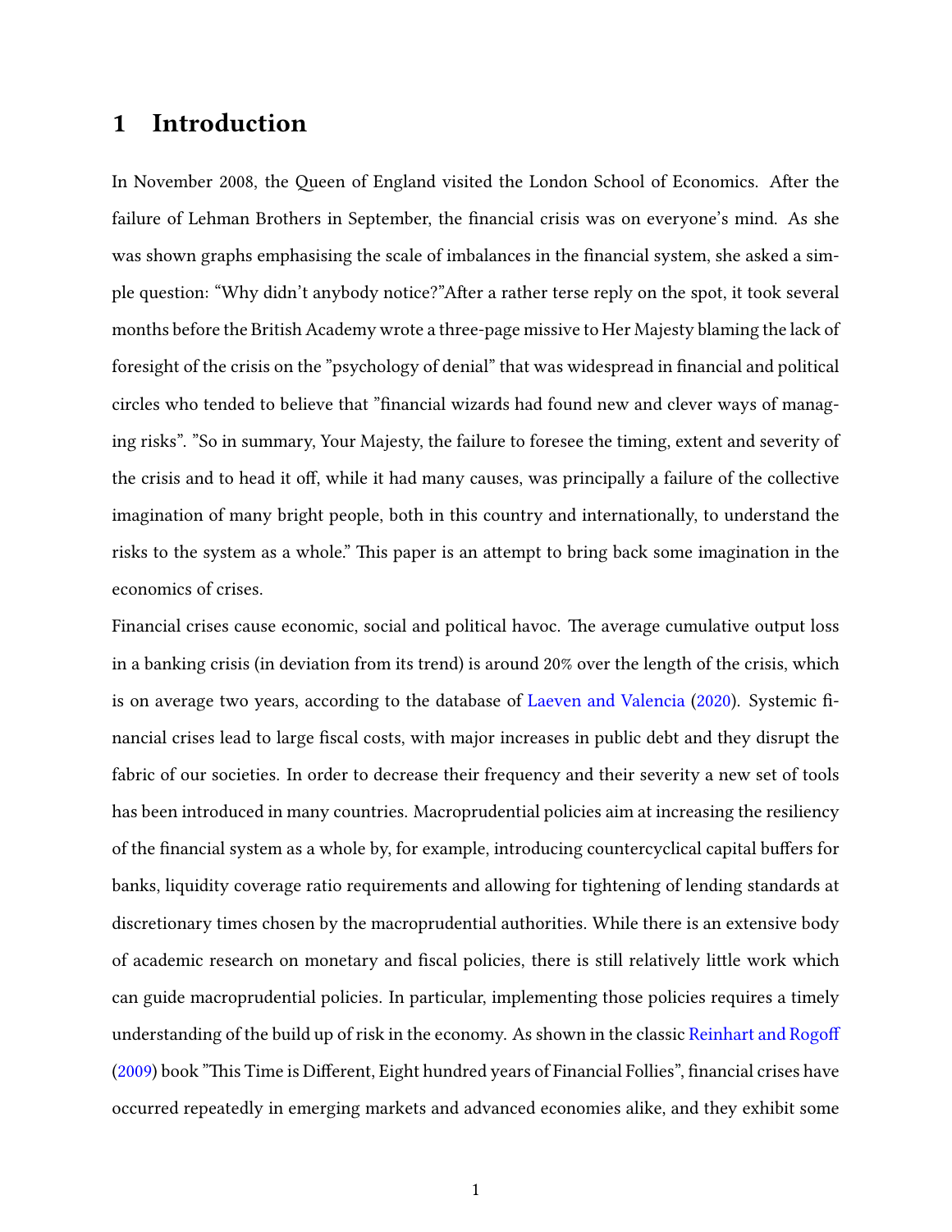# 1 Introduction

In November 2008, the Queen of England visited the London School of Economics. After the failure of Lehman Brothers in September, the financial crisis was on everyone's mind. As she was shown graphs emphasising the scale of imbalances in the financial system, she asked a simple question: "Why didn't anybody notice?"After a rather terse reply on the spot, it took several months before the British Academy wrote a three-page missive to Her Majesty blaming the lack of foresight of the crisis on the "psychology of denial" that was widespread in financial and political circles who tended to believe that "financial wizards had found new and clever ways of managing risks". "So in summary, Your Majesty, the failure to foresee the timing, extent and severity of the crisis and to head it off, while it had many causes, was principally a failure of the collective imagination of many bright people, both in this country and internationally, to understand the risks to the system as a whole." This paper is an attempt to bring back some imagination in the economics of crises.

Financial crises cause economic, social and political havoc. The average cumulative output loss in a banking crisis (in deviation from its trend) is around 20% over the length of the crisis, which is on average two years, according to the database of Laeven and Valencia (2020). Systemic financial crises lead to large fiscal costs, with major increases in public debt and they disrupt the fabric of our societies. In order to decrease their frequency and their severity a new set of tools has been introduced in many countries. Macroprudential policies aim at increasing the resiliency of the financial system as a whole by, for example, introducing countercyclical capital buffers for banks, liquidity coverage ratio requirements and allowing for tightening of lending standards at discretionary times chosen by the macroprudential authorities. While there is an extensive body of academic research on monetary and fiscal policies, there is still relatively little work which can guide macroprudential policies. In particular, implementing those policies requires a timely understanding of the build up of risk in the economy. As shown in the classic Reinhart and Rogoff (2009) book "This Time is Different, Eight hundred years of Financial Follies", financial crises have occurred repeatedly in emerging markets and advanced economies alike, and they exhibit some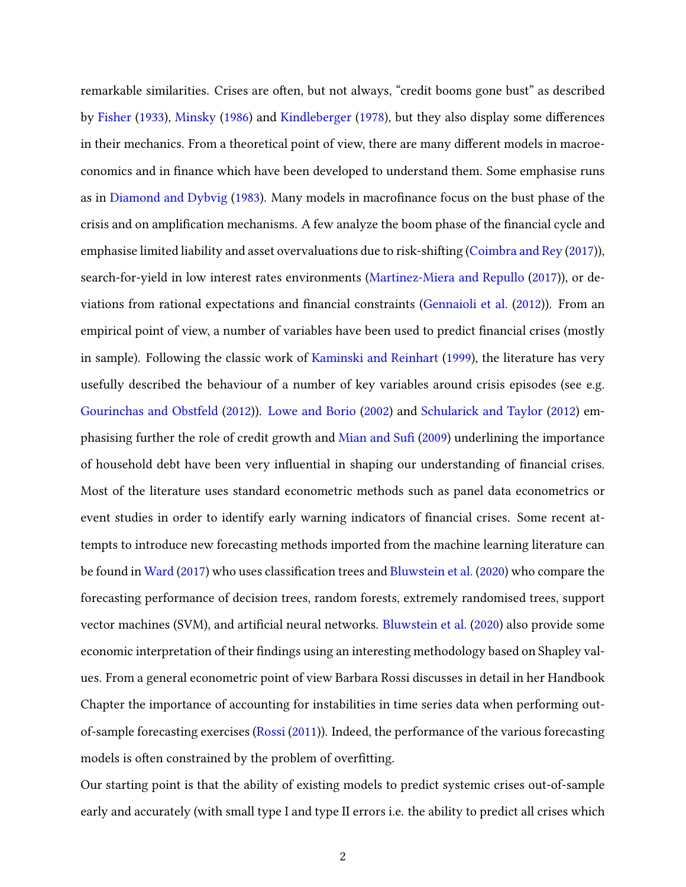remarkable similarities. Crises are often, but not always, "credit booms gone bust" as described by Fisher (1933), Minsky (1986) and Kindleberger (1978), but they also display some differences in their mechanics. From a theoretical point of view, there are many different models in macroeconomics and in finance which have been developed to understand them. Some emphasise runs as in Diamond and Dybvig (1983). Many models in macrofinance focus on the bust phase of the crisis and on amplification mechanisms. A few analyze the boom phase of the financial cycle and emphasise limited liability and asset overvaluations due to risk-shifting (Coimbra and Rey (2017)), search-for-yield in low interest rates environments (Martinez-Miera and Repullo (2017)), or deviations from rational expectations and financial constraints (Gennaioli et al. (2012)). From an empirical point of view, a number of variables have been used to predict financial crises (mostly in sample). Following the classic work of Kaminski and Reinhart (1999), the literature has very usefully described the behaviour of a number of key variables around crisis episodes (see e.g. Gourinchas and Obstfeld (2012)). Lowe and Borio (2002) and Schularick and Taylor (2012) emphasising further the role of credit growth and Mian and Sufi (2009) underlining the importance of household debt have been very influential in shaping our understanding of financial crises. Most of the literature uses standard econometric methods such as panel data econometrics or event studies in order to identify early warning indicators of financial crises. Some recent attempts to introduce new forecasting methods imported from the machine learning literature can be found in Ward (2017) who uses classification trees and Bluwstein et al. (2020) who compare the forecasting performance of decision trees, random forests, extremely randomised trees, support vector machines (SVM), and artificial neural networks. Bluwstein et al. (2020) also provide some economic interpretation of their findings using an interesting methodology based on Shapley values. From a general econometric point of view Barbara Rossi discusses in detail in her Handbook Chapter the importance of accounting for instabilities in time series data when performing out-of-sample forecasting exercises (Rossi (2011)). Indeed, the performance of the various forecasting models is often constrained by the problem of overfitting.

Our starting point is that the ability of existing models to predict systemic crises out-of-sample early and accurately (with small type I and type II errors i.e. the ability to predict all crises which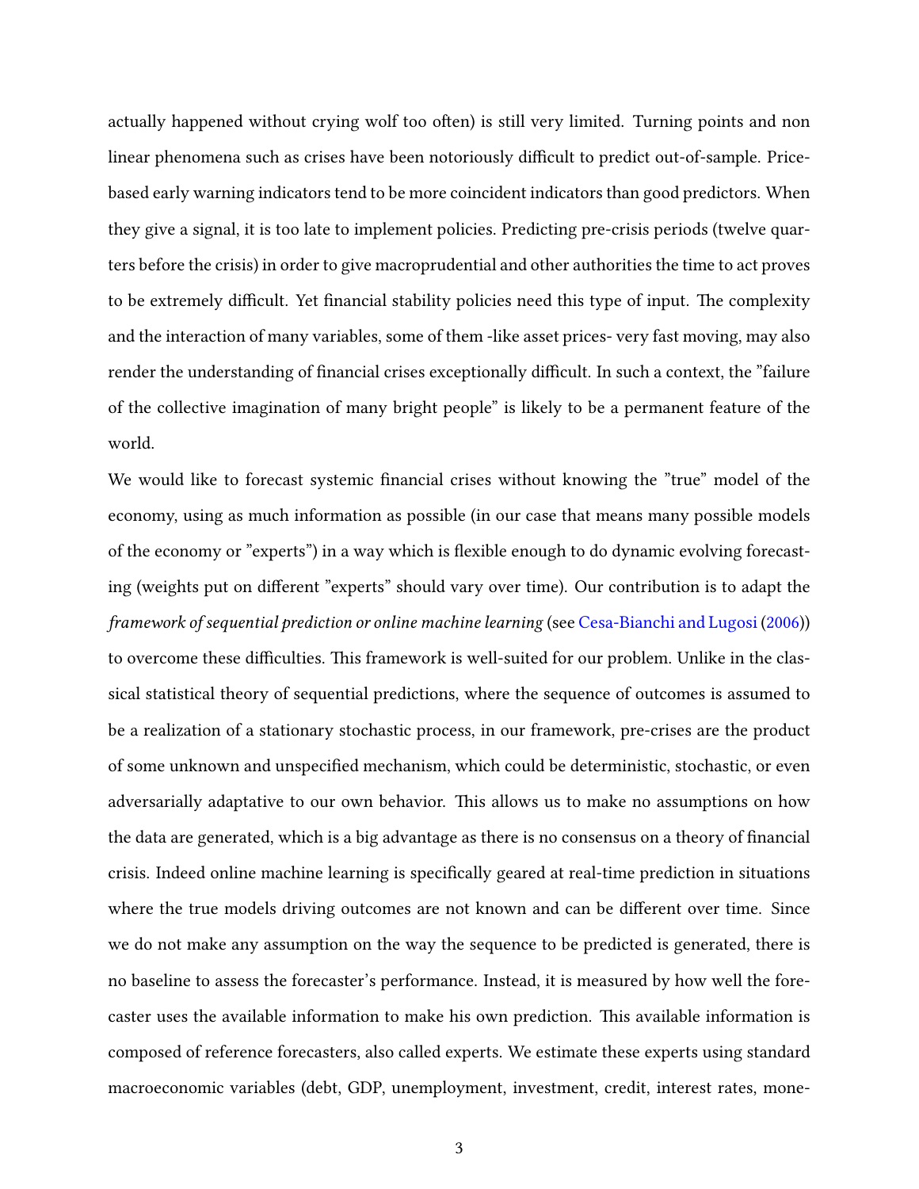actually happened without crying wolf too often) is still very limited. Turning points and non linear phenomena such as crises have been notoriously difficult to predict out-of-sample. Price-based early warning indicators tend to be more coincident indicators than good predictors. When they give a signal, it is too late to implement policies. Predicting pre-crisis periods (twelve quarters before the crisis) in order to give macroprudential and other authorities the time to act proves to be extremely difficult. Yet financial stability policies need this type of input. The complexity and the interaction of many variables, some of them -like asset prices- very fast moving, may also render the understanding of financial crises exceptionally difficult. In such a context, the "failure of the collective imagination of many bright people" is likely to be a permanent feature of the world.

We would like to forecast systemic financial crises without knowing the "true" model of the economy, using as much information as possible (in our case that means many possible models of the economy or "experts") in a way which is flexible enough to do dynamic evolving forecasting (weights put on different "experts" should vary over time). Our contribution is to adapt the *framework of sequential prediction or online machine learning* (see Cesa-Bianchi and Lugosi (2006)) to overcome these difficulties. This framework is well-suited for our problem. Unlike in the classical statistical theory of sequential predictions, where the sequence of outcomes is assumed to be a realization of a stationary stochastic process, in our framework, pre-crises are the product of some unknown and unspecified mechanism, which could be deterministic, stochastic, or even adversarially adaptative to our own behavior. This allows us to make no assumptions on how the data are generated, which is a big advantage as there is no consensus on a theory of financial crisis. Indeed online machine learning is specifically geared at real-time prediction in situations where the true models driving outcomes are not known and can be different over time. Since we do not make any assumption on the way the sequence to be predicted is generated, there is no baseline to assess the forecaster's performance. Instead, it is measured by how well the forecaster uses the available information to make his own prediction. This available information is composed of reference forecasters, also called experts. We estimate these experts using standard macroeconomic variables (debt, GDP, unemployment, investment, credit, interest rates, mone-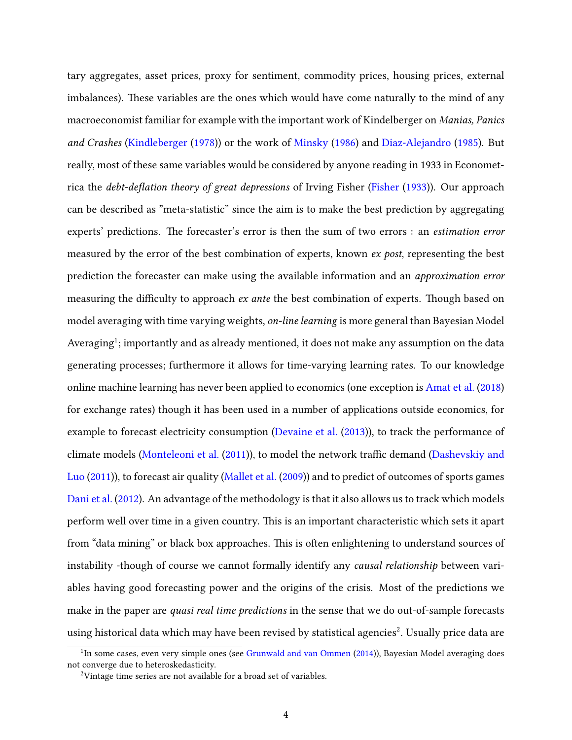tary aggregates, asset prices, proxy for sentiment, commodity prices, housing prices, external imbalances). These variables are the ones which would have come naturally to the mind of any macroeconomist familiar for example with the important work of Kindelberger on *Manias, Panics and Crashes* (Kindleberger (1978)) or the work of Minsky (1986) and Diaz-Alejandro (1985). But really, most of these same variables would be considered by anyone reading in 1933 in Econometrica the *debt-deflation theory of great depressions* of Irving Fisher (Fisher (1933)). Our approach can be described as "meta-statistic" since the aim is to make the best prediction by aggregating experts' predictions. The forecaster's error is then the sum of two errors : an *estimation error* measured by the error of the best combination of experts, known *ex post*, representing the best prediction the forecaster can make using the available information and an *approximation error* measuring the difficulty to approach *ex ante* the best combination of experts. Though based on model averaging with time varying weights, *on-line learning* is more general than Bayesian Model Averaging[1]; importantly and as already mentioned, it does not make any assumption on the data generating processes; furthermore it allows for time-varying learning rates. To our knowledge online machine learning has never been applied to economics (one exception is Amat et al. (2018) for exchange rates) though it has been used in a number of applications outside economics, for example to forecast electricity consumption (Devaine et al. (2013)), to track the performance of climate models (Monteleoni et al. (2011)), to model the network traffic demand (Dashevskiy and Luo (2011)), to forecast air quality (Mallet et al. (2009)) and to predict of outcomes of sports games Dani et al. (2012). An advantage of the methodology is that it also allows us to track which models perform well over time in a given country. This is an important characteristic which sets it apart from "data mining" or black box approaches. This is often enlightening to understand sources of instability -though of course we cannot formally identify any *causal relationship* between variables having good forecasting power and the origins of the crisis. Most of the predictions we make in the paper are *quasi real time predictions* in the sense that we do out-of-sample forecasts using historical data which may have been revised by statistical agencies[2]. Usually price data are

[1] In some cases, even very simple ones (see Grunwald and van Ommen (2014)), Bayesian Model averaging does not converge due to heteroskedasticity.

[2] Vintage time series are not available for a broad set of variables.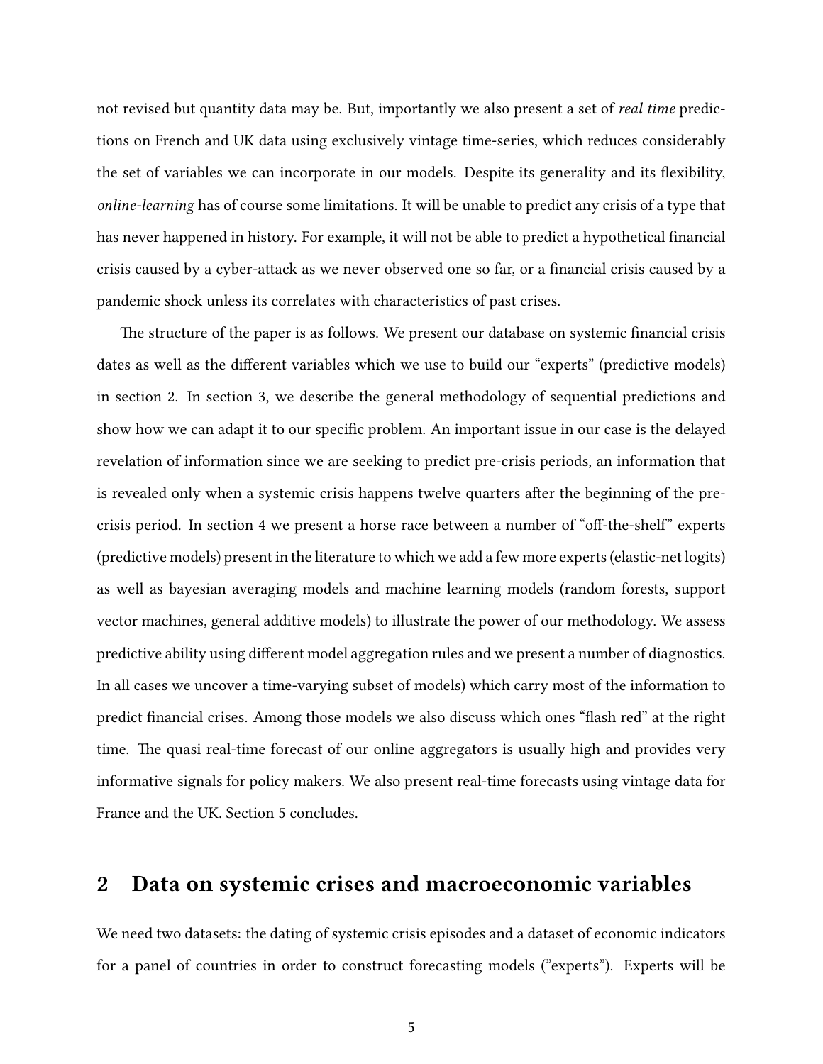not revised but quantity data may be. But, importantly we also present a set of *real time* predictions on French and UK data using exclusively vintage time-series, which reduces considerably the set of variables we can incorporate in our models. Despite its generality and its flexibility, *online-learning* has of course some limitations. It will be unable to predict any crisis of a type that has never happened in history. For example, it will not be able to predict a hypothetical financial crisis caused by a cyber-attack as we never observed one so far, or a financial crisis caused by a pandemic shock unless its correlates with characteristics of past crises.

The structure of the paper is as follows. We present our database on systemic financial crisis dates as well as the different variables which we use to build our "experts" (predictive models) in section 2. In section 3, we describe the general methodology of sequential predictions and show how we can adapt it to our specific problem. An important issue in our case is the delayed revelation of information since we are seeking to predict pre-crisis periods, an information that is revealed only when a systemic crisis happens twelve quarters after the beginning of the pre-crisis period. In section 4 we present a horse race between a number of "off-the-shelf" experts (predictive models) present in the literature to which we add a few more experts (elastic-net logits) as well as bayesian averaging models and machine learning models (random forests, support vector machines, general additive models) to illustrate the power of our methodology. We assess predictive ability using different model aggregation rules and we present a number of diagnostics. In all cases we uncover a time-varying subset of models) which carry most of the information to predict financial crises. Among those models we also discuss which ones "flash red" at the right time. The quasi real-time forecast of our online aggregators is usually high and provides very informative signals for policy makers. We also present real-time forecasts using vintage data for France and the UK. Section 5 concludes.

## 2 Data on systemic crises and macroeconomic variables

We need two datasets: the dating of systemic crisis episodes and a dataset of economic indicators for a panel of countries in order to construct forecasting models ("experts"). Experts will be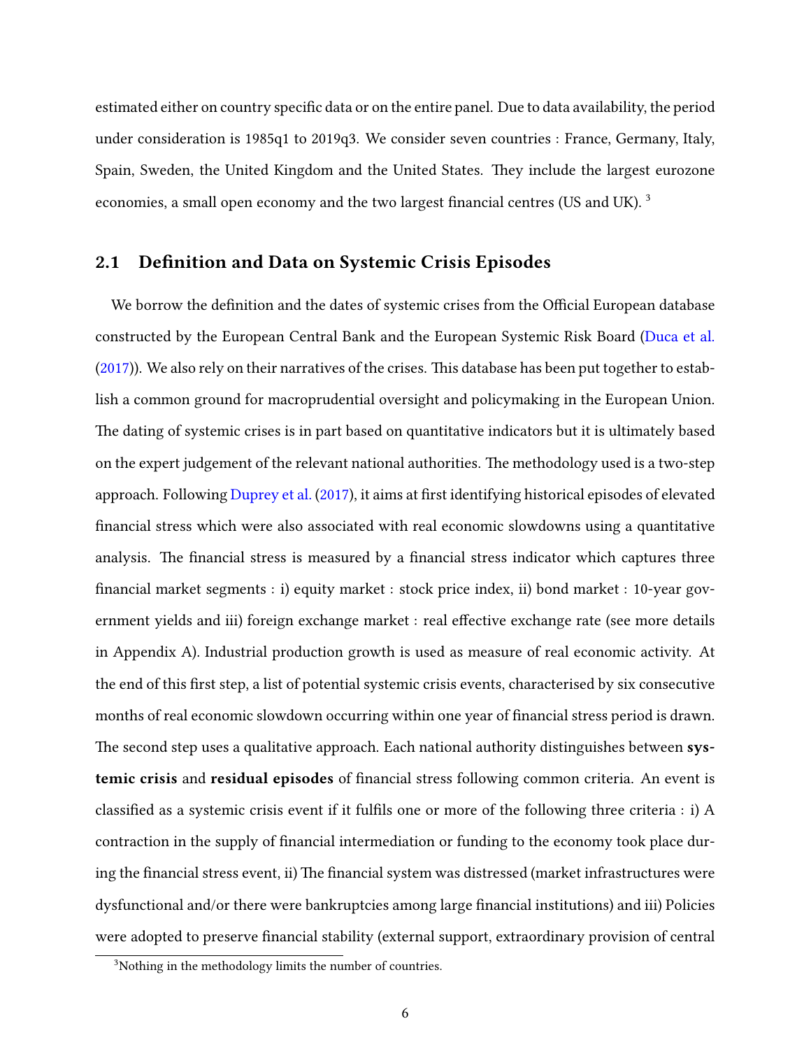estimated either on country specific data or on the entire panel. Due to data availability, the period under consideration is 1985q1 to 2019q3. We consider seven countries : France, Germany, Italy, Spain, Sweden, the United Kingdom and the United States. They include the largest eurozone economies, a small open economy and the two largest financial centres (US and UK). [3]

## 2.1 Definition and Data on Systemic Crisis Episodes

We borrow the definition and the dates of systemic crises from the Official European database constructed by the European Central Bank and the European Systemic Risk Board (Duca et al. (2017)). We also rely on their narratives of the crises. This database has been put together to establish a common ground for macroprudential oversight and policymaking in the European Union. The dating of systemic crises is in part based on quantitative indicators but it is ultimately based on the expert judgement of the relevant national authorities. The methodology used is a two-step approach. Following Duprey et al. (2017), it aims at first identifying historical episodes of elevated financial stress which were also associated with real economic slowdowns using a quantitative analysis. The financial stress is measured by a financial stress indicator which captures three financial market segments : i) equity market : stock price index, ii) bond market : 10-year government yields and iii) foreign exchange market : real effective exchange rate (see more details in Appendix A). Industrial production growth is used as measure of real economic activity. At the end of this first step, a list of potential systemic crisis events, characterised by six consecutive months of real economic slowdown occurring within one year of financial stress period is drawn. The second step uses a qualitative approach. Each national authority distinguishes between **systemic crisis** and **residual episodes** of financial stress following common criteria. An event is classified as a systemic crisis event if it fulfils one or more of the following three criteria : i) A contraction in the supply of financial intermediation or funding to the economy took place during the financial stress event, ii) The financial system was distressed (market infrastructures were dysfunctional and/or there were bankruptcies among large financial institutions) and iii) Policies were adopted to preserve financial stability (external support, extraordinary provision of central

[3] Nothing in the methodology limits the number of countries.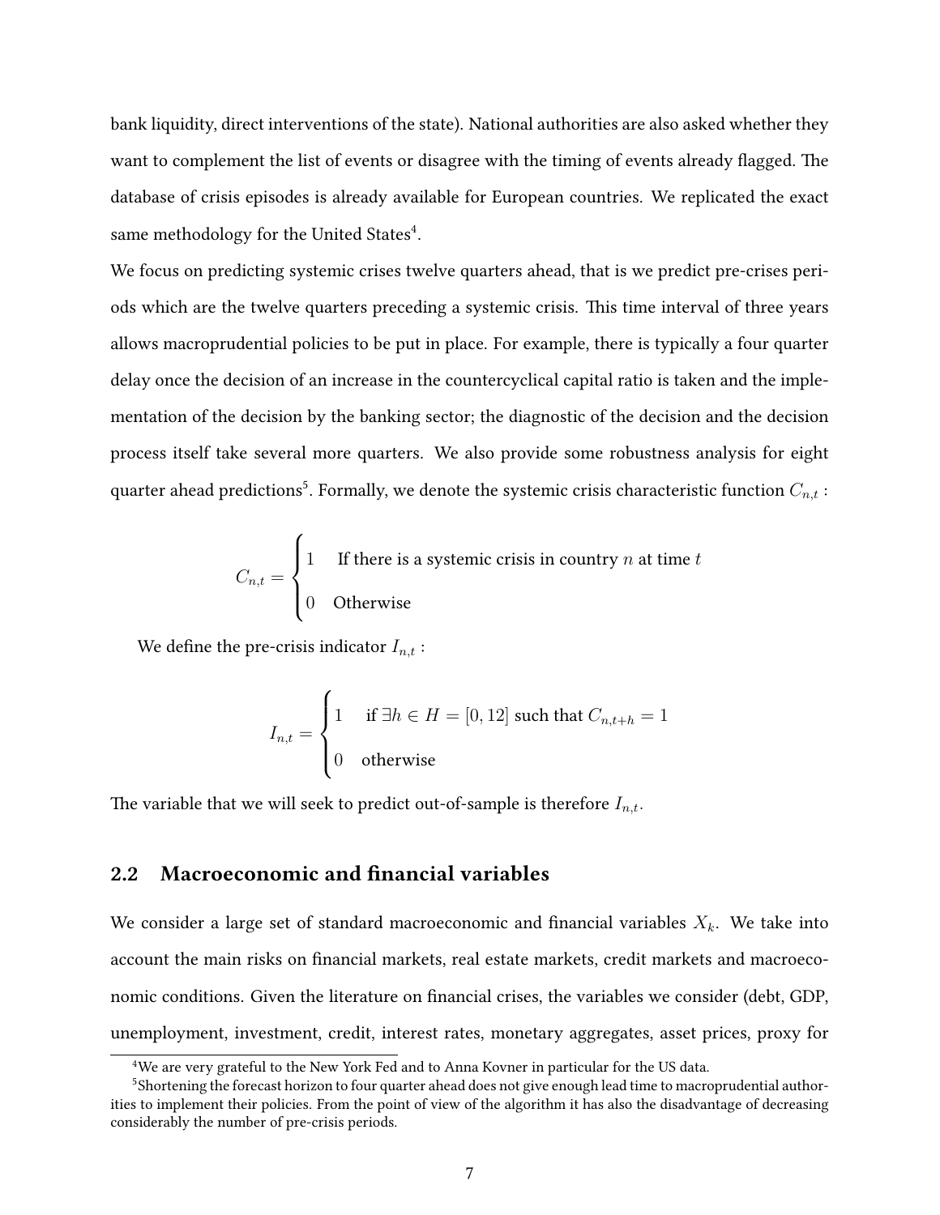bank liquidity, direct interventions of the state). National authorities are also asked whether they want to complement the list of events or disagree with the timing of events already flagged. The database of crisis episodes is already available for European countries. We replicated the exact same methodology for the United States[4].

We focus on predicting systemic crises twelve quarters ahead, that is we predict pre-crises periods which are the twelve quarters preceding a systemic crisis. This time interval of three years allows macroprudential policies to be put in place. For example, there is typically a four quarter delay once the decision of an increase in the countercyclical capital ratio is taken and the implementation of the decision by the banking sector; the diagnostic of the decision and the decision process itself take several more quarters. We also provide some robustness analysis for eight quarter ahead predictions[5]. Formally, we denote the systemic crisis characteristic function $C_{n,t}$ :

$$C_{n,t} = \begin{cases} 1 & \text{If there is a systemic crisis in country } n \text{ at time } t \\ 0 & \text{Otherwise} \end{cases}$$

We define the pre-crisis indicator $I_{n,t}$ :

$$I_{n,t} = \begin{cases} 1 & \text{if } \exists h \in H = [0, 12] \text{ such that } C_{n,t+h} = 1 \\ 0 & \text{otherwise} \end{cases}$$

The variable that we will seek to predict out-of-sample is therefore $I_{n,t}$.

## 2.2 Macroeconomic and financial variables

We consider a large set of standard macroeconomic and financial variables $X_k$. We take into account the main risks on financial markets, real estate markets, credit markets and macroeconomic conditions. Given the literature on financial crises, the variables we consider (debt, GDP, unemployment, investment, credit, interest rates, monetary aggregates, asset prices, proxy for

[4] We are very grateful to the New York Fed and to Anna Kovner in particular for the US data.

[5] Shortening the forecast horizon to four quarter ahead does not give enough lead time to macroprudential authorities to implement their policies. From the point of view of the algorithm it has also the disadvantage of decreasing considerably the number of pre-crisis periods.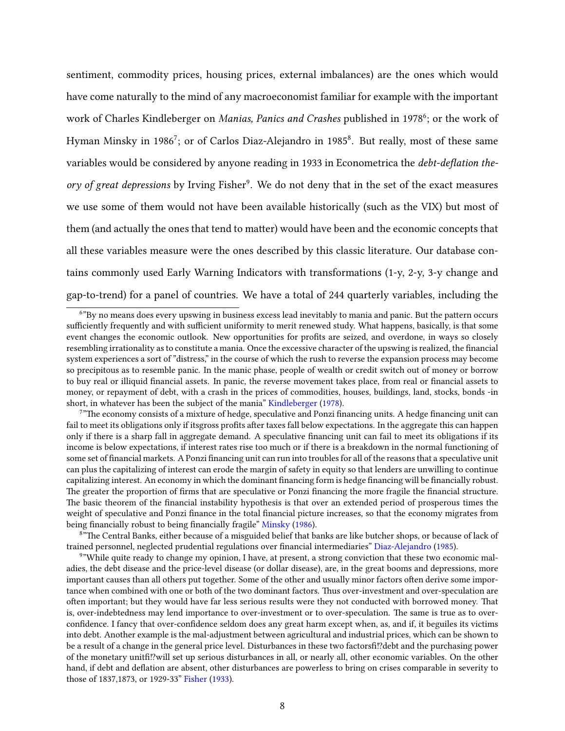sentiment, commodity prices, housing prices, external imbalances) are the ones which would have come naturally to the mind of any macroeconomist familiar for example with the important work of Charles Kindleberger on *Manias, Panics and Crashes* published in 1978[6]; or the work of Hyman Minsky in 1986[7]; or of Carlos Diaz-Alejandro in 1985[8]. But really, most of these same variables would be considered by anyone reading in 1933 in Econometrica the *debt-deflation theory of great depressions* by Irving Fisher[9]. We do not deny that in the set of the exact measures we use some of them would not have been available historically (such as the VIX) but most of them (and actually the ones that tend to matter) would have been and the economic concepts that all these variables measure were the ones described by this classic literature. Our database contains commonly used Early Warning Indicators with transformations (1-y, 2-y, 3-y change and gap-to-trend) for a panel of countries. We have a total of 244 quarterly variables, including the

[6]"By no means does every upswing in business excess lead inevitably to mania and panic. But the pattern occurs sufficiently frequently and with sufficient uniformity to merit renewed study. What happens, basically, is that some event changes the economic outlook. New opportunities for profits are seized, and overdone, in ways so closely resembling irrationality as to constitute a mania. Once the excessive character of the upswing is realized, the financial system experiences a sort of "distress," in the course of which the rush to reverse the expansion process may become so precipitous as to resemble panic. In the manic phase, people of wealth or credit switch out of money or borrow to buy real or illiquid financial assets. In panic, the reverse movement takes place, from real or financial assets to money, or repayment of debt, with a crash in the prices of commodities, houses, buildings, land, stocks, bonds -in short, in whatever has been the subject of the mania" Kindleberger (1978).

[7]"The economy consists of a mixture of hedge, speculative and Ponzi financing units. A hedge financing unit can fail to meet its obligations only if itsgross profits after taxes fall below expectations. In the aggregate this can happen only if there is a sharp fall in aggregate demand. A speculative financing unit can fail to meet its obligations if its income is below expectations, if interest rates rise too much or if there is a breakdown in the normal functioning of some set of financial markets. A Ponzi financing unit can run into troubles for all of the reasons that a speculative unit can plus the capitalizing of interest can erode the margin of safety in equity so that lenders are unwilling to continue capitalizing interest. An economy in which the dominant financing form is hedge financing will be financially robust. The greater the proportion of firms that are speculative or Ponzi financing the more fragile the financial structure. The basic theorem of the financial instability hypothesis is that over an extended period of prosperous times the weight of speculative and Ponzi finance in the total financial picture increases, so that the economy migrates from being financially robust to being financially fragile" Minsky (1986).

[8]"The Central Banks, either because of a misguided belief that banks are like butcher shops, or because of lack of trained personnel, neglected prudential regulations over financial intermediaries" Diaz-Alejandro (1985).

[9]"While quite ready to change my opinion, I have, at present, a strong conviction that these two economic maladies, the debt disease and the price-level disease (or dollar disease), are, in the great booms and depressions, more important causes than all others put together. Some of the other and usually minor factors often derive some importance when combined with one or both of the two dominant factors. Thus over-investment and over-speculation are often important; but they would have far less serious results were they not conducted with borrowed money. That is, over-indebtedness may lend importance to over-investment or to over-speculation. The same is true as to over-confidence. I fancy that over-confidence seldom does any great harm except when, as, and if, it beguiles its victims into debt. Another example is the mal-adjustment between agricultural and industrial prices, which can be shown to be a result of a change in the general price level. Disturbances in these two factorsfi!?debt and the purchasing power of the monetary unitfi!?will set up serious disturbances in all, or nearly all, other economic variables. On the other hand, if debt and deflation are absent, other disturbances are powerless to bring on crises comparable in severity to those of 1837,1873, or 1929-33" Fisher (1933).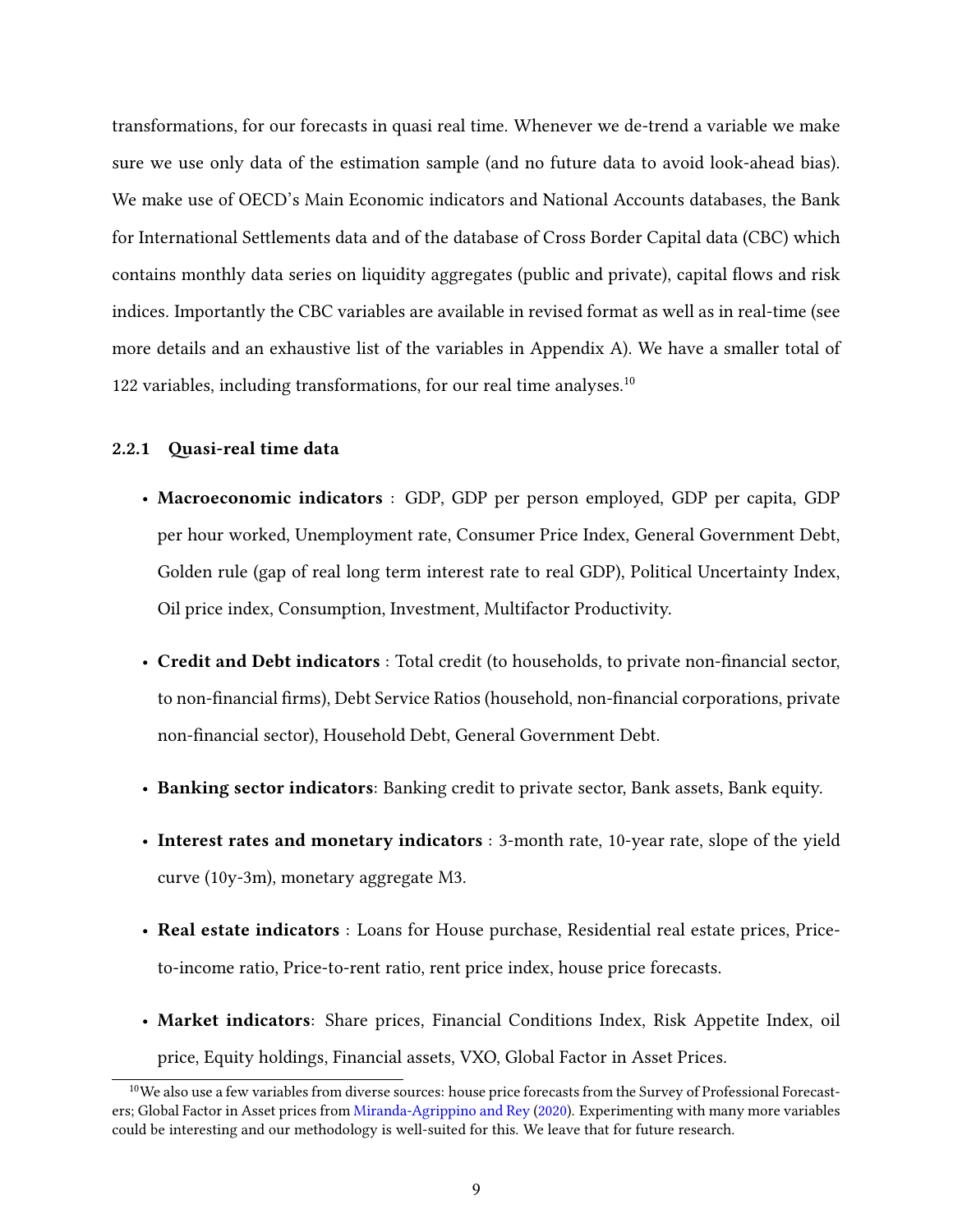transformations, for our forecasts in quasi real time. Whenever we de-trend a variable we make sure we use only data of the estimation sample (and no future data to avoid look-ahead bias). We make use of OECD's Main Economic indicators and National Accounts databases, the Bank for International Settlements data and of the database of Cross Border Capital data (CBC) which contains monthly data series on liquidity aggregates (public and private), capital flows and risk indices. Importantly the CBC variables are available in revised format as well as in real-time (see more details and an exhaustive list of the variables in Appendix A). We have a smaller total of 122 variables, including transformations, for our real time analyses.[10]

### 2.2.1 Quasi-real time data

- **Macroeconomic indicators** : GDP, GDP per person employed, GDP per capita, GDP per hour worked, Unemployment rate, Consumer Price Index, General Government Debt, Golden rule (gap of real long term interest rate to real GDP), Political Uncertainty Index, Oil price index, Consumption, Investment, Multifactor Productivity.
- **Credit and Debt indicators** : Total credit (to households, to private non-financial sector, to non-financial firms), Debt Service Ratios (household, non-financial corporations, private non-financial sector), Household Debt, General Government Debt.
- **Banking sector indicators**: Banking credit to private sector, Bank assets, Bank equity.
- **Interest rates and monetary indicators** : 3-month rate, 10-year rate, slope of the yield curve (10y-3m), monetary aggregate M3.
- **Real estate indicators** : Loans for House purchase, Residential real estate prices, Price-to-income ratio, Price-to-rent ratio, rent price index, house price forecasts.
- **Market indicators**: Share prices, Financial Conditions Index, Risk Appetite Index, oil price, Equity holdings, Financial assets, VXO, Global Factor in Asset Prices.

[10] We also use a few variables from diverse sources: house price forecasts from the Survey of Professional Forecasters; Global Factor in Asset prices from Miranda-Agrippino and Rey (2020). Experimenting with many more variables could be interesting and our methodology is well-suited for this. We leave that for future research.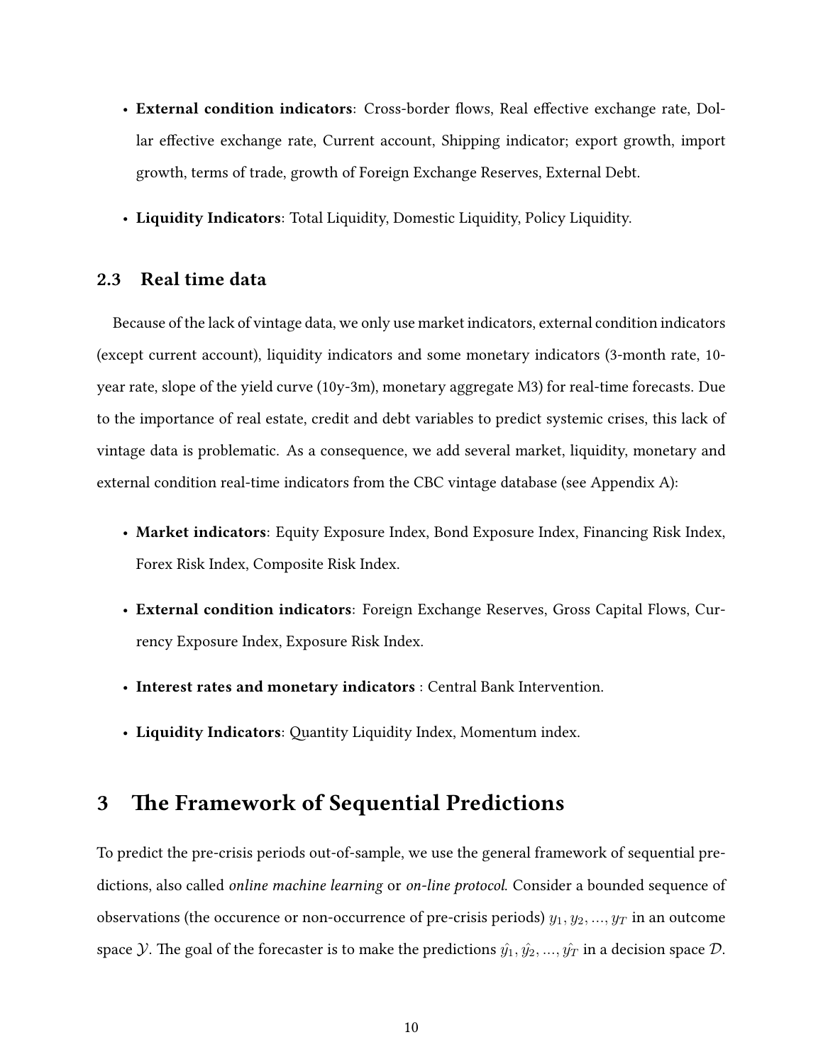- **External condition indicators**: Cross-border flows, Real effective exchange rate, Dollar effective exchange rate, Current account, Shipping indicator; export growth, import growth, terms of trade, growth of Foreign Exchange Reserves, External Debt.
- **Liquidity Indicators**: Total Liquidity, Domestic Liquidity, Policy Liquidity.

### 2.3 Real time data

Because of the lack of vintage data, we only use market indicators, external condition indicators (except current account), liquidity indicators and some monetary indicators (3-month rate, 10-year rate, slope of the yield curve (10y-3m), monetary aggregate M3) for real-time forecasts. Due to the importance of real estate, credit and debt variables to predict systemic crises, this lack of vintage data is problematic. As a consequence, we add several market, liquidity, monetary and external condition real-time indicators from the CBC vintage database (see Appendix A):

- **Market indicators**: Equity Exposure Index, Bond Exposure Index, Financing Risk Index, Forex Risk Index, Composite Risk Index.
- **External condition indicators**: Foreign Exchange Reserves, Gross Capital Flows, Currency Exposure Index, Exposure Risk Index.
- **Interest rates and monetary indicators** : Central Bank Intervention.
- **Liquidity Indicators**: Quantity Liquidity Index, Momentum index.

## 3 The Framework of Sequential Predictions

To predict the pre-crisis periods out-of-sample, we use the general framework of sequential predictions, also called *online machine learning* or *on-line protocol.* Consider a bounded sequence of observations (the occurence or non-occurrence of pre-crisis periods) $y_1, y_2, ..., y_T$ in an outcome space $\mathcal{Y}$. The goal of the forecaster is to make the predictions $\hat{y_1}, \hat{y_2}, ..., \hat{y_T}$ in a decision space $\mathcal{D}$.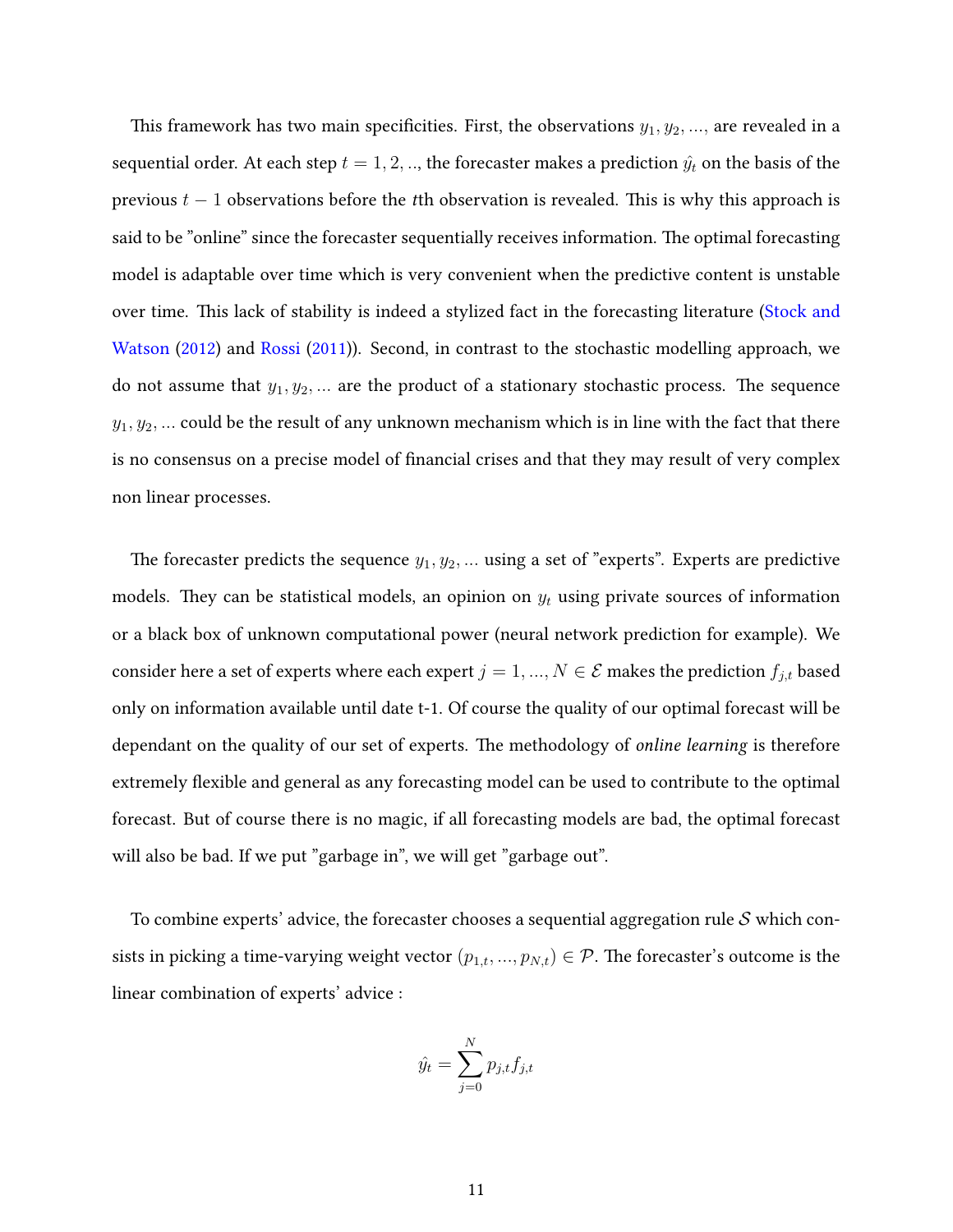This framework has two main specificities. First, the observations $y_1, y_2, ...,$ are revealed in a sequential order. At each step $t = 1, 2, ..,$ the forecaster makes a prediction $\hat{y}_t$ on the basis of the previous $t-1$ observations before the *t*th observation is revealed. This is why this approach is said to be "online" since the forecaster sequentially receives information. The optimal forecasting model is adaptable over time which is very convenient when the predictive content is unstable over time. This lack of stability is indeed a stylized fact in the forecasting literature (Stock and Watson (2012) and Rossi (2011)). Second, in contrast to the stochastic modelling approach, we do not assume that $y_1, y_2, ...$ are the product of a stationary stochastic process. The sequence $y_1, y_2, ...$ could be the result of any unknown mechanism which is in line with the fact that there is no consensus on a precise model of financial crises and that they may result of very complex non linear processes.

The forecaster predicts the sequence $y_1, y_2, ...$ using a set of "experts". Experts are predictive models. They can be statistical models, an opinion on $y_t$ using private sources of information or a black box of unknown computational power (neural network prediction for example). We consider here a set of experts where each expert $j = 1, ..., N \in \mathcal{E}$ makes the prediction $f_{j,t}$ based only on information available until date t-1. Of course the quality of our optimal forecast will be dependant on the quality of our set of experts. The methodology of *online learning* is therefore extremely flexible and general as any forecasting model can be used to contribute to the optimal forecast. But of course there is no magic, if all forecasting models are bad, the optimal forecast will also be bad. If we put "garbage in", we will get "garbage out".

To combine experts' advice, the forecaster chooses a sequential aggregation rule $\mathcal{S}$ which consists in picking a time-varying weight vector $(p_{1,t}, ..., p_{N,t}) \in \mathcal{P}$. The forecaster's outcome is the linear combination of experts' advice :

$$\hat{y}_t = \sum_{j=0}^{N} p_{j,t} f_{j,t}$$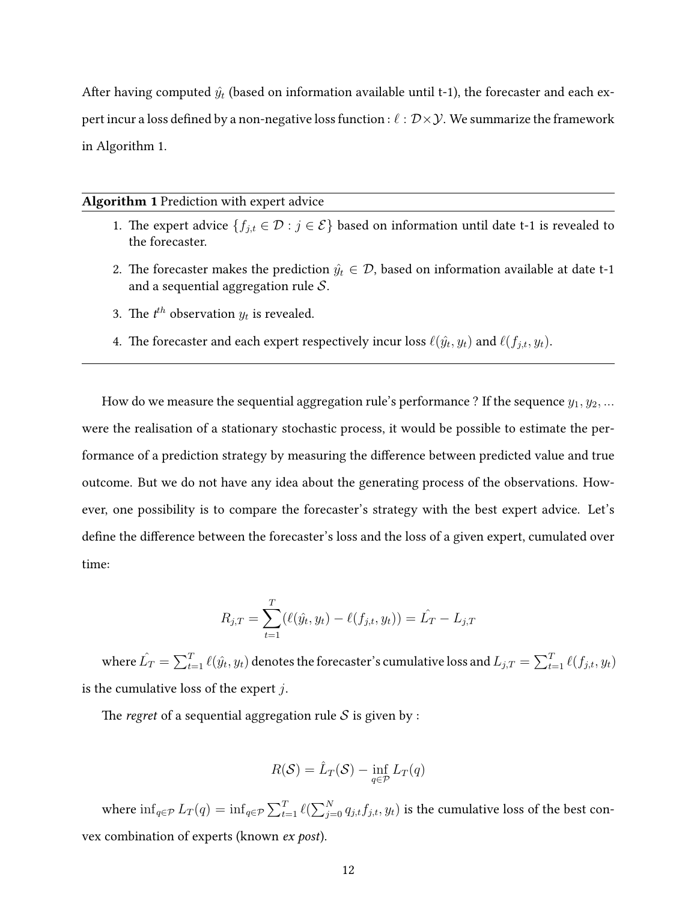After having computed $\hat{y_t}$ (based on information available until t-1), the forecaster and each expert incur a loss defined by a non-negative loss function : $\ell : \mathcal{D} \times \mathcal{Y}$. We summarize the framework in Algorithm 1.

---

**Algorithm 1** Prediction with expert advice

---

1. The expert advice $\{f_{j,t} \in \mathcal{D} : j \in \mathcal{E}\}$ based on information until date t-1 is revealed to the forecaster.
2. The forecaster makes the prediction $\hat{y_t} \in \mathcal{D}$, based on information available at date t-1 and a sequential aggregation rule $\mathcal{S}$.
3. The $t^{th}$ observation $y_t$ is revealed.
4. The forecaster and each expert respectively incur loss $\ell(\hat{y_t}, y_t)$ and $\ell(f_{j,t}, y_t)$.

---

How do we measure the sequential aggregation rule's performance ? If the sequence $y_1, y_2, ...$ were the realisation of a stationary stochastic process, it would be possible to estimate the performance of a prediction strategy by measuring the difference between predicted value and true outcome. But we do not have any idea about the generating process of the observations. However, one possibility is to compare the forecaster's strategy with the best expert advice. Let's define the difference between the forecaster's loss and the loss of a given expert, cumulated over time:

$$R_{j,T} = \sum_{t=1}^{T} (\ell(\hat{y_t}, y_t) - \ell(f_{j,t}, y_t)) = \hat{L_T} - L_{j,T}$$

where $\hat{L_T} = \sum_{t=1}^{T} \ell(\hat{y_t}, y_t)$ denotes the forecaster's cumulative loss and $L_{j,T} = \sum_{t=1}^{T} \ell(f_{j,t}, y_t)$ is the cumulative loss of the expert $j$.

The *regret* of a sequential aggregation rule $\mathcal{S}$ is given by :

$$R(\mathcal{S}) = \hat{L}_T(\mathcal{S}) - \inf_{q \in \mathcal{P}} L_T(q)$$

where $\inf_{q \in \mathcal{P}} L_T(q) = \inf_{q \in \mathcal{P}} \sum_{t=1}^{T} \ell(\sum_{j=0}^{N} q_{j,t} f_{j,t}, y_t)$ is the cumulative loss of the best convex combination of experts (known *ex post*).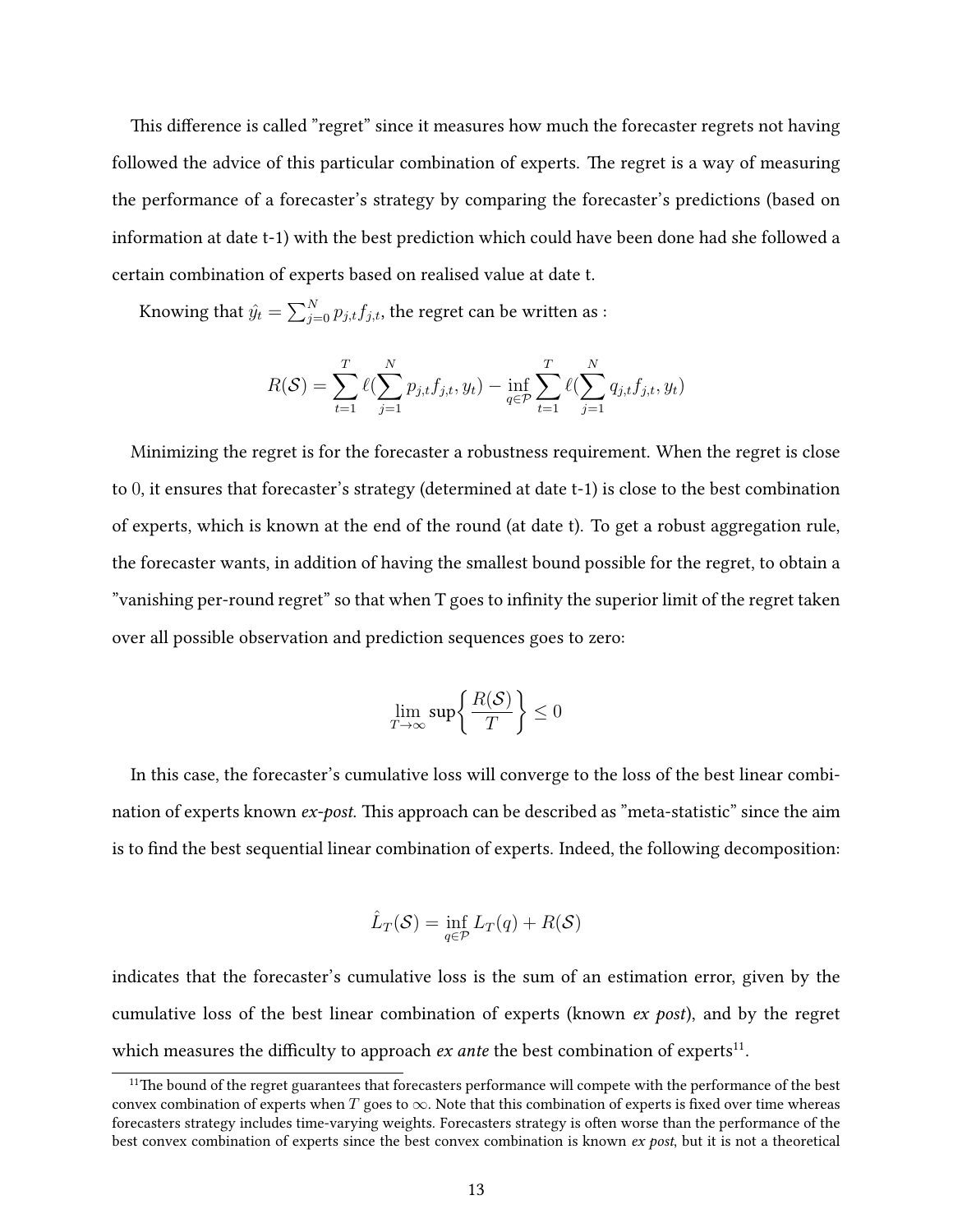This difference is called "regret" since it measures how much the forecaster regrets not having followed the advice of this particular combination of experts. The regret is a way of measuring the performance of a forecaster's strategy by comparing the forecaster's predictions (based on information at date t-1) with the best prediction which could have been done had she followed a certain combination of experts based on realised value at date t.

Knowing that $\hat{y_t} = \sum_{j=0}^{N} p_{j,t} f_{j,t}$, the regret can be written as :

$$R(\mathcal{S}) = \sum_{t=1}^{T} \ell(\sum_{j=1}^{N} p_{j,t} f_{j,t}, y_t) - \inf_{q \in \mathcal{P}} \sum_{t=1}^{T} \ell(\sum_{j=1}^{N} q_{j,t} f_{j,t}, y_t)$$

Minimizing the regret is for the forecaster a robustness requirement. When the regret is close to 0, it ensures that forecaster's strategy (determined at date t-1) is close to the best combination of experts, which is known at the end of the round (at date t). To get a robust aggregation rule, the forecaster wants, in addition of having the smallest bound possible for the regret, to obtain a "vanishing per-round regret" so that when T goes to infinity the superior limit of the regret taken over all possible observation and prediction sequences goes to zero:

$$\lim_{T \to \infty} \sup \left\{ \frac{R(\mathcal{S})}{T} \right\} \leq 0$$

In this case, the forecaster's cumulative loss will converge to the loss of the best linear combination of experts known *ex-post*. This approach can be described as "meta-statistic" since the aim is to find the best sequential linear combination of experts. Indeed, the following decomposition:

$$\hat{L}_T(\mathcal{S}) = \inf_{q \in \mathcal{P}} L_T(q) + R(\mathcal{S})$$

indicates that the forecaster's cumulative loss is the sum of an estimation error, given by the cumulative loss of the best linear combination of experts (known *ex post*), and by the regret which measures the difficulty to approach *ex ante* the best combination of experts[11].

[11] The bound of the regret guarantees that forecasters performance will compete with the performance of the best convex combination of experts when $T$ goes to $\infty$. Note that this combination of experts is fixed over time whereas forecasters strategy includes time-varying weights. Forecasters strategy is often worse than the performance of the best convex combination of experts since the best convex combination is known *ex post*, but it is not a theoretical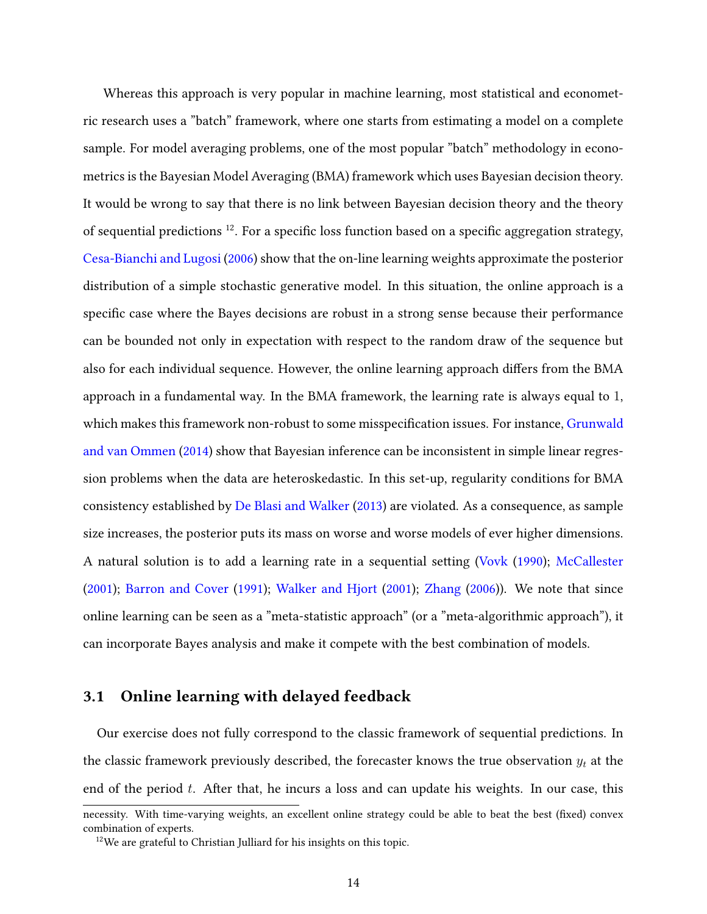Whereas this approach is very popular in machine learning, most statistical and econometric research uses a "batch" framework, where one starts from estimating a model on a complete sample. For model averaging problems, one of the most popular "batch" methodology in econometrics is the Bayesian Model Averaging (BMA) framework which uses Bayesian decision theory. It would be wrong to say that there is no link between Bayesian decision theory and the theory of sequential predictions [12]. For a specific loss function based on a specific aggregation strategy, Cesa-Bianchi and Lugosi (2006) show that the on-line learning weights approximate the posterior distribution of a simple stochastic generative model. In this situation, the online approach is a specific case where the Bayes decisions are robust in a strong sense because their performance can be bounded not only in expectation with respect to the random draw of the sequence but also for each individual sequence. However, the online learning approach differs from the BMA approach in a fundamental way. In the BMA framework, the learning rate is always equal to 1, which makes this framework non-robust to some misspecification issues. For instance, Grunwald and van Ommen (2014) show that Bayesian inference can be inconsistent in simple linear regression problems when the data are heteroskedastic. In this set-up, regularity conditions for BMA consistency established by De Blasi and Walker (2013) are violated. As a consequence, as sample size increases, the posterior puts its mass on worse and worse models of ever higher dimensions. A natural solution is to add a learning rate in a sequential setting (Vovk (1990); McCallester (2001); Barron and Cover (1991); Walker and Hjort (2001); Zhang (2006)). We note that since online learning can be seen as a "meta-statistic approach" (or a "meta-algorithmic approach"), it can incorporate Bayes analysis and make it compete with the best combination of models.

## 3.1 Online learning with delayed feedback

Our exercise does not fully correspond to the classic framework of sequential predictions. In the classic framework previously described, the forecaster knows the true observation $y_t$ at the end of the period $t$. After that, he incurs a loss and can update his weights. In our case, this

---

necessity. With time-varying weights, an excellent online strategy could be able to beat the best (fixed) convex combination of experts.

[12] We are grateful to Christian Julliard for his insights on this topic.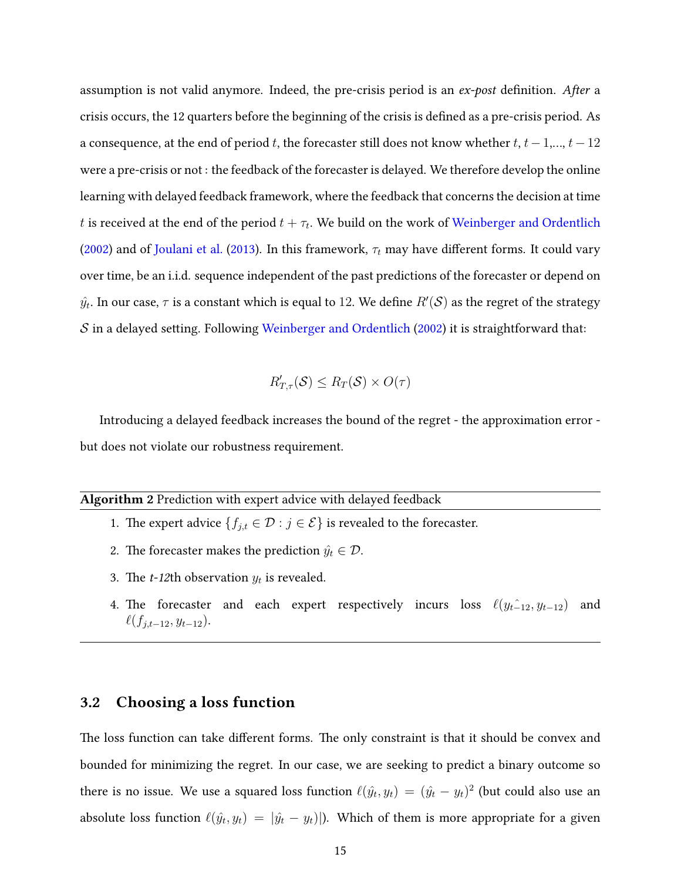assumption is not valid anymore. Indeed, the pre-crisis period is an *ex-post* definition. *After* a crisis occurs, the 12 quarters before the beginning of the crisis is defined as a pre-crisis period. As a consequence, at the end of period $t$, the forecaster still does not know whether $t$, $t-1$,..., $t-12$ were a pre-crisis or not : the feedback of the forecaster is delayed. We therefore develop the online learning with delayed feedback framework, where the feedback that concerns the decision at time $t$ is received at the end of the period $t + \tau_t$. We build on the work of Weinberger and Ordentlich (2002) and of Joulani et al. (2013). In this framework, $\tau_t$ may have different forms. It could vary over time, be an i.i.d. sequence independent of the past predictions of the forecaster or depend on $\hat{y}_t$. In our case, $\tau$ is a constant which is equal to 12. We define $R'(\mathcal{S})$ as the regret of the strategy $\mathcal{S}$ in a delayed setting. Following Weinberger and Ordentlich (2002) it is straightforward that:

$$R'_{T,\tau}(\mathcal{S}) \leq R_T(\mathcal{S}) \times O(\tau)$$

Introducing a delayed feedback increases the bound of the regret - the approximation error - but does not violate our robustness requirement.

---

**Algorithm 2** Prediction with expert advice with delayed feedback

1. The expert advice $\{f_{j,t} \in \mathcal{D} : j \in \mathcal{E}\}$ is revealed to the forecaster.
2. The forecaster makes the prediction $\hat{y}_t \in \mathcal{D}$.
3. The *t-12*th observation $y_t$ is revealed.
4. The forecaster and each expert respectively incurs loss $\ell(\hat{y_{t-12}}, y_{t-12})$ and $\ell(f_{j,t-12}, y_{t-12})$.

---

## 3.2 Choosing a loss function

The loss function can take different forms. The only constraint is that it should be convex and bounded for minimizing the regret. In our case, we are seeking to predict a binary outcome so there is no issue. We use a squared loss function $\ell(\hat{y}_t, y_t) = (\hat{y}_t - y_t)^2$ (but could also use an absolute loss function $\ell(\hat{y}_t, y_t) = |\hat{y}_t - y_t)|$). Which of them is more appropriate for a given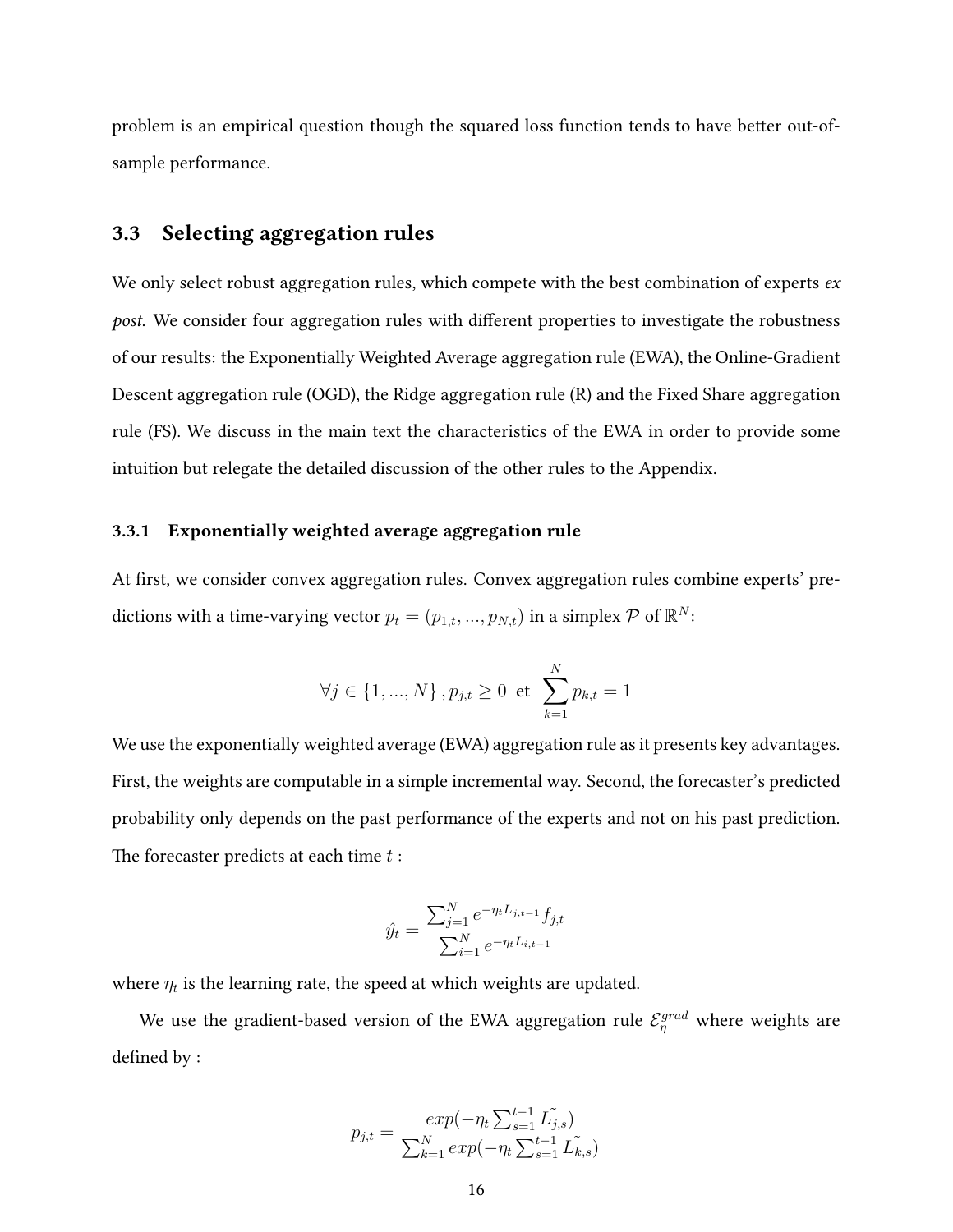problem is an empirical question though the squared loss function tends to have better out-of-sample performance.

## 3.3 Selecting aggregation rules

We only select robust aggregation rules, which compete with the best combination of experts *ex post*. We consider four aggregation rules with different properties to investigate the robustness of our results: the Exponentially Weighted Average aggregation rule (EWA), the Online-Gradient Descent aggregation rule (OGD), the Ridge aggregation rule (R) and the Fixed Share aggregation rule (FS). We discuss in the main text the characteristics of the EWA in order to provide some intuition but relegate the detailed discussion of the other rules to the Appendix.

### 3.3.1 Exponentially weighted average aggregation rule

At first, we consider convex aggregation rules. Convex aggregation rules combine experts' predictions with a time-varying vector $p_t = (p_{1,t}, ..., p_{N,t})$ in a simplex $\mathcal{P}$ of $\mathbb{R}^N$:

$$\forall j \in \{1, ..., N\}, p_{j,t} \geq 0 \text{ et } \sum_{k=1}^{N} p_{k,t} = 1$$

We use the exponentially weighted average (EWA) aggregation rule as it presents key advantages. First, the weights are computable in a simple incremental way. Second, the forecaster's predicted probability only depends on the past performance of the experts and not on his past prediction. The forecaster predicts at each time $t$ :

$$\hat{y_t} = \frac{\sum_{j=1}^{N} e^{-\eta_t L_{j,t-1}} f_{j,t}}{\sum_{i=1}^{N} e^{-\eta_t L_{i,t-1}}}$$

where $\eta_t$ is the learning rate, the speed at which weights are updated.

We use the gradient-based version of the EWA aggregation rule $\mathcal{E}_{\eta}^{grad}$ where weights are defined by :

$$p_{j,t} = \frac{exp(-\eta_t \sum_{s=1}^{t-1} \tilde{L_{j,s}})}{\sum_{k=1}^{N} exp(-\eta_t \sum_{s=1}^{t-1} \tilde{L_{k,s}})}$$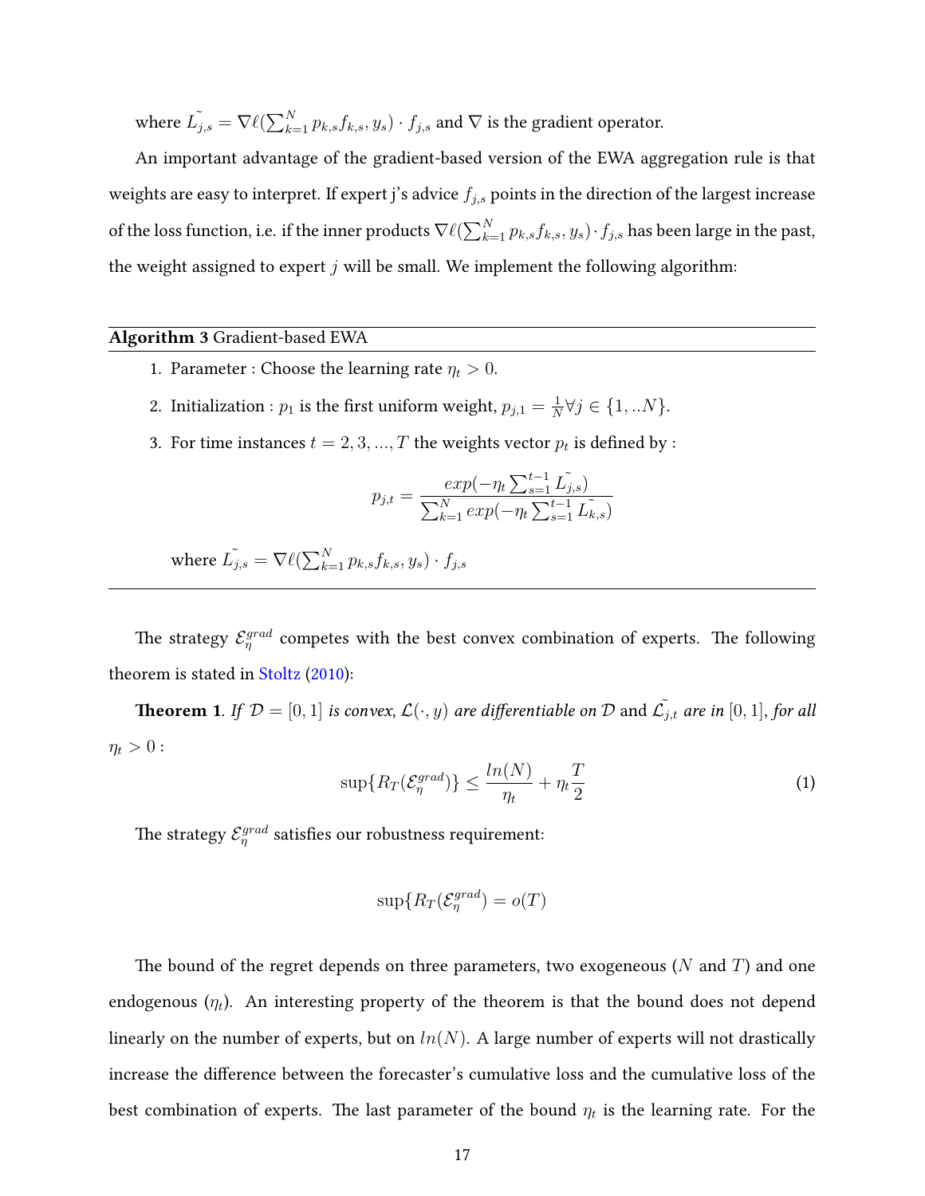where $\tilde{L_{j,s}} = \nabla\ell(\sum_{k=1}^{N} p_{k,s}f_{k,s}, y_s) \cdot f_{j,s}$ and $\nabla$ is the gradient operator.

An important advantage of the gradient-based version of the EWA aggregation rule is that weights are easy to interpret. If expert j's advice $f_{j,s}$ points in the direction of the largest increase of the loss function, i.e. if the inner products $\nabla\ell(\sum_{k=1}^{N} p_{k,s}f_{k,s}, y_s) \cdot f_{j,s}$ has been large in the past, the weight assigned to expert $j$ will be small. We implement the following algorithm:

---

**Algorithm 3** Gradient-based EWA

---

1. Parameter : Choose the learning rate $\eta_t > 0$.
2. Initialization : $p_1$ is the first uniform weight, $p_{j,1} = \frac{1}{N} \forall j \in \{1, ..N\}$.
3. For time instances $t = 2, 3, ..., T$ the weights vector $p_t$ is defined by :

$$p_{j,t} = \frac{exp(-\eta_t \sum_{s=1}^{t-1} \tilde{L_{j,s}})}{\sum_{k=1}^{N} exp(-\eta_t \sum_{s=1}^{t-1} \tilde{L_{k,s}})}$$

where $\tilde{L_{j,s}} = \nabla\ell(\sum_{k=1}^{N} p_{k,s}f_{k,s}, y_s) \cdot f_{j,s}$

---

The strategy $\mathcal{E}_{\eta}^{grad}$ competes with the best convex combination of experts. The following theorem is stated in Stoltz (2010):

**Theorem 1.** *If $\mathcal{D} = [0, 1]$ is convex, $\mathcal{L}(\cdot, y)$ are differentiable on $\mathcal{D}$* and $\tilde{\mathcal{L}_{j,t}}$ *are in $[0, 1]$, for all $\eta_t > 0$ :*

$$\sup\{R_T(\mathcal{E}_{\eta}^{grad})\} \leq \frac{ln(N)}{\eta_t} + \eta_t \frac{T}{2} \tag{1}$$

The strategy $\mathcal{E}_{\eta}^{grad}$ satisfies our robustness requirement:

$$\sup\{R_T(\mathcal{E}_{\eta}^{grad}) = o(T)$$

The bound of the regret depends on three parameters, two exogeneous ($N$ and $T$) and one endogenous ($\eta_t$). An interesting property of the theorem is that the bound does not depend linearly on the number of experts, but on $ln(N)$. A large number of experts will not drastically increase the difference between the forecaster's cumulative loss and the cumulative loss of the best combination of experts. The last parameter of the bound $\eta_t$ is the learning rate. For the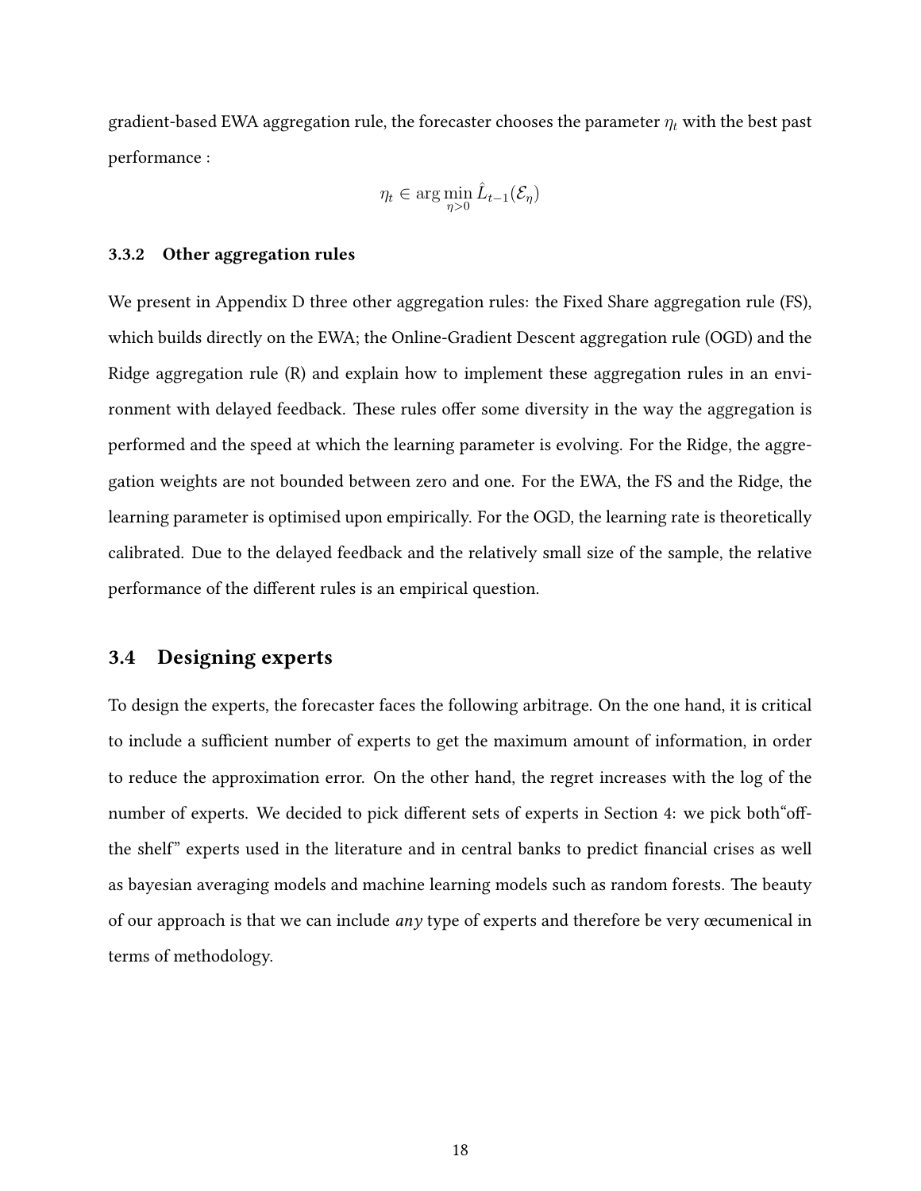gradient-based EWA aggregation rule, the forecaster chooses the parameter $\eta_t$ with the best past performance :

$$\eta_t \in \arg\min_{\eta>0} \hat{L}_{t-1}(\mathcal{E}_\eta)$$

### 3.3.2 Other aggregation rules

We present in Appendix D three other aggregation rules: the Fixed Share aggregation rule (FS), which builds directly on the EWA; the Online-Gradient Descent aggregation rule (OGD) and the Ridge aggregation rule (R) and explain how to implement these aggregation rules in an environment with delayed feedback. These rules offer some diversity in the way the aggregation is performed and the speed at which the learning parameter is evolving. For the Ridge, the aggregation weights are not bounded between zero and one. For the EWA, the FS and the Ridge, the learning parameter is optimised upon empirically. For the OGD, the learning rate is theoretically calibrated. Due to the delayed feedback and the relatively small size of the sample, the relative performance of the different rules is an empirical question.

## 3.4 Designing experts

To design the experts, the forecaster faces the following arbitrage. On the one hand, it is critical to include a sufficient number of experts to get the maximum amount of information, in order to reduce the approximation error. On the other hand, the regret increases with the log of the number of experts. We decided to pick different sets of experts in Section 4: we pick both"off-the shelf" experts used in the literature and in central banks to predict financial crises as well as bayesian averaging models and machine learning models such as random forests. The beauty of our approach is that we can include *any* type of experts and therefore be very œcumenical in terms of methodology.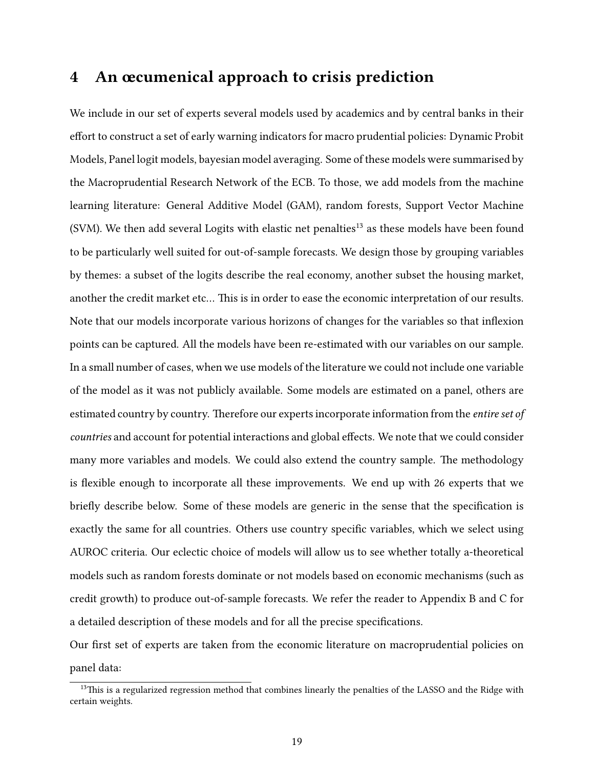## 4 An œcumenical approach to crisis prediction

We include in our set of experts several models used by academics and by central banks in their effort to construct a set of early warning indicators for macro prudential policies: Dynamic Probit Models, Panel logit models, bayesian model averaging. Some of these models were summarised by the Macroprudential Research Network of the ECB. To those, we add models from the machine learning literature: General Additive Model (GAM), random forests, Support Vector Machine (SVM). We then add several Logits with elastic net penalties[13] as these models have been found to be particularly well suited for out-of-sample forecasts. We design those by grouping variables by themes: a subset of the logits describe the real economy, another subset the housing market, another the credit market etc... This is in order to ease the economic interpretation of our results. Note that our models incorporate various horizons of changes for the variables so that inflexion points can be captured. All the models have been re-estimated with our variables on our sample. In a small number of cases, when we use models of the literature we could not include one variable of the model as it was not publicly available. Some models are estimated on a panel, others are estimated country by country. Therefore our experts incorporate information from the *entire set of countries* and account for potential interactions and global effects. We note that we could consider many more variables and models. We could also extend the country sample. The methodology is flexible enough to incorporate all these improvements. We end up with 26 experts that we briefly describe below. Some of these models are generic in the sense that the specification is exactly the same for all countries. Others use country specific variables, which we select using AUROC criteria. Our eclectic choice of models will allow us to see whether totally a-theoretical models such as random forests dominate or not models based on economic mechanisms (such as credit growth) to produce out-of-sample forecasts. We refer the reader to Appendix B and C for a detailed description of these models and for all the precise specifications.

Our first set of experts are taken from the economic literature on macroprudential policies on panel data:

[13] This is a regularized regression method that combines linearly the penalties of the LASSO and the Ridge with certain weights.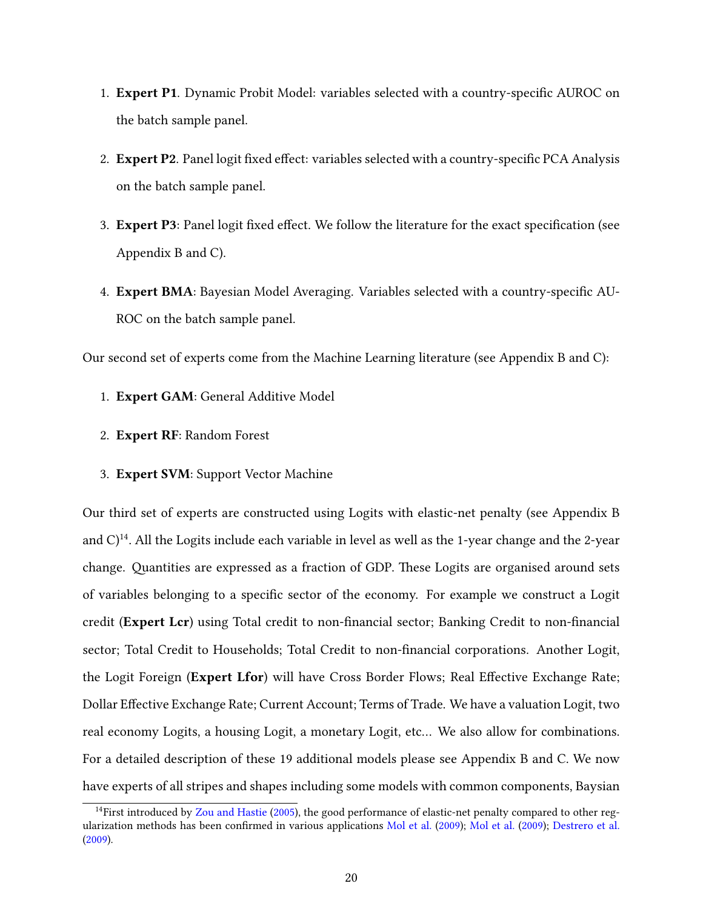1. **Expert P1**. Dynamic Probit Model: variables selected with a country-specific AUROC on the batch sample panel.

2. **Expert P2**. Panel logit fixed effect: variables selected with a country-specific PCA Analysis on the batch sample panel.

3. **Expert P3**: Panel logit fixed effect. We follow the literature for the exact specification (see Appendix B and C).

4. **Expert BMA**: Bayesian Model Averaging. Variables selected with a country-specific AUROC on the batch sample panel.

Our second set of experts come from the Machine Learning literature (see Appendix B and C):

1. **Expert GAM**: General Additive Model

2. **Expert RF**: Random Forest

3. **Expert SVM**: Support Vector Machine

Our third set of experts are constructed using Logits with elastic-net penalty (see Appendix B and C)[14]. All the Logits include each variable in level as well as the 1-year change and the 2-year change. Quantities are expressed as a fraction of GDP. These Logits are organised around sets of variables belonging to a specific sector of the economy. For example we construct a Logit credit (**Expert Lcr**) using Total credit to non-financial sector; Banking Credit to non-financial sector; Total Credit to Households; Total Credit to non-financial corporations. Another Logit, the Logit Foreign (**Expert Lfor**) will have Cross Border Flows; Real Effective Exchange Rate; Dollar Effective Exchange Rate; Current Account; Terms of Trade. We have a valuation Logit, two real economy Logits, a housing Logit, a monetary Logit, etc... We also allow for combinations. For a detailed description of these 19 additional models please see Appendix B and C. We now have experts of all stripes and shapes including some models with common components, Baysian

[14] First introduced by Zou and Hastie (2005), the good performance of elastic-net penalty compared to other regularization methods has been confirmed in various applications Mol et al. (2009); Mol et al. (2009); Destrero et al. (2009).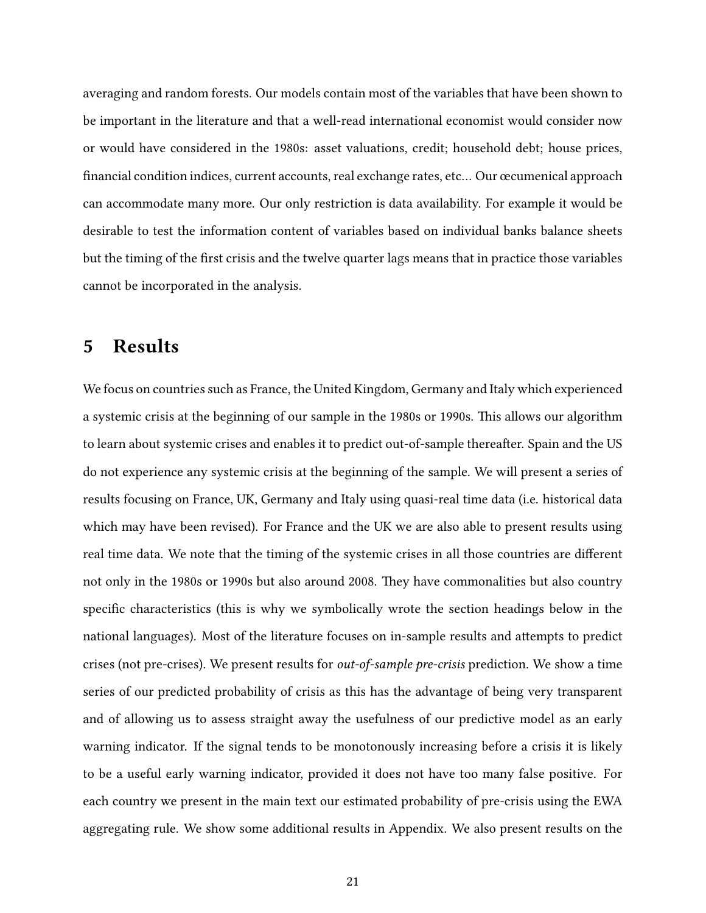averaging and random forests. Our models contain most of the variables that have been shown to be important in the literature and that a well-read international economist would consider now or would have considered in the 1980s: asset valuations, credit; household debt; house prices, financial condition indices, current accounts, real exchange rates, etc... Our œcumenical approach can accommodate many more. Our only restriction is data availability. For example it would be desirable to test the information content of variables based on individual banks balance sheets but the timing of the first crisis and the twelve quarter lags means that in practice those variables cannot be incorporated in the analysis.

## 5 Results

We focus on countries such as France, the United Kingdom, Germany and Italy which experienced a systemic crisis at the beginning of our sample in the 1980s or 1990s. This allows our algorithm to learn about systemic crises and enables it to predict out-of-sample thereafter. Spain and the US do not experience any systemic crisis at the beginning of the sample. We will present a series of results focusing on France, UK, Germany and Italy using quasi-real time data (i.e. historical data which may have been revised). For France and the UK we are also able to present results using real time data. We note that the timing of the systemic crises in all those countries are different not only in the 1980s or 1990s but also around 2008. They have commonalities but also country specific characteristics (this is why we symbolically wrote the section headings below in the national languages). Most of the literature focuses on in-sample results and attempts to predict crises (not pre-crises). We present results for *out-of-sample pre-crisis* prediction. We show a time series of our predicted probability of crisis as this has the advantage of being very transparent and of allowing us to assess straight away the usefulness of our predictive model as an early warning indicator. If the signal tends to be monotonously increasing before a crisis it is likely to be a useful early warning indicator, provided it does not have too many false positive. For each country we present in the main text our estimated probability of pre-crisis using the EWA aggregating rule. We show some additional results in Appendix. We also present results on the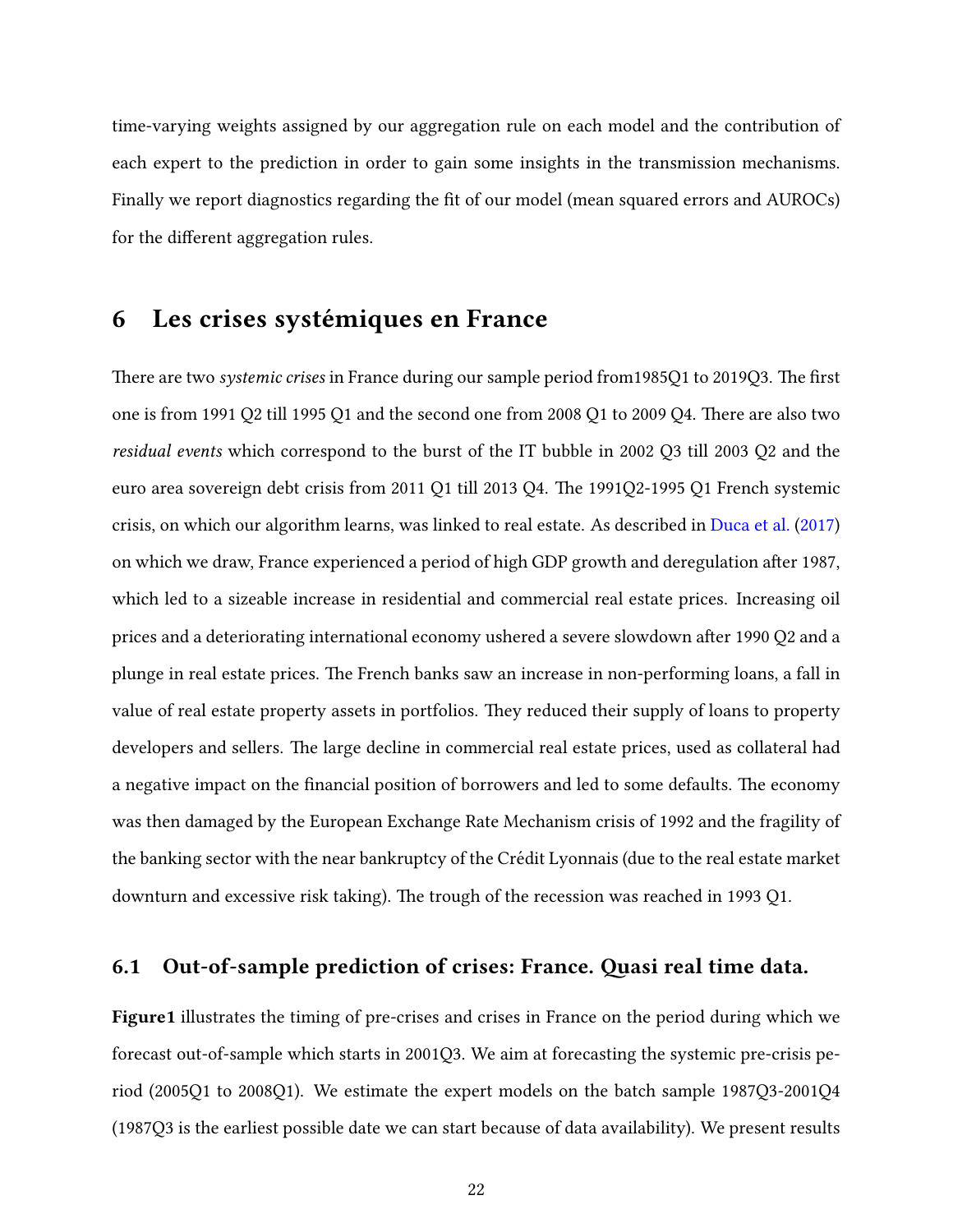time-varying weights assigned by our aggregation rule on each model and the contribution of each expert to the prediction in order to gain some insights in the transmission mechanisms. Finally we report diagnostics regarding the fit of our model (mean squared errors and AUROCs) for the different aggregation rules.

## 6 Les crises systémiques en France

There are two *systemic crises* in France during our sample period from1985Q1 to 2019Q3. The first one is from 1991 Q2 till 1995 Q1 and the second one from 2008 Q1 to 2009 Q4. There are also two *residual events* which correspond to the burst of the IT bubble in 2002 Q3 till 2003 Q2 and the euro area sovereign debt crisis from 2011 Q1 till 2013 Q4. The 1991Q2-1995 Q1 French systemic crisis, on which our algorithm learns, was linked to real estate. As described in Duca et al. (2017) on which we draw, France experienced a period of high GDP growth and deregulation after 1987, which led to a sizeable increase in residential and commercial real estate prices. Increasing oil prices and a deteriorating international economy ushered a severe slowdown after 1990 Q2 and a plunge in real estate prices. The French banks saw an increase in non-performing loans, a fall in value of real estate property assets in portfolios. They reduced their supply of loans to property developers and sellers. The large decline in commercial real estate prices, used as collateral had a negative impact on the financial position of borrowers and led to some defaults. The economy was then damaged by the European Exchange Rate Mechanism crisis of 1992 and the fragility of the banking sector with the near bankruptcy of the Crédit Lyonnais (due to the real estate market downturn and excessive risk taking). The trough of the recession was reached in 1993 Q1.

### 6.1 Out-of-sample prediction of crises: France. Quasi real time data.

**Figure1** illustrates the timing of pre-crises and crises in France on the period during which we forecast out-of-sample which starts in 2001Q3. We aim at forecasting the systemic pre-crisis period (2005Q1 to 2008Q1). We estimate the expert models on the batch sample 1987Q3-2001Q4 (1987Q3 is the earliest possible date we can start because of data availability). We present results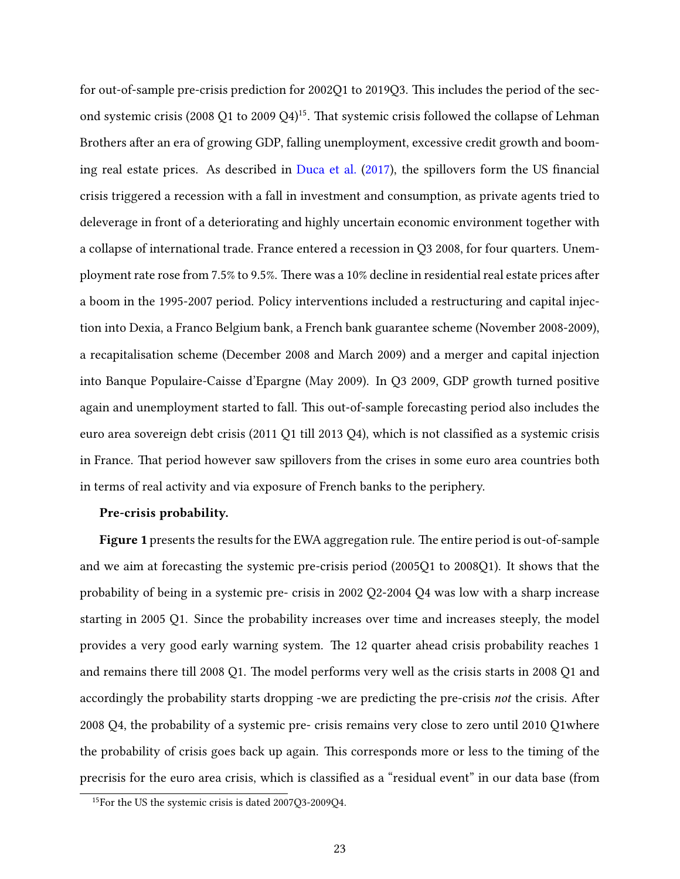for out-of-sample pre-crisis prediction for 2002Q1 to 2019Q3. This includes the period of the second systemic crisis (2008 Q1 to 2009 Q4)[15]. That systemic crisis followed the collapse of Lehman Brothers after an era of growing GDP, falling unemployment, excessive credit growth and booming real estate prices. As described in Duca et al. (2017), the spillovers form the US financial crisis triggered a recession with a fall in investment and consumption, as private agents tried to deleverage in front of a deteriorating and highly uncertain economic environment together with a collapse of international trade. France entered a recession in Q3 2008, for four quarters. Unemployment rate rose from 7.5% to 9.5%. There was a 10% decline in residential real estate prices after a boom in the 1995-2007 period. Policy interventions included a restructuring and capital injection into Dexia, a Franco Belgium bank, a French bank guarantee scheme (November 2008-2009), a recapitalisation scheme (December 2008 and March 2009) and a merger and capital injection into Banque Populaire-Caisse d'Epargne (May 2009). In Q3 2009, GDP growth turned positive again and unemployment started to fall. This out-of-sample forecasting period also includes the euro area sovereign debt crisis (2011 Q1 till 2013 Q4), which is not classified as a systemic crisis in France. That period however saw spillovers from the crises in some euro area countries both in terms of real activity and via exposure of French banks to the periphery.

**Pre-crisis probability.**

**Figure 1** presents the results for the EWA aggregation rule. The entire period is out-of-sample and we aim at forecasting the systemic pre-crisis period (2005Q1 to 2008Q1). It shows that the probability of being in a systemic pre- crisis in 2002 Q2-2004 Q4 was low with a sharp increase starting in 2005 Q1. Since the probability increases over time and increases steeply, the model provides a very good early warning system. The 12 quarter ahead crisis probability reaches 1 and remains there till 2008 Q1. The model performs very well as the crisis starts in 2008 Q1 and accordingly the probability starts dropping -we are predicting the pre-crisis *not* the crisis. After 2008 Q4, the probability of a systemic pre- crisis remains very close to zero until 2010 Q1where the probability of crisis goes back up again. This corresponds more or less to the timing of the precrisis for the euro area crisis, which is classified as a "residual event" in our data base (from

[15] For the US the systemic crisis is dated 2007Q3-2009Q4.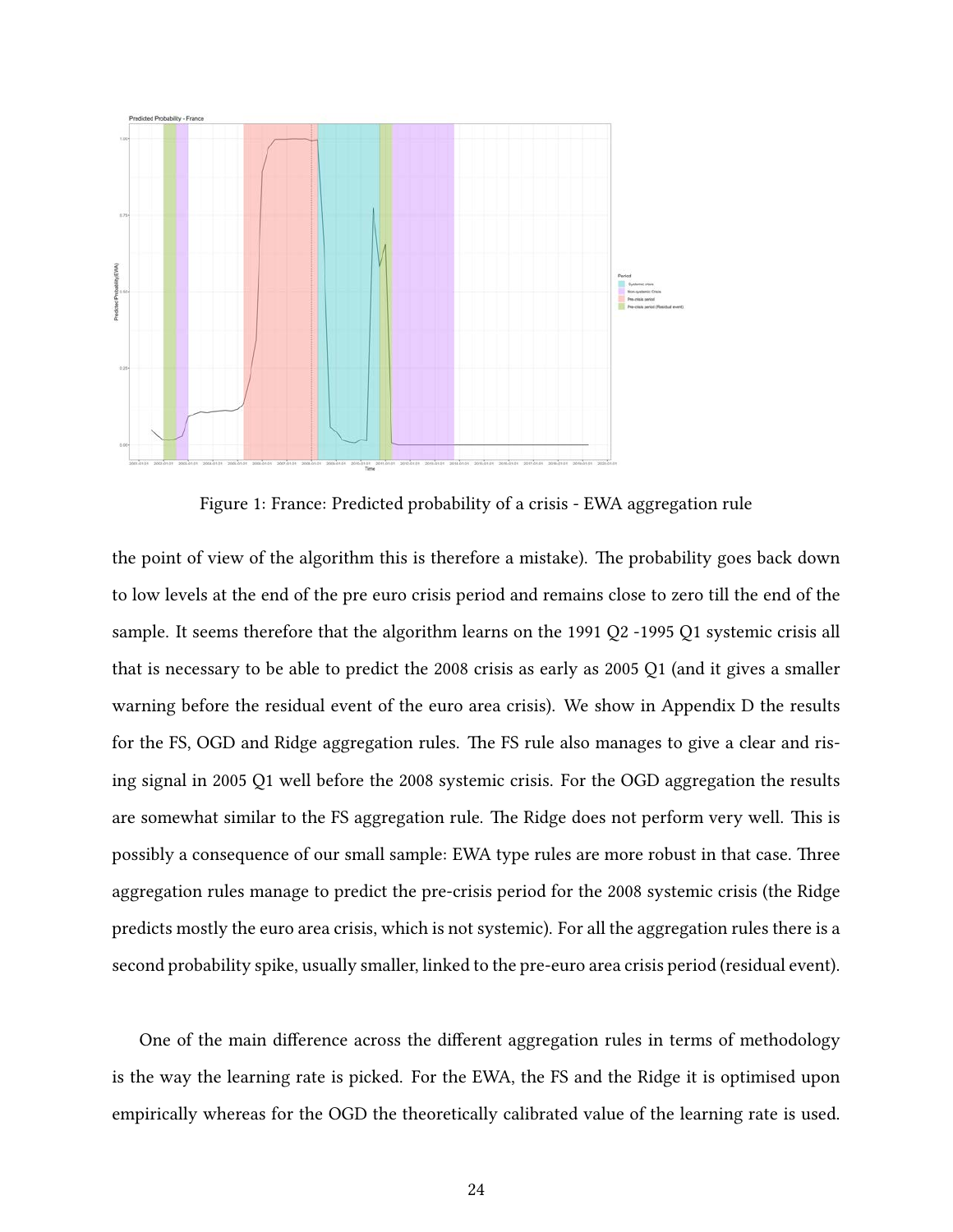Figure 1: France: Predicted probability of a crisis - EWA aggregation rule

the point of view of the algorithm this is therefore a mistake). The probability goes back down to low levels at the end of the pre euro crisis period and remains close to zero till the end of the sample. It seems therefore that the algorithm learns on the 1991 Q2 -1995 Q1 systemic crisis all that is necessary to be able to predict the 2008 crisis as early as 2005 Q1 (and it gives a smaller warning before the residual event of the euro area crisis). We show in Appendix D the results for the FS, OGD and Ridge aggregation rules. The FS rule also manages to give a clear and rising signal in 2005 Q1 well before the 2008 systemic crisis. For the OGD aggregation the results are somewhat similar to the FS aggregation rule. The Ridge does not perform very well. This is possibly a consequence of our small sample: EWA type rules are more robust in that case. Three aggregation rules manage to predict the pre-crisis period for the 2008 systemic crisis (the Ridge predicts mostly the euro area crisis, which is not systemic). For all the aggregation rules there is a second probability spike, usually smaller, linked to the pre-euro area crisis period (residual event).

One of the main difference across the different aggregation rules in terms of methodology is the way the learning rate is picked. For the EWA, the FS and the Ridge it is optimised upon empirically whereas for the OGD the theoretically calibrated value of the learning rate is used.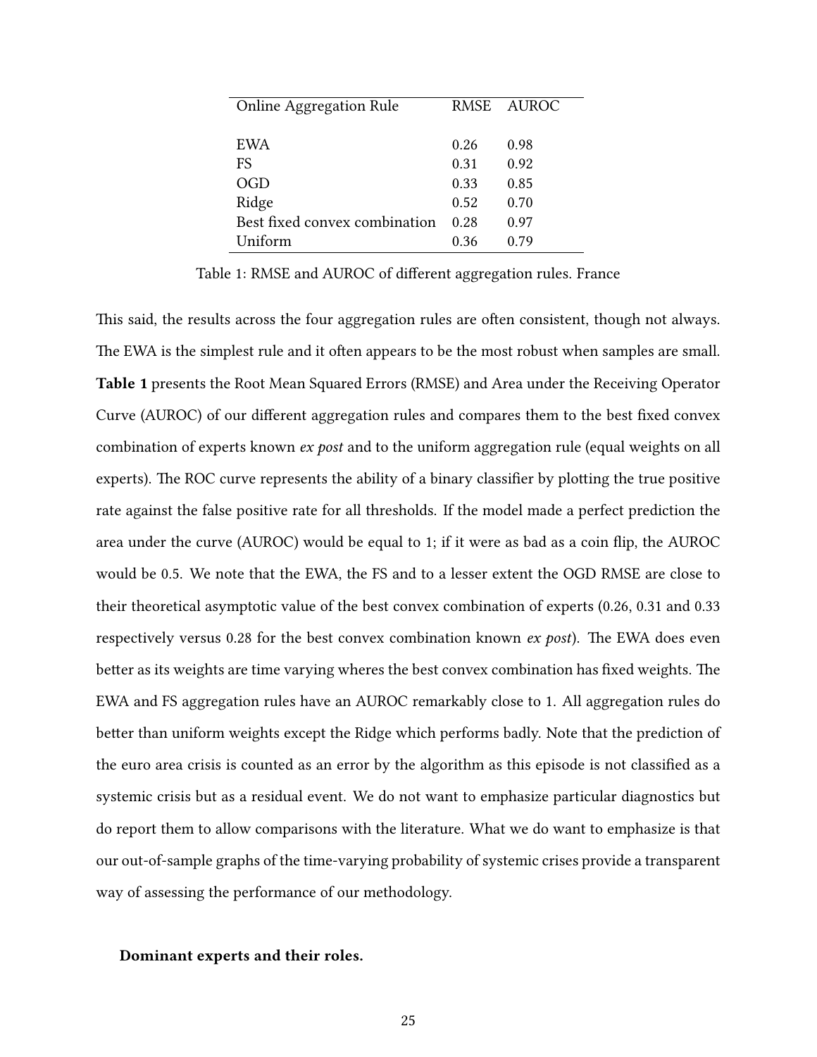| Online Aggregation Rule | RMSE | AUROC |
|---|---|---|
| EWA | 0.26 | 0.98 |
| FS | 0.31 | 0.92 |
| OGD | 0.33 | 0.85 |
| Ridge | 0.52 | 0.70 |
| Best fixed convex combination | 0.28 | 0.97 |
| Uniform | 0.36 | 0.79 |

Table 1: RMSE and AUROC of different aggregation rules. France

This said, the results across the four aggregation rules are often consistent, though not always. The EWA is the simplest rule and it often appears to be the most robust when samples are small. **Table 1** presents the Root Mean Squared Errors (RMSE) and Area under the Receiving Operator Curve (AUROC) of our different aggregation rules and compares them to the best fixed convex combination of experts known *ex post* and to the uniform aggregation rule (equal weights on all experts). The ROC curve represents the ability of a binary classifier by plotting the true positive rate against the false positive rate for all thresholds. If the model made a perfect prediction the area under the curve (AUROC) would be equal to 1; if it were as bad as a coin flip, the AUROC would be 0.5. We note that the EWA, the FS and to a lesser extent the OGD RMSE are close to their theoretical asymptotic value of the best convex combination of experts (0.26, 0.31 and 0.33 respectively versus 0.28 for the best convex combination known *ex post*). The EWA does even better as its weights are time varying wheres the best convex combination has fixed weights. The EWA and FS aggregation rules have an AUROC remarkably close to 1. All aggregation rules do better than uniform weights except the Ridge which performs badly. Note that the prediction of the euro area crisis is counted as an error by the algorithm as this episode is not classified as a systemic crisis but as a residual event. We do not want to emphasize particular diagnostics but do report them to allow comparisons with the literature. What we do want to emphasize is that our out-of-sample graphs of the time-varying probability of systemic crises provide a transparent way of assessing the performance of our methodology.

**Dominant experts and their roles.**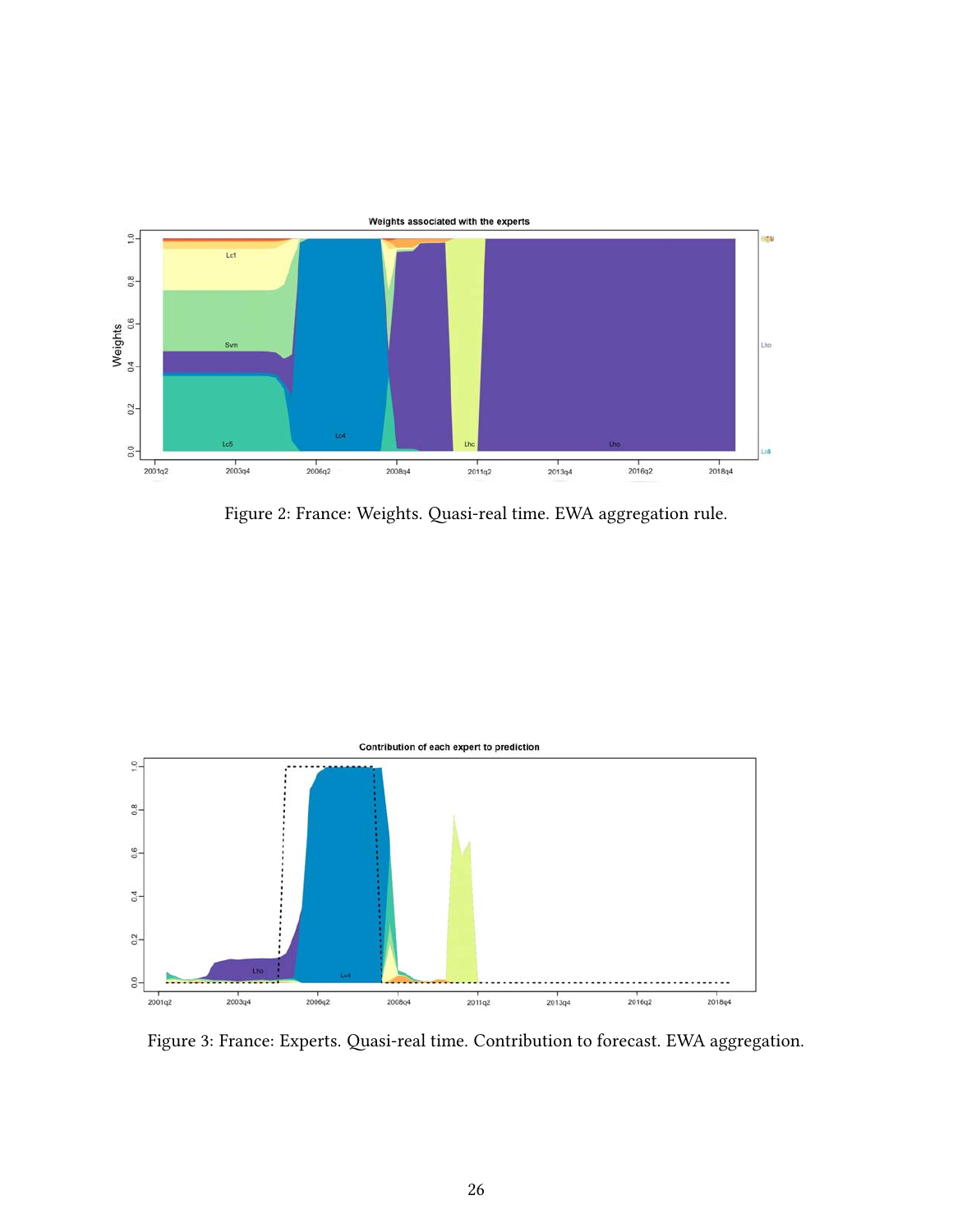Figure 2: France: Weights. Quasi-real time. EWA aggregation rule.

Figure 3: France: Experts. Quasi-real time. Contribution to forecast. EWA aggregation.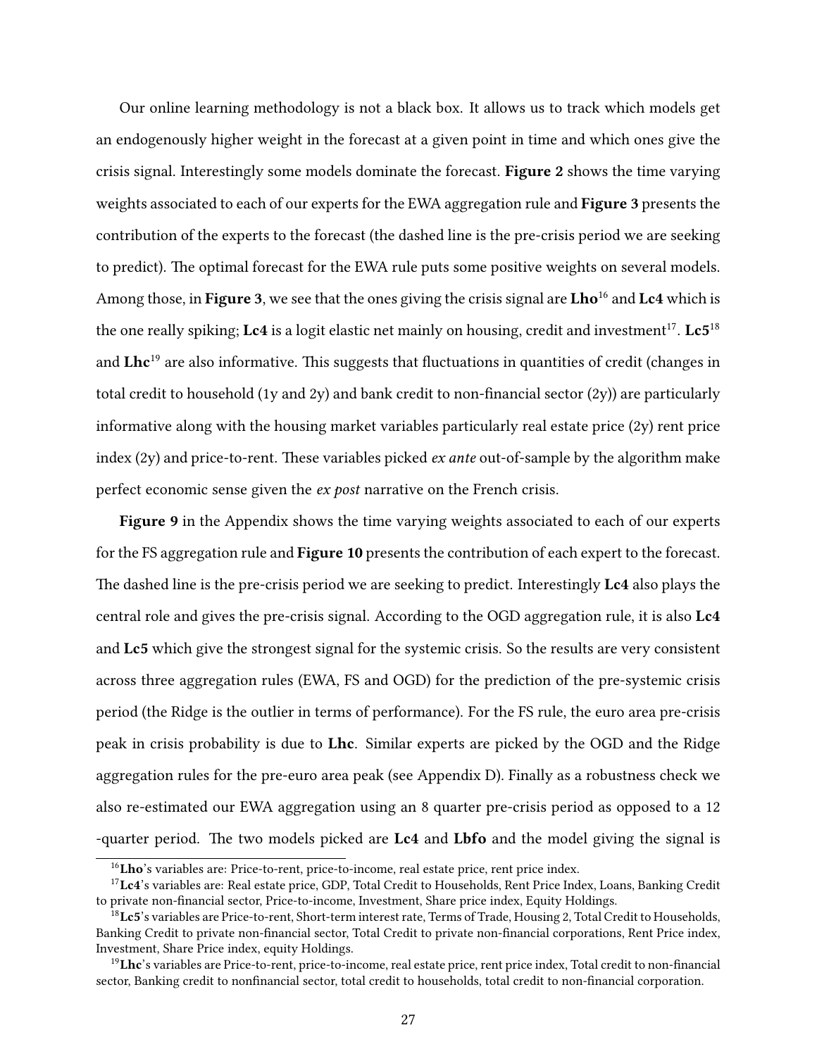Our online learning methodology is not a black box. It allows us to track which models get an endogenously higher weight in the forecast at a given point in time and which ones give the crisis signal. Interestingly some models dominate the forecast. **Figure 2** shows the time varying weights associated to each of our experts for the EWA aggregation rule and **Figure 3** presents the contribution of the experts to the forecast (the dashed line is the pre-crisis period we are seeking to predict). The optimal forecast for the EWA rule puts some positive weights on several models. Among those, in **Figure 3**, we see that the ones giving the crisis signal are **Lho**[16] and **Lc4** which is the one really spiking; **Lc4** is a logit elastic net mainly on housing, credit and investment[17]. **Lc5**[18] and **Lhc**[19] are also informative. This suggests that fluctuations in quantities of credit (changes in total credit to household (1y and 2y) and bank credit to non-financial sector (2y)) are particularly informative along with the housing market variables particularly real estate price (2y) rent price index (2y) and price-to-rent. These variables picked *ex ante* out-of-sample by the algorithm make perfect economic sense given the *ex post* narrative on the French crisis.

**Figure 9** in the Appendix shows the time varying weights associated to each of our experts for the FS aggregation rule and **Figure 10** presents the contribution of each expert to the forecast. The dashed line is the pre-crisis period we are seeking to predict. Interestingly **Lc4** also plays the central role and gives the pre-crisis signal. According to the OGD aggregation rule, it is also **Lc4** and **Lc5** which give the strongest signal for the systemic crisis. So the results are very consistent across three aggregation rules (EWA, FS and OGD) for the prediction of the pre-systemic crisis period (the Ridge is the outlier in terms of performance). For the FS rule, the euro area pre-crisis peak in crisis probability is due to **Lhc**. Similar experts are picked by the OGD and the Ridge aggregation rules for the pre-euro area peak (see Appendix D). Finally as a robustness check we also re-estimated our EWA aggregation using an 8 quarter pre-crisis period as opposed to a 12 -quarter period. The two models picked are **Lc4** and **Lbfo** and the model giving the signal is

[16] **Lho**'s variables are: Price-to-rent, price-to-income, real estate price, rent price index.

[17] **Lc4**'s variables are: Real estate price, GDP, Total Credit to Households, Rent Price Index, Loans, Banking Credit to private non-financial sector, Price-to-income, Investment, Share price index, Equity Holdings.

[18] **Lc5**'s variables are Price-to-rent, Short-term interest rate, Terms of Trade, Housing 2, Total Credit to Households, Banking Credit to private non-financial sector, Total Credit to private non-financial corporations, Rent Price index, Investment, Share Price index, equity Holdings.

[19] **Lhc**'s variables are Price-to-rent, price-to-income, real estate price, rent price index, Total credit to non-financial sector, Banking credit to nonfinancial sector, total credit to households, total credit to non-financial corporation.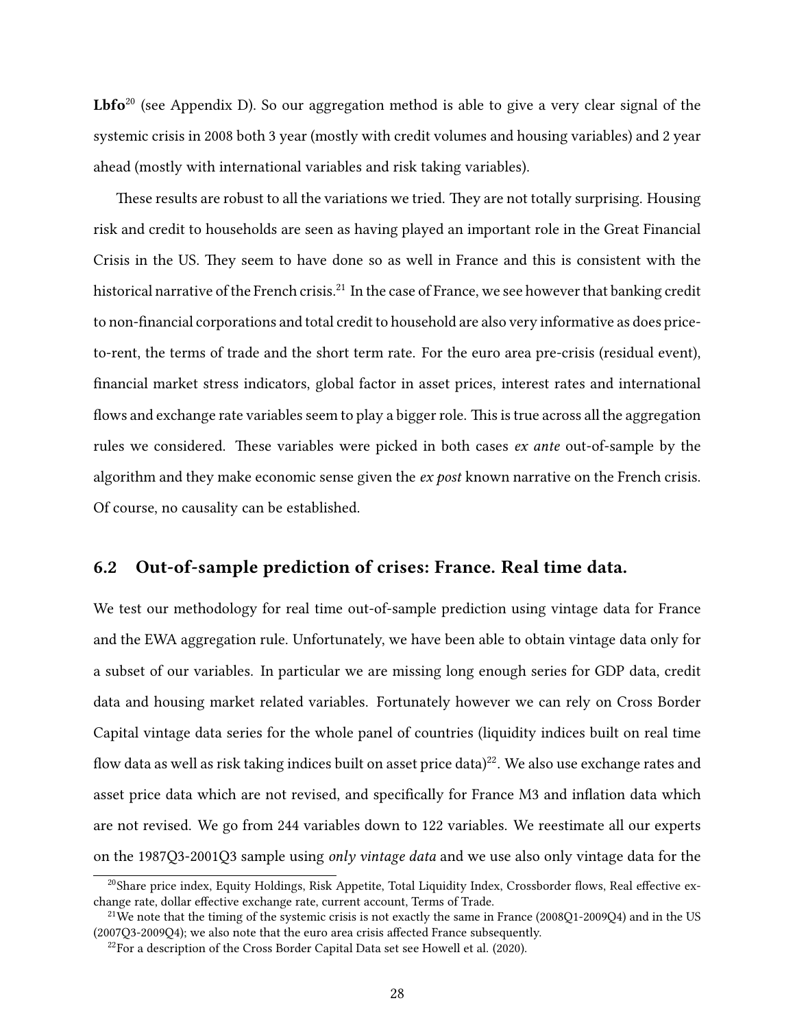**Lbfo**[20] (see Appendix D). So our aggregation method is able to give a very clear signal of the systemic crisis in 2008 both 3 year (mostly with credit volumes and housing variables) and 2 year ahead (mostly with international variables and risk taking variables).

These results are robust to all the variations we tried. They are not totally surprising. Housing risk and credit to households are seen as having played an important role in the Great Financial Crisis in the US. They seem to have done so as well in France and this is consistent with the historical narrative of the French crisis.[21] In the case of France, we see however that banking credit to non-financial corporations and total credit to household are also very informative as does price-to-rent, the terms of trade and the short term rate. For the euro area pre-crisis (residual event), financial market stress indicators, global factor in asset prices, interest rates and international flows and exchange rate variables seem to play a bigger role. This is true across all the aggregation rules we considered. These variables were picked in both cases *ex ante* out-of-sample by the algorithm and they make economic sense given the *ex post* known narrative on the French crisis. Of course, no causality can be established.

## 6.2 Out-of-sample prediction of crises: France. Real time data.

We test our methodology for real time out-of-sample prediction using vintage data for France and the EWA aggregation rule. Unfortunately, we have been able to obtain vintage data only for a subset of our variables. In particular we are missing long enough series for GDP data, credit data and housing market related variables. Fortunately however we can rely on Cross Border Capital vintage data series for the whole panel of countries (liquidity indices built on real time flow data as well as risk taking indices built on asset price data)[22]. We also use exchange rates and asset price data which are not revised, and specifically for France M3 and inflation data which are not revised. We go from 244 variables down to 122 variables. We reestimate all our experts on the 1987Q3-2001Q3 sample using *only vintage data* and we use also only vintage data for the

[20] Share price index, Equity Holdings, Risk Appetite, Total Liquidity Index, Crossborder flows, Real effective exchange rate, dollar effective exchange rate, current account, Terms of Trade.

[21] We note that the timing of the systemic crisis is not exactly the same in France (2008Q1-2009Q4) and in the US (2007Q3-2009Q4); we also note that the euro area crisis affected France subsequently.

[22] For a description of the Cross Border Capital Data set see Howell et al. (2020).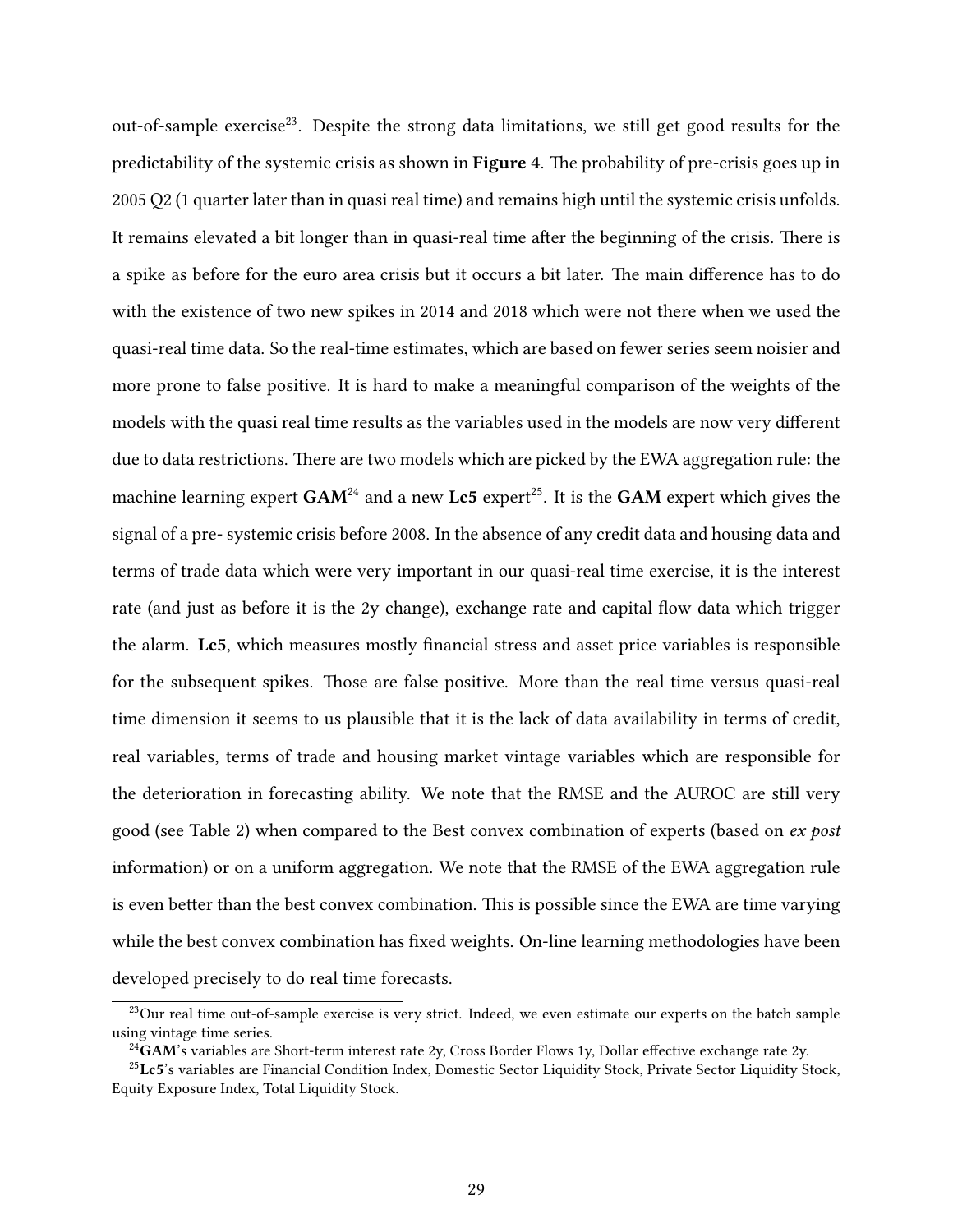out-of-sample exercise[23]. Despite the strong data limitations, we still get good results for the predictability of the systemic crisis as shown in **Figure 4**. The probability of pre-crisis goes up in 2005 Q2 (1 quarter later than in quasi real time) and remains high until the systemic crisis unfolds. It remains elevated a bit longer than in quasi-real time after the beginning of the crisis. There is a spike as before for the euro area crisis but it occurs a bit later. The main difference has to do with the existence of two new spikes in 2014 and 2018 which were not there when we used the quasi-real time data. So the real-time estimates, which are based on fewer series seem noisier and more prone to false positive. It is hard to make a meaningful comparison of the weights of the models with the quasi real time results as the variables used in the models are now very different due to data restrictions. There are two models which are picked by the EWA aggregation rule: the machine learning expert **GAM**[24] and a new **Lc5** expert[25]. It is the **GAM** expert which gives the signal of a pre- systemic crisis before 2008. In the absence of any credit data and housing data and terms of trade data which were very important in our quasi-real time exercise, it is the interest rate (and just as before it is the 2y change), exchange rate and capital flow data which trigger the alarm. **Lc5**, which measures mostly financial stress and asset price variables is responsible for the subsequent spikes. Those are false positive. More than the real time versus quasi-real time dimension it seems to us plausible that it is the lack of data availability in terms of credit, real variables, terms of trade and housing market vintage variables which are responsible for the deterioration in forecasting ability. We note that the RMSE and the AUROC are still very good (see Table 2) when compared to the Best convex combination of experts (based on *ex post* information) or on a uniform aggregation. We note that the RMSE of the EWA aggregation rule is even better than the best convex combination. This is possible since the EWA are time varying while the best convex combination has fixed weights. On-line learning methodologies have been developed precisely to do real time forecasts.

[23] Our real time out-of-sample exercise is very strict. Indeed, we even estimate our experts on the batch sample using vintage time series.

[24] **GAM**'s variables are Short-term interest rate 2y, Cross Border Flows 1y, Dollar effective exchange rate 2y.

[25] **Lc5**'s variables are Financial Condition Index, Domestic Sector Liquidity Stock, Private Sector Liquidity Stock, Equity Exposure Index, Total Liquidity Stock.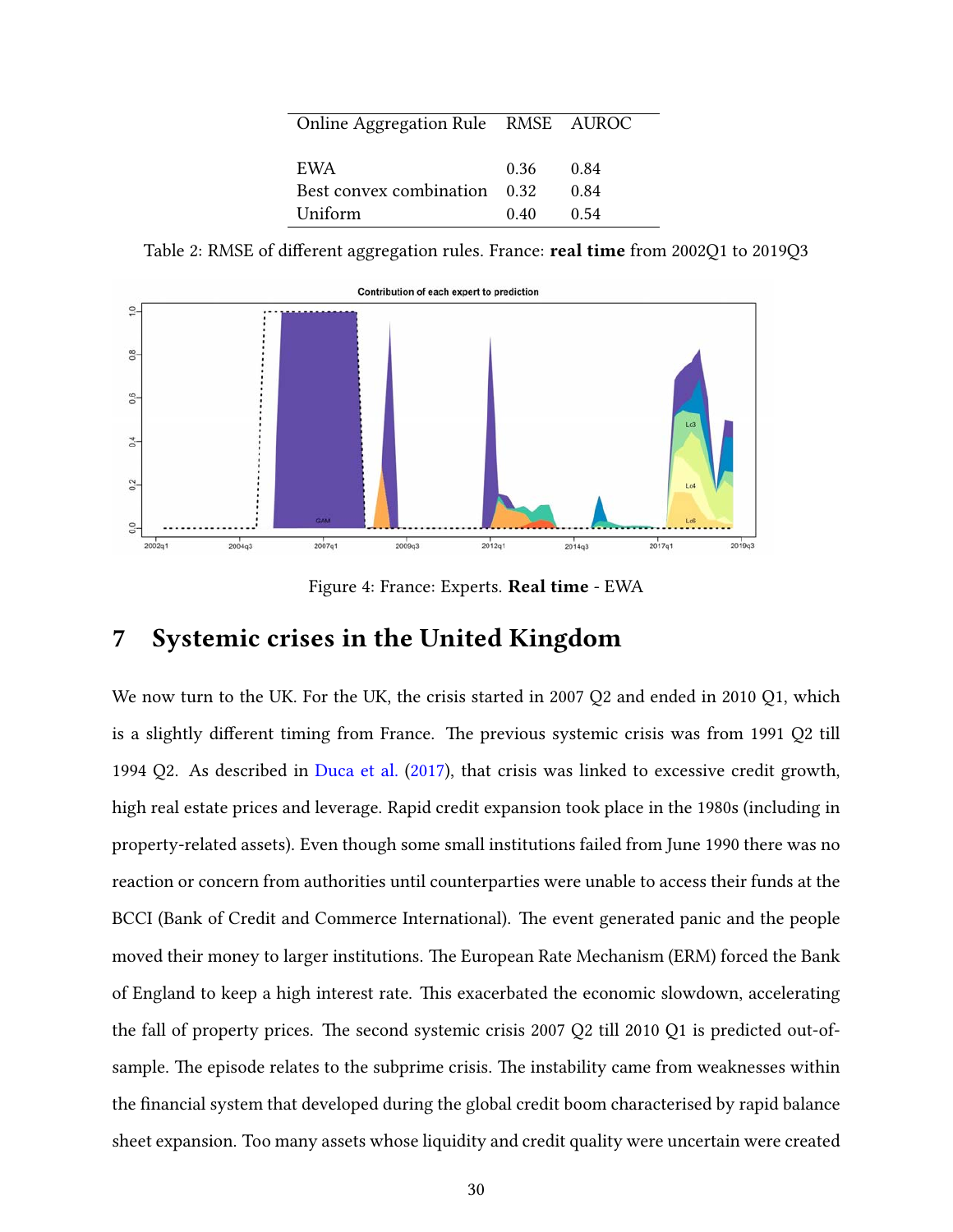| Online Aggregation Rule | RMSE | AUROC |
|---|---|---|
| EWA | 0.36 | 0.84 |
| Best convex combination | 0.32 | 0.84 |
| Uniform | 0.40 | 0.54 |

Table 2: RMSE of different aggregation rules. France: **real time** from 2002Q1 to 2019Q3

Figure 4: France: Experts. **Real time** - EWA

# 7 Systemic crises in the United Kingdom

We now turn to the UK. For the UK, the crisis started in 2007 Q2 and ended in 2010 Q1, which is a slightly different timing from France. The previous systemic crisis was from 1991 Q2 till 1994 Q2. As described in Duca et al. (2017), that crisis was linked to excessive credit growth, high real estate prices and leverage. Rapid credit expansion took place in the 1980s (including in property-related assets). Even though some small institutions failed from June 1990 there was no reaction or concern from authorities until counterparties were unable to access their funds at the BCCI (Bank of Credit and Commerce International). The event generated panic and the people moved their money to larger institutions. The European Rate Mechanism (ERM) forced the Bank of England to keep a high interest rate. This exacerbated the economic slowdown, accelerating the fall of property prices. The second systemic crisis 2007 Q2 till 2010 Q1 is predicted out-of-sample. The episode relates to the subprime crisis. The instability came from weaknesses within the financial system that developed during the global credit boom characterised by rapid balance sheet expansion. Too many assets whose liquidity and credit quality were uncertain were created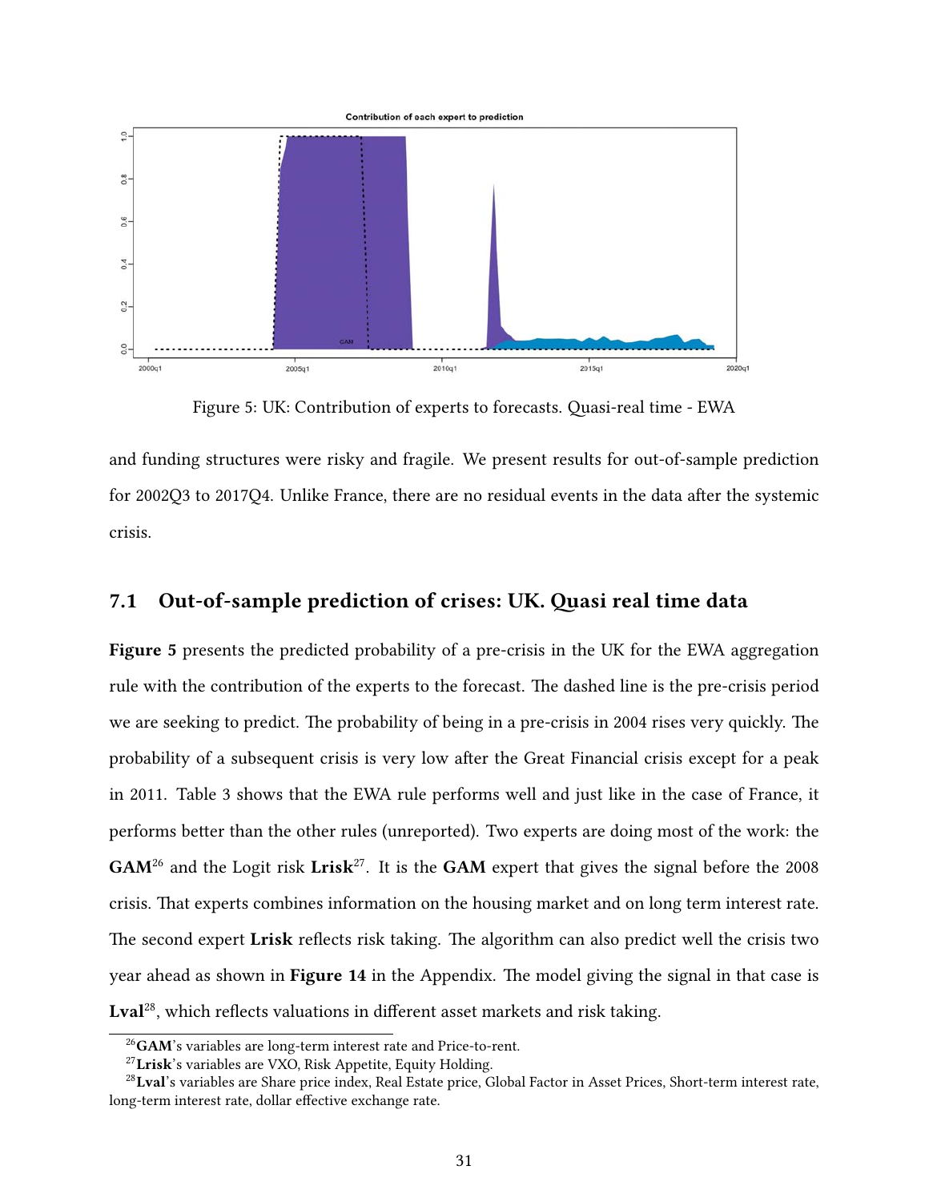Figure 5: UK: Contribution of experts to forecasts. Quasi-real time - EWA

and funding structures were risky and fragile. We present results for out-of-sample prediction for 2002Q3 to 2017Q4. Unlike France, there are no residual events in the data after the systemic crisis.

## 7.1 Out-of-sample prediction of crises: UK. Quasi real time data

**Figure 5** presents the predicted probability of a pre-crisis in the UK for the EWA aggregation rule with the contribution of the experts to the forecast. The dashed line is the pre-crisis period we are seeking to predict. The probability of being in a pre-crisis in 2004 rises very quickly. The probability of a subsequent crisis is very low after the Great Financial crisis except for a peak in 2011. Table 3 shows that the EWA rule performs well and just like in the case of France, it performs better than the other rules (unreported). Two experts are doing most of the work: the **GAM**[26] and the Logit risk **Lrisk**[27]. It is the **GAM** expert that gives the signal before the 2008 crisis. That experts combines information on the housing market and on long term interest rate. The second expert **Lrisk** reflects risk taking. The algorithm can also predict well the crisis two year ahead as shown in **Figure 14** in the Appendix. The model giving the signal in that case is **Lval**[28], which reflects valuations in different asset markets and risk taking.

[26] **GAM**'s variables are long-term interest rate and Price-to-rent.

[27] **Lrisk**'s variables are VXO, Risk Appetite, Equity Holding.

[28] **Lval**'s variables are Share price index, Real Estate price, Global Factor in Asset Prices, Short-term interest rate, long-term interest rate, dollar effective exchange rate.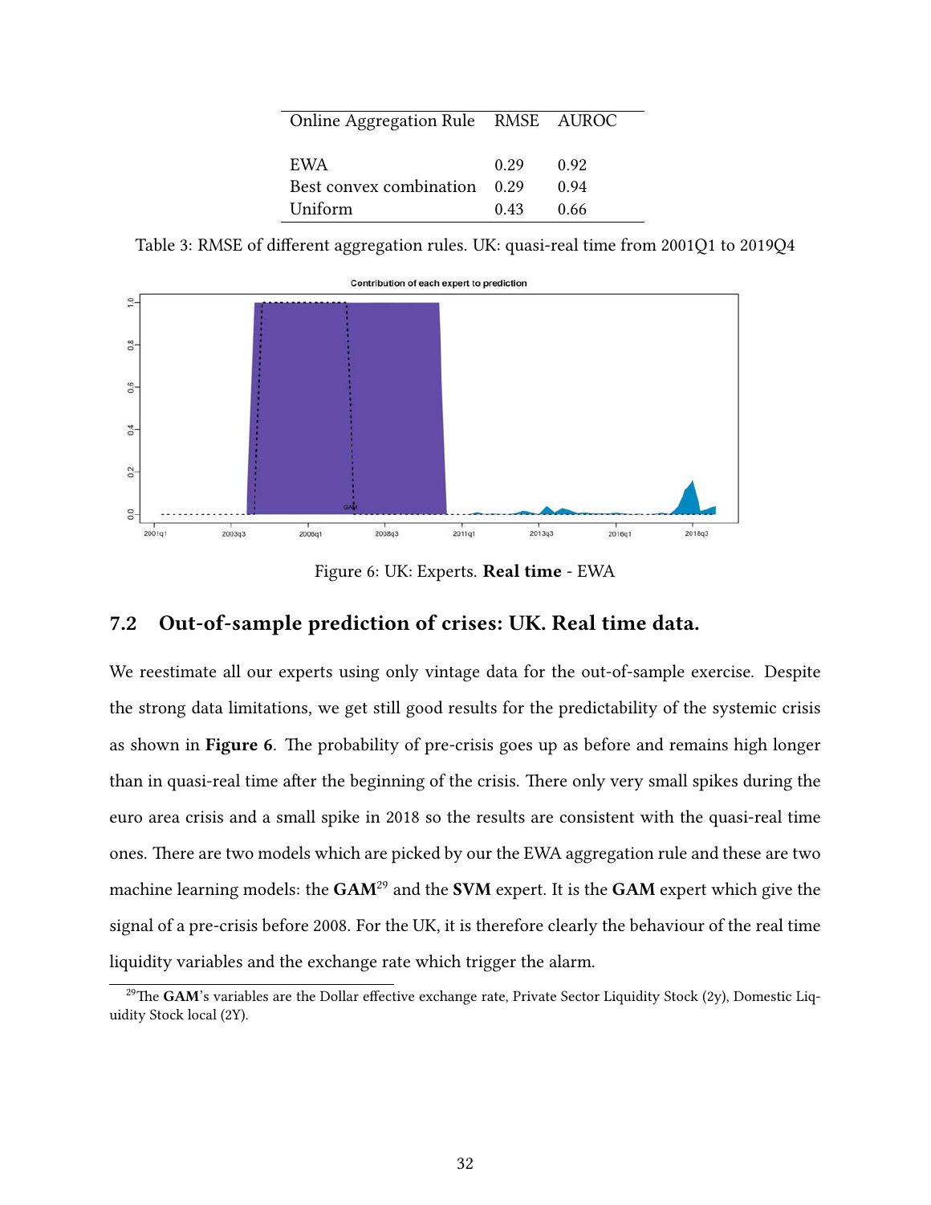| Online Aggregation Rule | RMSE | AUROC |
|---|---|---|
| EWA | 0.29 | 0.92 |
| Best convex combination | 0.29 | 0.94 |
| Uniform | 0.43 | 0.66 |

Table 3: RMSE of different aggregation rules. UK: quasi-real time from 2001Q1 to 2019Q4

Figure 6: UK: Experts. **Real time** - EWA

## 7.2 Out-of-sample prediction of crises: UK. Real time data.

We reestimate all our experts using only vintage data for the out-of-sample exercise. Despite the strong data limitations, we get still good results for the predictability of the systemic crisis as shown in **Figure 6**. The probability of pre-crisis goes up as before and remains high longer than in quasi-real time after the beginning of the crisis. There only very small spikes during the euro area crisis and a small spike in 2018 so the results are consistent with the quasi-real time ones. There are two models which are picked by our the EWA aggregation rule and these are two machine learning models: the **GAM**[29] and the **SVM** expert. It is the **GAM** expert which give the signal of a pre-crisis before 2008. For the UK, it is therefore clearly the behaviour of the real time liquidity variables and the exchange rate which trigger the alarm.

[29]The **GAM**'s variables are the Dollar effective exchange rate, Private Sector Liquidity Stock (2y), Domestic Liquidity Stock local (2Y).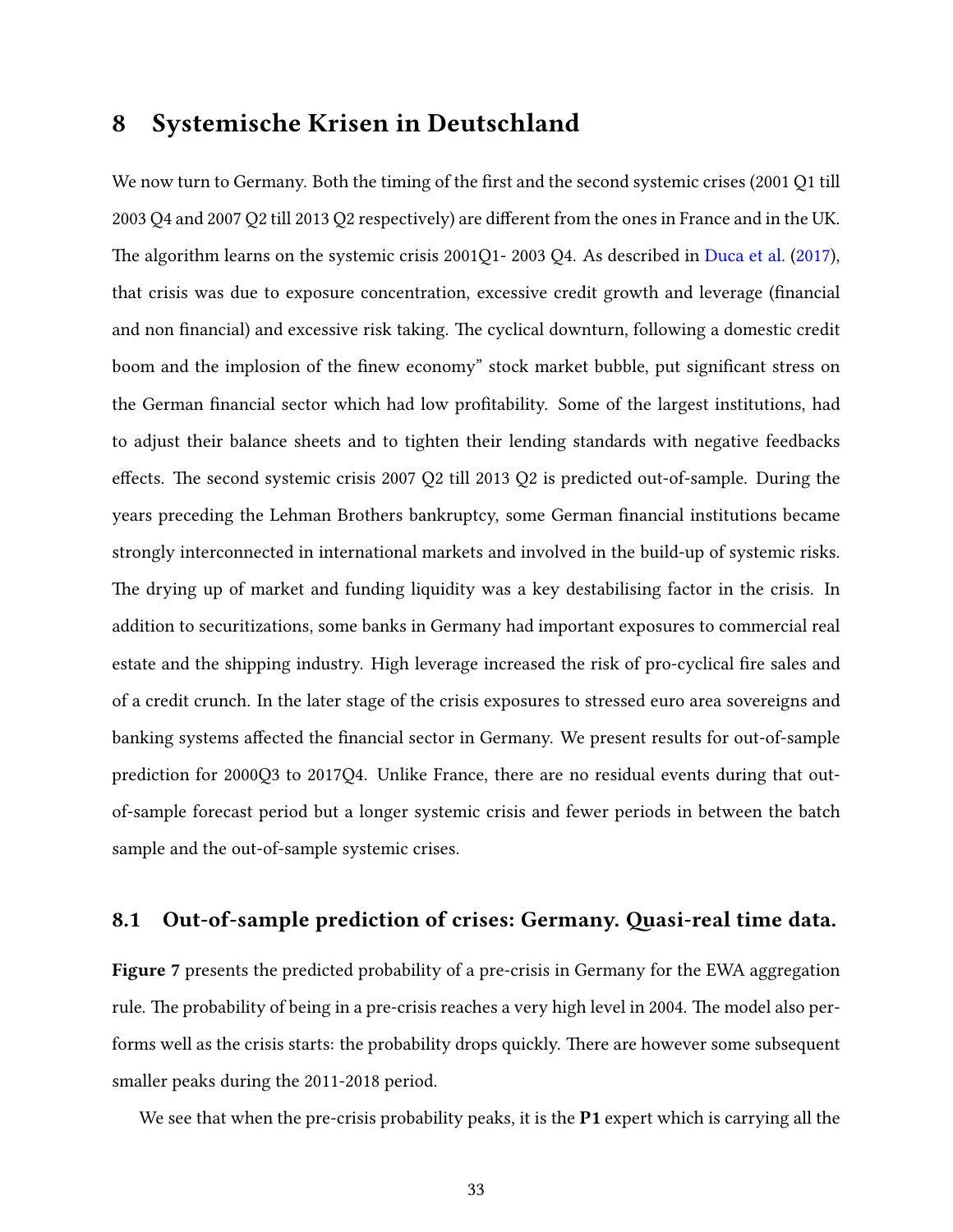# 8 Systemische Krisen in Deutschland

We now turn to Germany. Both the timing of the first and the second systemic crises (2001 Q1 till 2003 Q4 and 2007 Q2 till 2013 Q2 respectively) are different from the ones in France and in the UK. The algorithm learns on the systemic crisis 2001Q1- 2003 Q4. As described in Duca et al. (2017), that crisis was due to exposure concentration, excessive credit growth and leverage (financial and non financial) and excessive risk taking. The cyclical downturn, following a domestic credit boom and the implosion of the finew economy" stock market bubble, put significant stress on the German financial sector which had low profitability. Some of the largest institutions, had to adjust their balance sheets and to tighten their lending standards with negative feedbacks effects. The second systemic crisis 2007 Q2 till 2013 Q2 is predicted out-of-sample. During the years preceding the Lehman Brothers bankruptcy, some German financial institutions became strongly interconnected in international markets and involved in the build-up of systemic risks. The drying up of market and funding liquidity was a key destabilising factor in the crisis. In addition to securitizations, some banks in Germany had important exposures to commercial real estate and the shipping industry. High leverage increased the risk of pro-cyclical fire sales and of a credit crunch. In the later stage of the crisis exposures to stressed euro area sovereigns and banking systems affected the financial sector in Germany. We present results for out-of-sample prediction for 2000Q3 to 2017Q4. Unlike France, there are no residual events during that out-of-sample forecast period but a longer systemic crisis and fewer periods in between the batch sample and the out-of-sample systemic crises.

## 8.1 Out-of-sample prediction of crises: Germany. Quasi-real time data.

**Figure 7** presents the predicted probability of a pre-crisis in Germany for the EWA aggregation rule. The probability of being in a pre-crisis reaches a very high level in 2004. The model also performs well as the crisis starts: the probability drops quickly. There are however some subsequent smaller peaks during the 2011-2018 period.

We see that when the pre-crisis probability peaks, it is the **P1** expert which is carrying all the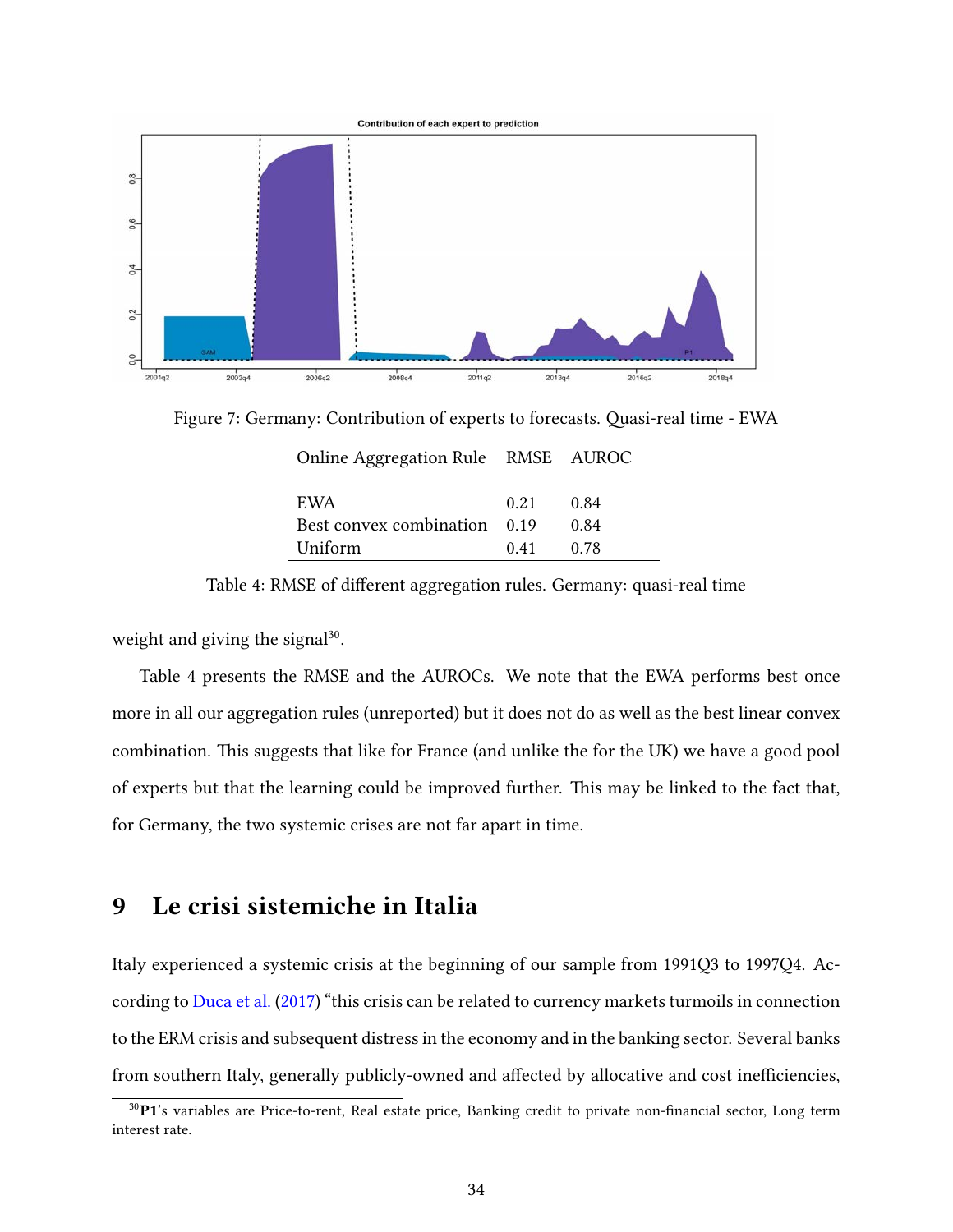Figure 7: Germany: Contribution of experts to forecasts. Quasi-real time - EWA

| Online Aggregation Rule | RMSE | AUROC |
|---|---|---|
| EWA | 0.21 | 0.84 |
| Best convex combination | 0.19 | 0.84 |
| Uniform | 0.41 | 0.78 |

Table 4: RMSE of different aggregation rules. Germany: quasi-real time

weight and giving the signal[30].

Table 4 presents the RMSE and the AUROCs. We note that the EWA performs best once more in all our aggregation rules (unreported) but it does not do as well as the best linear convex combination. This suggests that like for France (and unlike the for the UK) we have a good pool of experts but that the learning could be improved further. This may be linked to the fact that, for Germany, the two systemic crises are not far apart in time.

## 9 Le crisi sistemiche in Italia

Italy experienced a systemic crisis at the beginning of our sample from 1991Q3 to 1997Q4. According to Duca et al. (2017) "this crisis can be related to currency markets turmoils in connection to the ERM crisis and subsequent distress in the economy and in the banking sector. Several banks from southern Italy, generally publicly-owned and affected by allocative and cost inefficiencies,

[30] **P1**'s variables are Price-to-rent, Real estate price, Banking credit to private non-financial sector, Long term interest rate.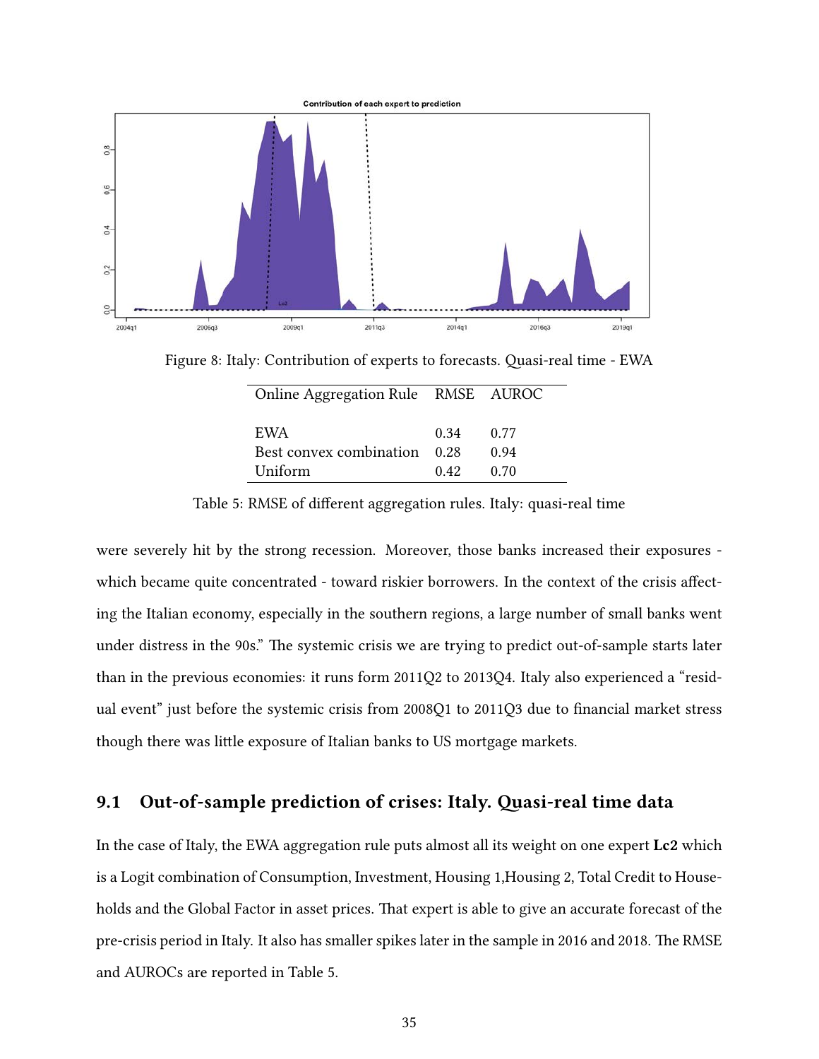Figure 8: Italy: Contribution of experts to forecasts. Quasi-real time - EWA

| Online Aggregation Rule | RMSE | AUROC |
|---|---|---|
| EWA | 0.34 | 0.77 |
| Best convex combination | 0.28 | 0.94 |
| Uniform | 0.42 | 0.70 |

Table 5: RMSE of different aggregation rules. Italy: quasi-real time

were severely hit by the strong recession. Moreover, those banks increased their exposures - which became quite concentrated - toward riskier borrowers. In the context of the crisis affecting the Italian economy, especially in the southern regions, a large number of small banks went under distress in the 90s." The systemic crisis we are trying to predict out-of-sample starts later than in the previous economies: it runs form 2011Q2 to 2013Q4. Italy also experienced a "residual event" just before the systemic crisis from 2008Q1 to 2011Q3 due to financial market stress though there was little exposure of Italian banks to US mortgage markets.

## 9.1 Out-of-sample prediction of crises: Italy. Quasi-real time data

In the case of Italy, the EWA aggregation rule puts almost all its weight on one expert **Lc2** which is a Logit combination of Consumption, Investment, Housing 1,Housing 2, Total Credit to Households and the Global Factor in asset prices. That expert is able to give an accurate forecast of the pre-crisis period in Italy. It also has smaller spikes later in the sample in 2016 and 2018. The RMSE and AUROCs are reported in Table 5.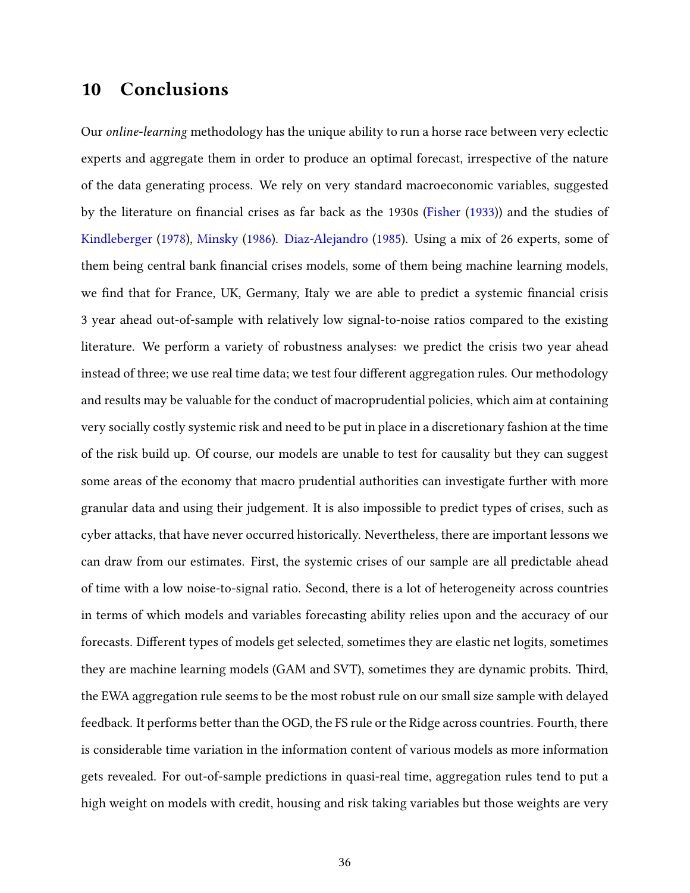# 10 Conclusions

Our *online-learning* methodology has the unique ability to run a horse race between very eclectic experts and aggregate them in order to produce an optimal forecast, irrespective of the nature of the data generating process. We rely on very standard macroeconomic variables, suggested by the literature on financial crises as far back as the 1930s (Fisher (1933)) and the studies of Kindleberger (1978), Minsky (1986). Diaz-Alejandro (1985). Using a mix of 26 experts, some of them being central bank financial crises models, some of them being machine learning models, we find that for France, UK, Germany, Italy we are able to predict a systemic financial crisis 3 year ahead out-of-sample with relatively low signal-to-noise ratios compared to the existing literature. We perform a variety of robustness analyses: we predict the crisis two year ahead instead of three; we use real time data; we test four different aggregation rules. Our methodology and results may be valuable for the conduct of macroprudential policies, which aim at containing very socially costly systemic risk and need to be put in place in a discretionary fashion at the time of the risk build up. Of course, our models are unable to test for causality but they can suggest some areas of the economy that macro prudential authorities can investigate further with more granular data and using their judgement. It is also impossible to predict types of crises, such as cyber attacks, that have never occurred historically. Nevertheless, there are important lessons we can draw from our estimates. First, the systemic crises of our sample are all predictable ahead of time with a low noise-to-signal ratio. Second, there is a lot of heterogeneity across countries in terms of which models and variables forecasting ability relies upon and the accuracy of our forecasts. Different types of models get selected, sometimes they are elastic net logits, sometimes they are machine learning models (GAM and SVT), sometimes they are dynamic probits. Third, the EWA aggregation rule seems to be the most robust rule on our small size sample with delayed feedback. It performs better than the OGD, the FS rule or the Ridge across countries. Fourth, there is considerable time variation in the information content of various models as more information gets revealed. For out-of-sample predictions in quasi-real time, aggregation rules tend to put a high weight on models with credit, housing and risk taking variables but those weights are very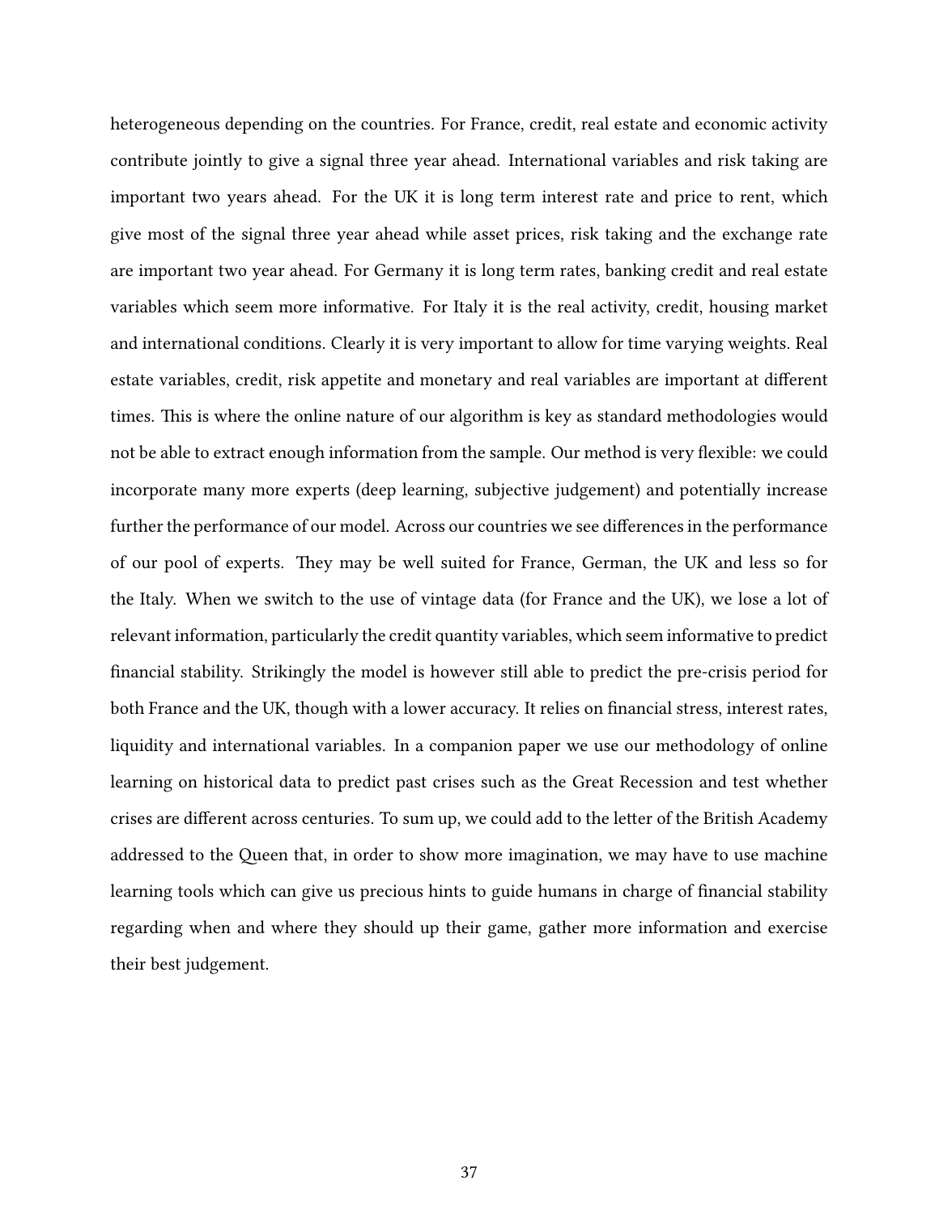heterogeneous depending on the countries. For France, credit, real estate and economic activity contribute jointly to give a signal three year ahead. International variables and risk taking are important two years ahead. For the UK it is long term interest rate and price to rent, which give most of the signal three year ahead while asset prices, risk taking and the exchange rate are important two year ahead. For Germany it is long term rates, banking credit and real estate variables which seem more informative. For Italy it is the real activity, credit, housing market and international conditions. Clearly it is very important to allow for time varying weights. Real estate variables, credit, risk appetite and monetary and real variables are important at different times. This is where the online nature of our algorithm is key as standard methodologies would not be able to extract enough information from the sample. Our method is very flexible: we could incorporate many more experts (deep learning, subjective judgement) and potentially increase further the performance of our model. Across our countries we see differences in the performance of our pool of experts. They may be well suited for France, German, the UK and less so for the Italy. When we switch to the use of vintage data (for France and the UK), we lose a lot of relevant information, particularly the credit quantity variables, which seem informative to predict financial stability. Strikingly the model is however still able to predict the pre-crisis period for both France and the UK, though with a lower accuracy. It relies on financial stress, interest rates, liquidity and international variables. In a companion paper we use our methodology of online learning on historical data to predict past crises such as the Great Recession and test whether crises are different across centuries. To sum up, we could add to the letter of the British Academy addressed to the Queen that, in order to show more imagination, we may have to use machine learning tools which can give us precious hints to guide humans in charge of financial stability regarding when and where they should up their game, gather more information and exercise their best judgement.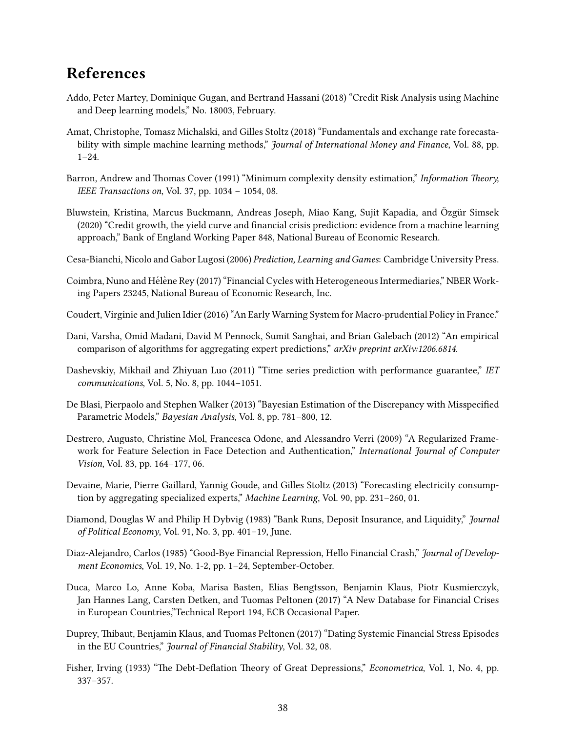## References

Addo, Peter Martey, Dominique Gugan, and Bertrand Hassani (2018) "Credit Risk Analysis using Machine and Deep learning models," No. 18003, February.

Amat, Christophe, Tomasz Michalski, and Gilles Stoltz (2018) "Fundamentals and exchange rate forecastability with simple machine learning methods," *Journal of International Money and Finance*, Vol. 88, pp. 1–24.

Barron, Andrew and Thomas Cover (1991) "Minimum complexity density estimation," *Information Theory, IEEE Transactions on*, Vol. 37, pp. 1034 – 1054, 08.

Bluwstein, Kristina, Marcus Buckmann, Andreas Joseph, Miao Kang, Sujit Kapadia, and Özgür Simsek (2020) "Credit growth, the yield curve and financial crisis prediction: evidence from a machine learning approach," Bank of England Working Paper 848, National Bureau of Economic Research.

Cesa-Bianchi, Nicolo and Gabor Lugosi (2006) *Prediction, Learning and Games*: Cambridge University Press.

Coimbra, Nuno and Hélène Rey (2017) "Financial Cycles with Heterogeneous Intermediaries," NBER Working Papers 23245, National Bureau of Economic Research, Inc.

Coudert, Virginie and Julien Idier (2016) "An Early Warning System for Macro-prudential Policy in France."

Dani, Varsha, Omid Madani, David M Pennock, Sumit Sanghai, and Brian Galebach (2012) "An empirical comparison of algorithms for aggregating expert predictions," *arXiv preprint arXiv:1206.6814*.

Dashevskiy, Mikhail and Zhiyuan Luo (2011) "Time series prediction with performance guarantee," *IET communications*, Vol. 5, No. 8, pp. 1044–1051.

De Blasi, Pierpaolo and Stephen Walker (2013) "Bayesian Estimation of the Discrepancy with Misspecified Parametric Models," *Bayesian Analysis*, Vol. 8, pp. 781–800, 12.

Destrero, Augusto, Christine Mol, Francesca Odone, and Alessandro Verri (2009) "A Regularized Framework for Feature Selection in Face Detection and Authentication," *International Journal of Computer Vision*, Vol. 83, pp. 164–177, 06.

Devaine, Marie, Pierre Gaillard, Yannig Goude, and Gilles Stoltz (2013) "Forecasting electricity consumption by aggregating specialized experts," *Machine Learning*, Vol. 90, pp. 231–260, 01.

Diamond, Douglas W and Philip H Dybvig (1983) "Bank Runs, Deposit Insurance, and Liquidity," *Journal of Political Economy*, Vol. 91, No. 3, pp. 401–19, June.

Diaz-Alejandro, Carlos (1985) "Good-Bye Financial Repression, Hello Financial Crash," *Journal of Development Economics*, Vol. 19, No. 1-2, pp. 1–24, September-October.

Duca, Marco Lo, Anne Koba, Marisa Basten, Elias Bengtsson, Benjamin Klaus, Piotr Kusmierczyk, Jan Hannes Lang, Carsten Detken, and Tuomas Peltonen (2017) "A New Database for Financial Crises in European Countries,"Technical Report 194, ECB Occasional Paper.

Duprey, Thibaut, Benjamin Klaus, and Tuomas Peltonen (2017) "Dating Systemic Financial Stress Episodes in the EU Countries," *Journal of Financial Stability*, Vol. 32, 08.

Fisher, Irving (1933) "The Debt-Deflation Theory of Great Depressions," *Econometrica*, Vol. 1, No. 4, pp. 337–357.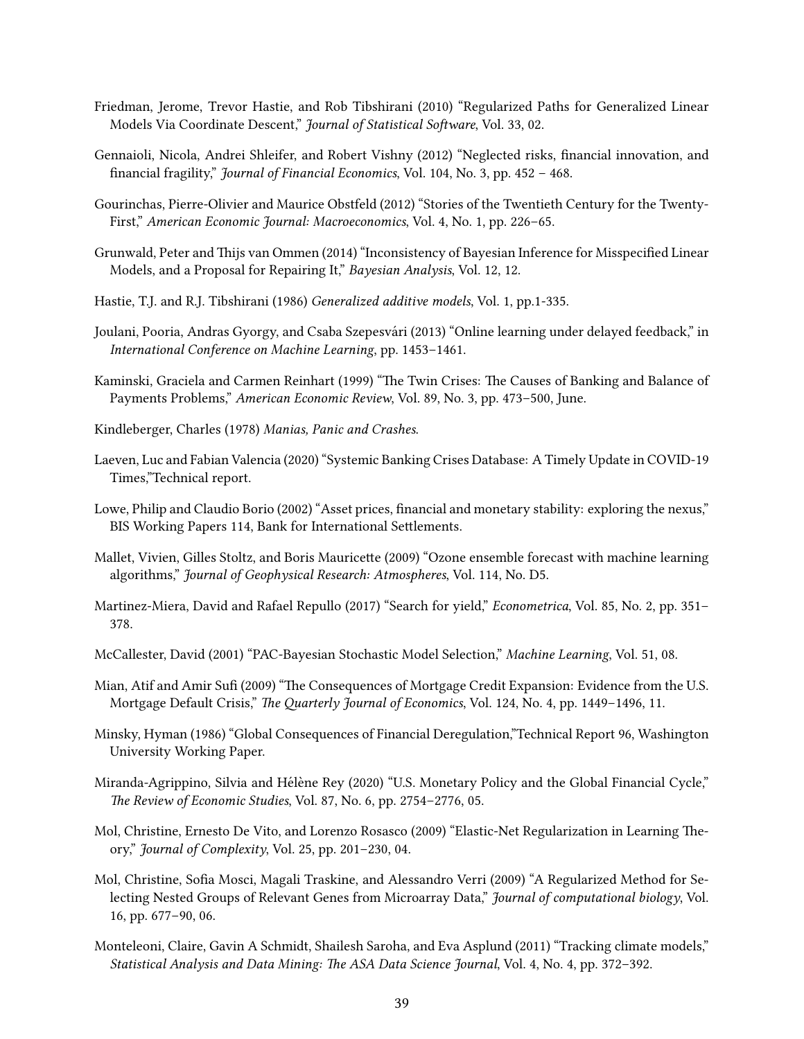Friedman, Jerome, Trevor Hastie, and Rob Tibshirani (2010) "Regularized Paths for Generalized Linear Models Via Coordinate Descent," *Journal of Statistical Software*, Vol. 33, 02.

Gennaioli, Nicola, Andrei Shleifer, and Robert Vishny (2012) "Neglected risks, financial innovation, and financial fragility," *Journal of Financial Economics*, Vol. 104, No. 3, pp. 452 – 468.

Gourinchas, Pierre-Olivier and Maurice Obstfeld (2012) "Stories of the Twentieth Century for the Twenty-First," *American Economic Journal: Macroeconomics*, Vol. 4, No. 1, pp. 226–65.

Grunwald, Peter and Thijs van Ommen (2014) "Inconsistency of Bayesian Inference for Misspecified Linear Models, and a Proposal for Repairing It," *Bayesian Analysis*, Vol. 12, 12.

Hastie, T.J. and R.J. Tibshirani (1986) *Generalized additive models*, Vol. 1, pp.1-335.

Joulani, Pooria, Andras Gyorgy, and Csaba Szepesvári (2013) "Online learning under delayed feedback," in *International Conference on Machine Learning*, pp. 1453–1461.

Kaminski, Graciela and Carmen Reinhart (1999) "The Twin Crises: The Causes of Banking and Balance of Payments Problems," *American Economic Review*, Vol. 89, No. 3, pp. 473–500, June.

Kindleberger, Charles (1978) *Manias, Panic and Crashes*.

Laeven, Luc and Fabian Valencia (2020) "Systemic Banking Crises Database: A Timely Update in COVID-19 Times,"Technical report.

Lowe, Philip and Claudio Borio (2002) "Asset prices, financial and monetary stability: exploring the nexus," BIS Working Papers 114, Bank for International Settlements.

Mallet, Vivien, Gilles Stoltz, and Boris Mauricette (2009) "Ozone ensemble forecast with machine learning algorithms," *Journal of Geophysical Research: Atmospheres*, Vol. 114, No. D5.

Martinez-Miera, David and Rafael Repullo (2017) "Search for yield," *Econometrica*, Vol. 85, No. 2, pp. 351–378.

McCallester, David (2001) "PAC-Bayesian Stochastic Model Selection," *Machine Learning*, Vol. 51, 08.

Mian, Atif and Amir Sufi (2009) "The Consequences of Mortgage Credit Expansion: Evidence from the U.S. Mortgage Default Crisis," *The Quarterly Journal of Economics*, Vol. 124, No. 4, pp. 1449–1496, 11.

Minsky, Hyman (1986) "Global Consequences of Financial Deregulation,"Technical Report 96, Washington University Working Paper.

Miranda-Agrippino, Silvia and Hélène Rey (2020) "U.S. Monetary Policy and the Global Financial Cycle," *The Review of Economic Studies*, Vol. 87, No. 6, pp. 2754–2776, 05.

Mol, Christine, Ernesto De Vito, and Lorenzo Rosasco (2009) "Elastic-Net Regularization in Learning Theory," *Journal of Complexity*, Vol. 25, pp. 201–230, 04.

Mol, Christine, Sofia Mosci, Magali Traskine, and Alessandro Verri (2009) "A Regularized Method for Selecting Nested Groups of Relevant Genes from Microarray Data," *Journal of computational biology*, Vol. 16, pp. 677–90, 06.

Monteleoni, Claire, Gavin A Schmidt, Shailesh Saroha, and Eva Asplund (2011) "Tracking climate models," *Statistical Analysis and Data Mining: The ASA Data Science Journal*, Vol. 4, No. 4, pp. 372–392.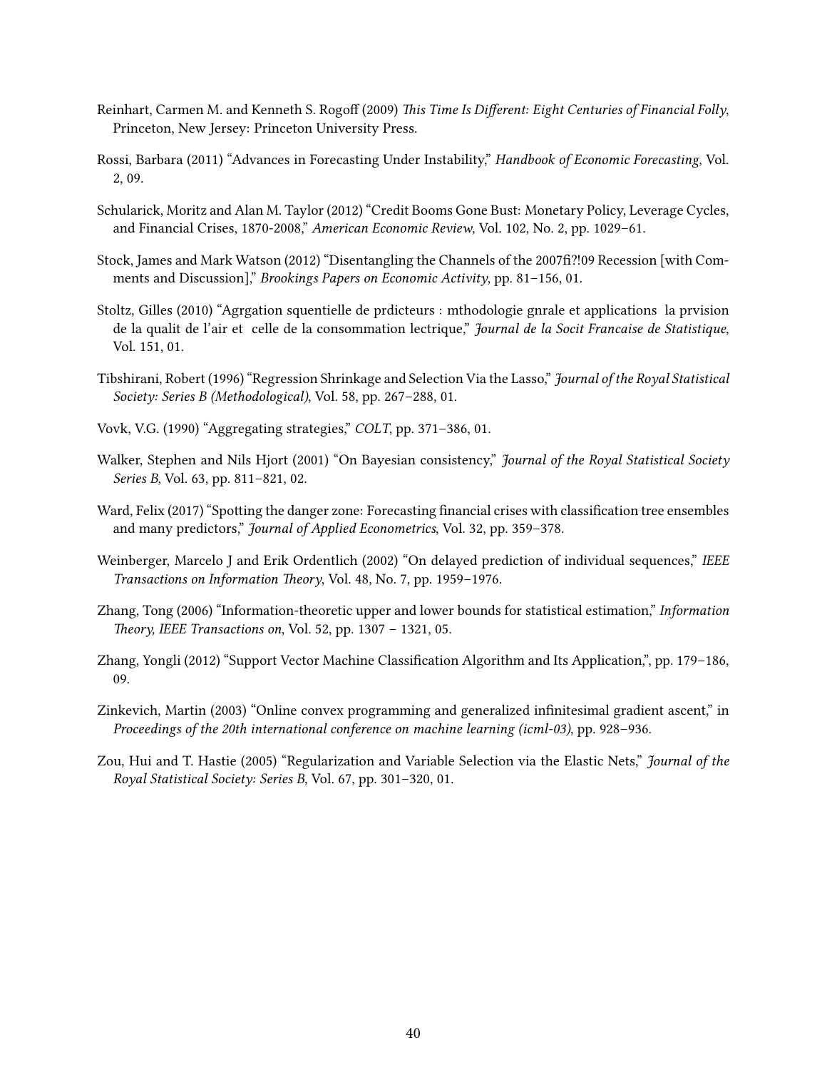Reinhart, Carmen M. and Kenneth S. Rogoff (2009) *This Time Is Different: Eight Centuries of Financial Folly*, Princeton, New Jersey: Princeton University Press.

Rossi, Barbara (2011) "Advances in Forecasting Under Instability," *Handbook of Economic Forecasting*, Vol. 2, 09.

Schularick, Moritz and Alan M. Taylor (2012) "Credit Booms Gone Bust: Monetary Policy, Leverage Cycles, and Financial Crises, 1870-2008," *American Economic Review*, Vol. 102, No. 2, pp. 1029–61.

Stock, James and Mark Watson (2012) "Disentangling the Channels of the 2007fi?!09 Recession [with Comments and Discussion]," *Brookings Papers on Economic Activity*, pp. 81–156, 01.

Stoltz, Gilles (2010) "Agrgation squentielle de prdicteurs : mthodologie gnrale et applications la prvision de la qualit de l'air et celle de la consommation lectrique," *Journal de la Socit Francaise de Statistique*, Vol. 151, 01.

Tibshirani, Robert (1996) "Regression Shrinkage and Selection Via the Lasso," *Journal of the Royal Statistical Society: Series B (Methodological)*, Vol. 58, pp. 267–288, 01.

Vovk, V.G. (1990) "Aggregating strategies," *COLT*, pp. 371–386, 01.

Walker, Stephen and Nils Hjort (2001) "On Bayesian consistency," *Journal of the Royal Statistical Society Series B*, Vol. 63, pp. 811–821, 02.

Ward, Felix (2017) "Spotting the danger zone: Forecasting financial crises with classification tree ensembles and many predictors," *Journal of Applied Econometrics*, Vol. 32, pp. 359–378.

Weinberger, Marcelo J and Erik Ordentlich (2002) "On delayed prediction of individual sequences," *IEEE Transactions on Information Theory*, Vol. 48, No. 7, pp. 1959–1976.

Zhang, Tong (2006) "Information-theoretic upper and lower bounds for statistical estimation," *Information Theory, IEEE Transactions on*, Vol. 52, pp. 1307 – 1321, 05.

Zhang, Yongli (2012) "Support Vector Machine Classification Algorithm and Its Application,", pp. 179–186, 09.

Zinkevich, Martin (2003) "Online convex programming and generalized infinitesimal gradient ascent," in *Proceedings of the 20th international conference on machine learning (icml-03)*, pp. 928–936.

Zou, Hui and T. Hastie (2005) "Regularization and Variable Selection via the Elastic Nets," *Journal of the Royal Statistical Society: Series B*, Vol. 67, pp. 301–320, 01.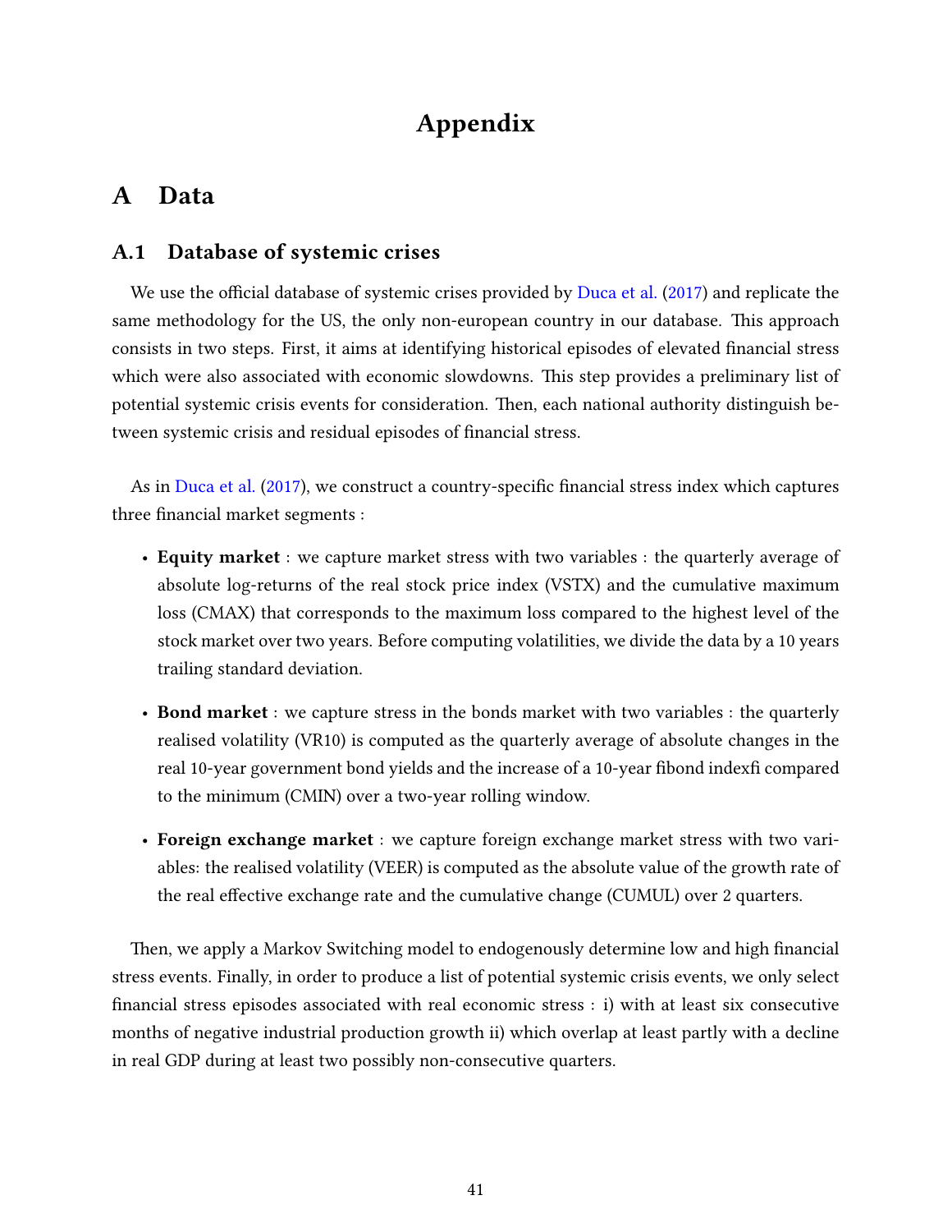# Appendix

## A Data

### A.1 Database of systemic crises

We use the official database of systemic crises provided by Duca et al. (2017) and replicate the same methodology for the US, the only non-european country in our database. This approach consists in two steps. First, it aims at identifying historical episodes of elevated financial stress which were also associated with economic slowdowns. This step provides a preliminary list of potential systemic crisis events for consideration. Then, each national authority distinguish between systemic crisis and residual episodes of financial stress.

As in Duca et al. (2017), we construct a country-specific financial stress index which captures three financial market segments :

- **Equity market** : we capture market stress with two variables : the quarterly average of absolute log-returns of the real stock price index (VSTX) and the cumulative maximum loss (CMAX) that corresponds to the maximum loss compared to the highest level of the stock market over two years. Before computing volatilities, we divide the data by a 10 years trailing standard deviation.
- **Bond market** : we capture stress in the bonds market with two variables : the quarterly realised volatility (VR10) is computed as the quarterly average of absolute changes in the real 10-year government bond yields and the increase of a 10-year fibond indexfi compared to the minimum (CMIN) over a two-year rolling window.
- **Foreign exchange market** : we capture foreign exchange market stress with two variables: the realised volatility (VEER) is computed as the absolute value of the growth rate of the real effective exchange rate and the cumulative change (CUMUL) over 2 quarters.

Then, we apply a Markov Switching model to endogenously determine low and high financial stress events. Finally, in order to produce a list of potential systemic crisis events, we only select financial stress episodes associated with real economic stress : i) with at least six consecutive months of negative industrial production growth ii) which overlap at least partly with a decline in real GDP during at least two possibly non-consecutive quarters.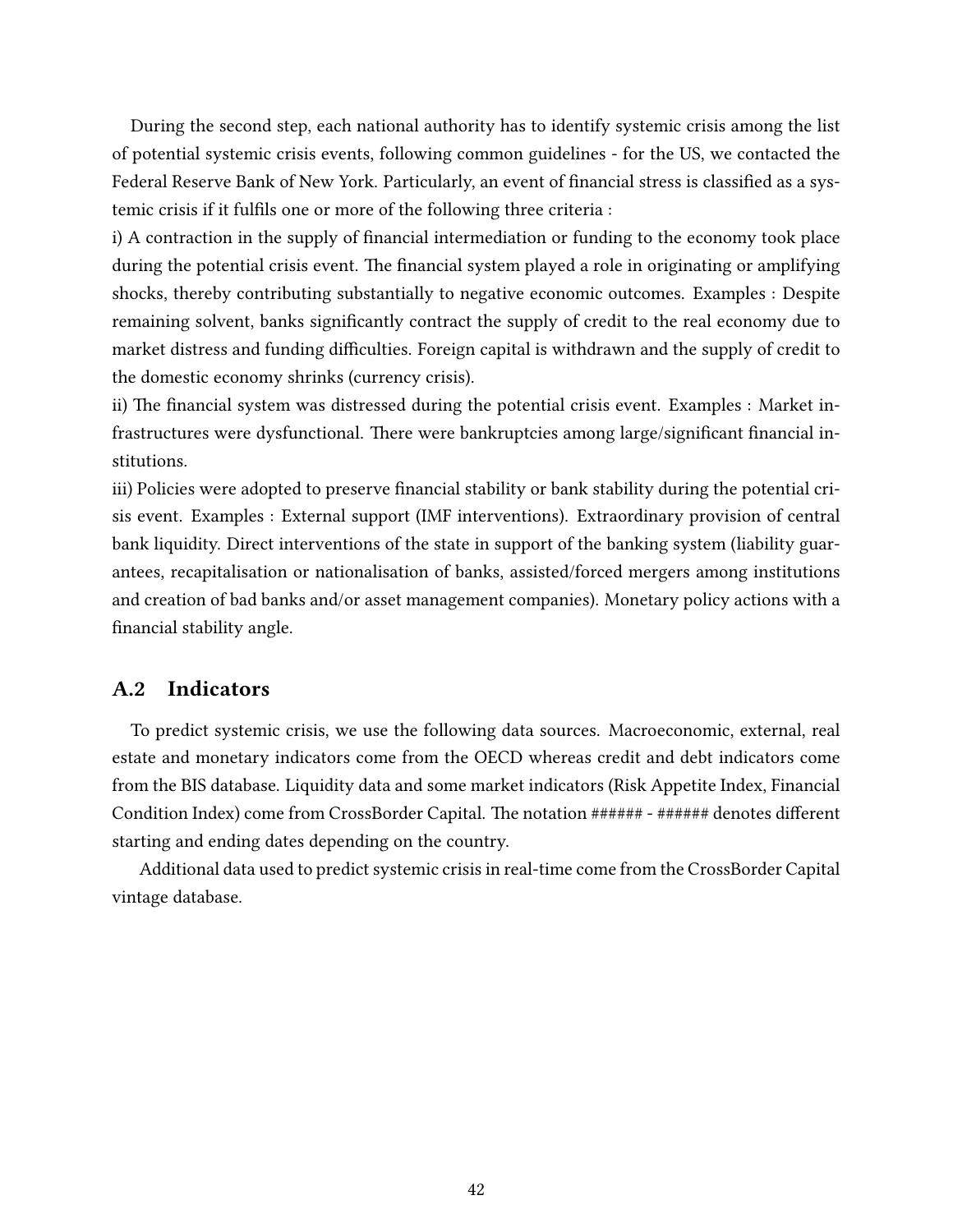During the second step, each national authority has to identify systemic crisis among the list of potential systemic crisis events, following common guidelines - for the US, we contacted the Federal Reserve Bank of New York. Particularly, an event of financial stress is classified as a systemic crisis if it fulfils one or more of the following three criteria :

i) A contraction in the supply of financial intermediation or funding to the economy took place during the potential crisis event. The financial system played a role in originating or amplifying shocks, thereby contributing substantially to negative economic outcomes. Examples : Despite remaining solvent, banks significantly contract the supply of credit to the real economy due to market distress and funding difficulties. Foreign capital is withdrawn and the supply of credit to the domestic economy shrinks (currency crisis).

ii) The financial system was distressed during the potential crisis event. Examples : Market infrastructures were dysfunctional. There were bankruptcies among large/significant financial institutions.

iii) Policies were adopted to preserve financial stability or bank stability during the potential crisis event. Examples : External support (IMF interventions). Extraordinary provision of central bank liquidity. Direct interventions of the state in support of the banking system (liability guarantees, recapitalisation or nationalisation of banks, assisted/forced mergers among institutions and creation of bad banks and/or asset management companies). Monetary policy actions with a financial stability angle.

## A.2 Indicators

To predict systemic crisis, we use the following data sources. Macroeconomic, external, real estate and monetary indicators come from the OECD whereas credit and debt indicators come from the BIS database. Liquidity data and some market indicators (Risk Appetite Index, Financial Condition Index) come from CrossBorder Capital. The notation ###### - ###### denotes different starting and ending dates depending on the country.

Additional data used to predict systemic crisis in real-time come from the CrossBorder Capital vintage database.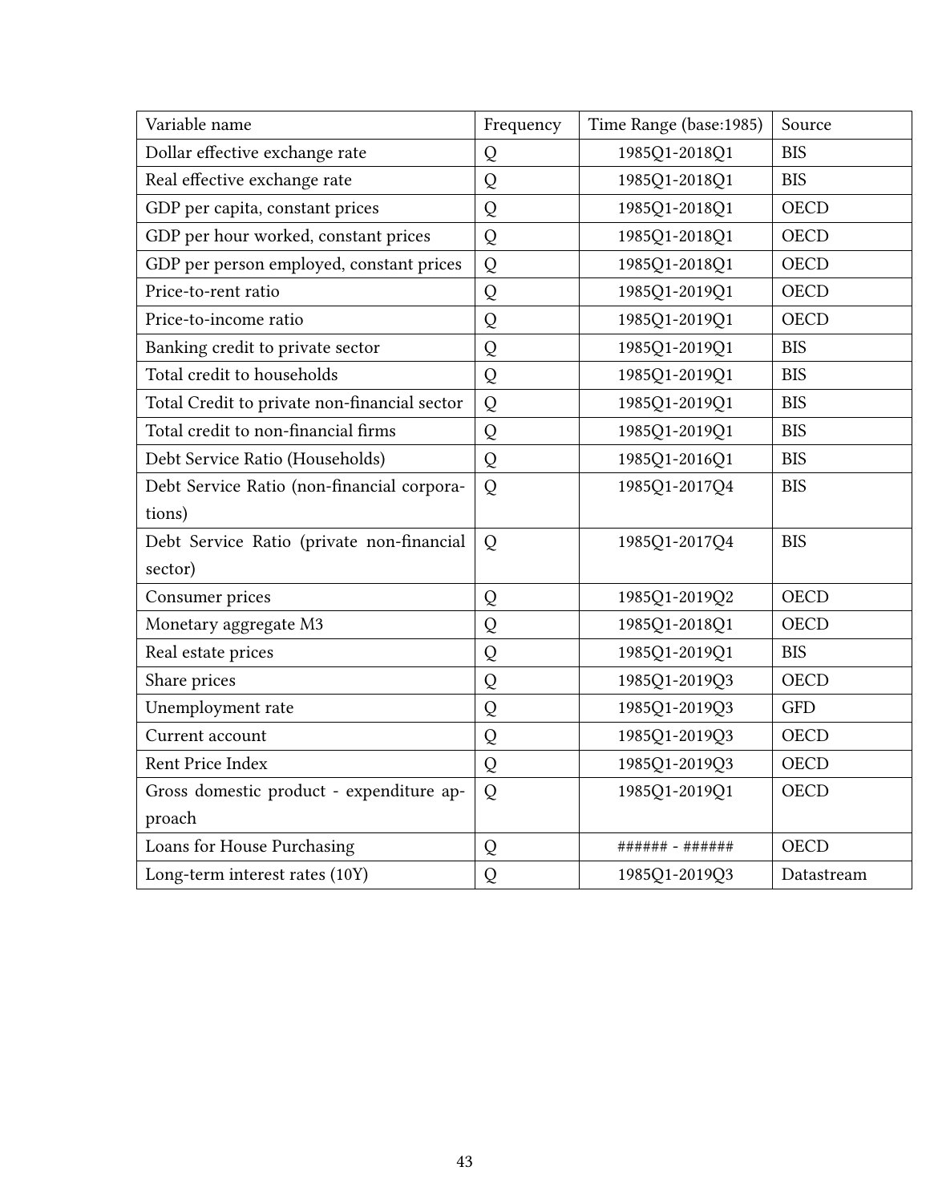| Variable name | Frequency | Time Range (base:1985) | Source |
| --- | --- | --- | --- |
| Dollar effective exchange rate | Q | 1985Q1-2018Q1 | BIS |
| Real effective exchange rate | Q | 1985Q1-2018Q1 | BIS |
| GDP per capita, constant prices | Q | 1985Q1-2018Q1 | OECD |
| GDP per hour worked, constant prices | Q | 1985Q1-2018Q1 | OECD |
| GDP per person employed, constant prices | Q | 1985Q1-2018Q1 | OECD |
| Price-to-rent ratio | Q | 1985Q1-2019Q1 | OECD |
| Price-to-income ratio | Q | 1985Q1-2019Q1 | OECD |
| Banking credit to private sector | Q | 1985Q1-2019Q1 | BIS |
| Total credit to households | Q | 1985Q1-2019Q1 | BIS |
| Total Credit to private non-financial sector | Q | 1985Q1-2019Q1 | BIS |
| Total credit to non-financial firms | Q | 1985Q1-2019Q1 | BIS |
| Debt Service Ratio (Households) | Q | 1985Q1-2016Q1 | BIS |
| Debt Service Ratio (non-financial corporations) | Q | 1985Q1-2017Q4 | BIS |
| Debt Service Ratio (private non-financial sector) | Q | 1985Q1-2017Q4 | BIS |
| Consumer prices | Q | 1985Q1-2019Q2 | OECD |
| Monetary aggregate M3 | Q | 1985Q1-2018Q1 | OECD |
| Real estate prices | Q | 1985Q1-2019Q1 | BIS |
| Share prices | Q | 1985Q1-2019Q3 | OECD |
| Unemployment rate | Q | 1985Q1-2019Q3 | GFD |
| Current account | Q | 1985Q1-2019Q3 | OECD |
| Rent Price Index | Q | 1985Q1-2019Q3 | OECD |
| Gross domestic product - expenditure approach | Q | 1985Q1-2019Q1 | OECD |
| Loans for House Purchasing | Q | ###### - ###### | OECD |
| Long-term interest rates (10Y) | Q | 1985Q1-2019Q3 | Datastream |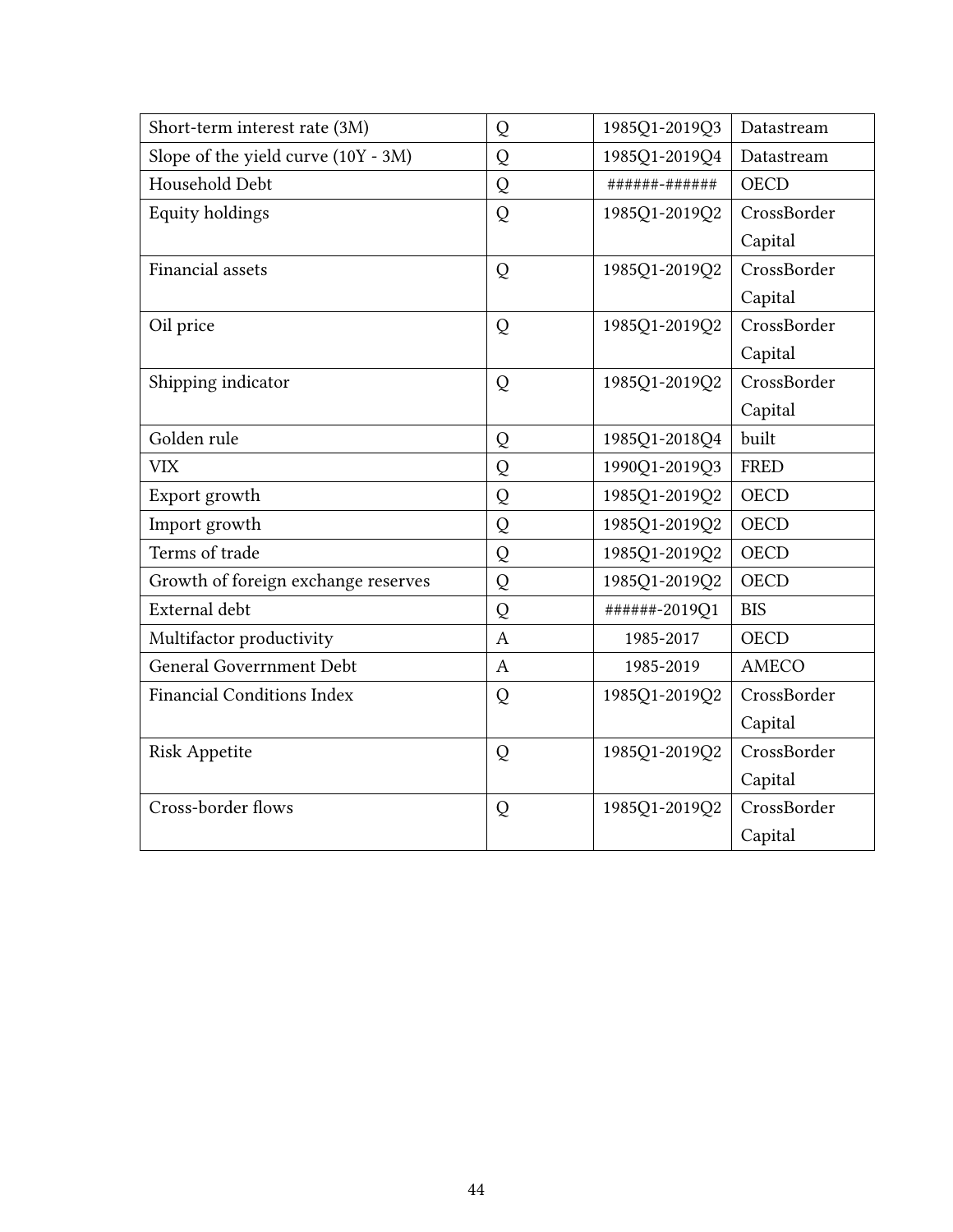| Short-term interest rate (3M) | Q | 1985Q1-2019Q3 | Datastream |
|---|---|---|---|
| Slope of the yield curve (10Y - 3M) | Q | 1985Q1-2019Q4 | Datastream |
| Household Debt | Q | ######-###### | OECD |
| Equity holdings | Q | 1985Q1-2019Q2 | CrossBorder Capital |
| Financial assets | Q | 1985Q1-2019Q2 | CrossBorder Capital |
| Oil price | Q | 1985Q1-2019Q2 | CrossBorder Capital |
| Shipping indicator | Q | 1985Q1-2019Q2 | CrossBorder Capital |
| Golden rule | Q | 1985Q1-2018Q4 | built |
| VIX | Q | 1990Q1-2019Q3 | FRED |
| Export growth | Q | 1985Q1-2019Q2 | OECD |
| Import growth | Q | 1985Q1-2019Q2 | OECD |
| Terms of trade | Q | 1985Q1-2019Q2 | OECD |
| Growth of foreign exchange reserves | Q | 1985Q1-2019Q2 | OECD |
| External debt | Q | ######-2019Q1 | BIS |
| Multifactor productivity | A | 1985-2017 | OECD |
| General Goverrnment Debt | A | 1985-2019 | AMECO |
| Financial Conditions Index | Q | 1985Q1-2019Q2 | CrossBorder Capital |
| Risk Appetite | Q | 1985Q1-2019Q2 | CrossBorder Capital |
| Cross-border flows | Q | 1985Q1-2019Q2 | CrossBorder Capital |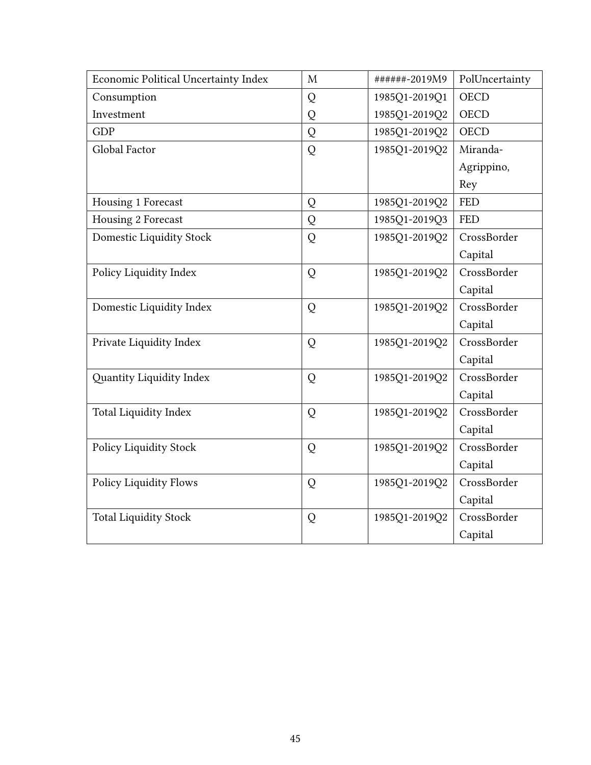| Economic Political Uncertainty Index | M | ######-2019M9 | PolUncertainty |
|---|---|---|---|
| Consumption | Q | 1985Q1-2019Q1 | OECD |
| Investment | Q | 1985Q1-2019Q2 | OECD |
| GDP | Q | 1985Q1-2019Q2 | OECD |
| Global Factor | Q | 1985Q1-2019Q2 | Miranda-Agrippino, Rey |
| Housing 1 Forecast | Q | 1985Q1-2019Q2 | FED |
| Housing 2 Forecast | Q | 1985Q1-2019Q3 | FED |
| Domestic Liquidity Stock | Q | 1985Q1-2019Q2 | CrossBorder Capital |
| Policy Liquidity Index | Q | 1985Q1-2019Q2 | CrossBorder Capital |
| Domestic Liquidity Index | Q | 1985Q1-2019Q2 | CrossBorder Capital |
| Private Liquidity Index | Q | 1985Q1-2019Q2 | CrossBorder Capital |
| Quantity Liquidity Index | Q | 1985Q1-2019Q2 | CrossBorder Capital |
| Total Liquidity Index | Q | 1985Q1-2019Q2 | CrossBorder Capital |
| Policy Liquidity Stock | Q | 1985Q1-2019Q2 | CrossBorder Capital |
| Policy Liquidity Flows | Q | 1985Q1-2019Q2 | CrossBorder Capital |
| Total Liquidity Stock | Q | 1985Q1-2019Q2 | CrossBorder Capital |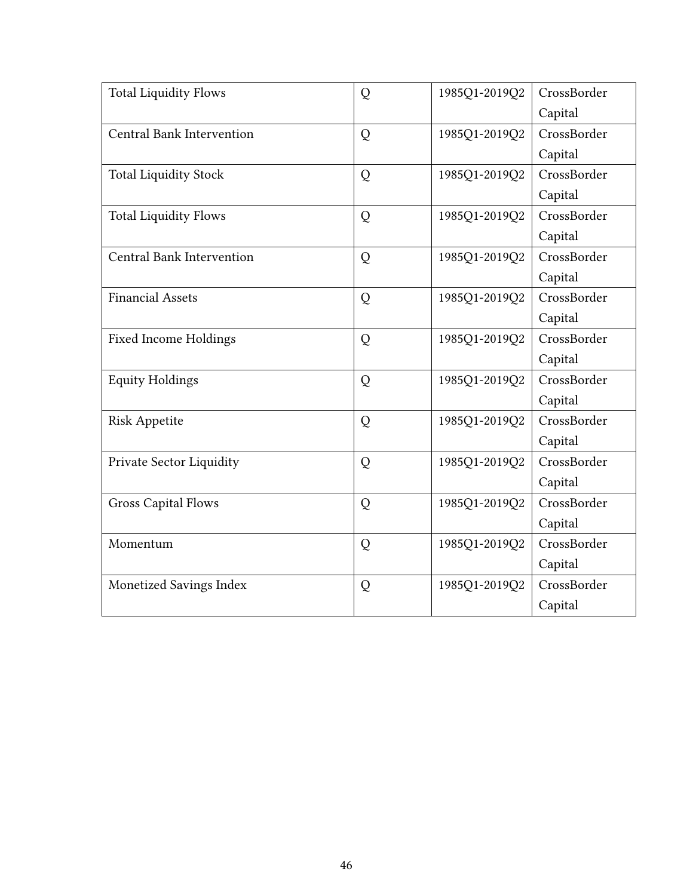| | | | |
|---|---|---|---|
| Total Liquidity Flows | Q | 1985Q1-2019Q2 | CrossBorder Capital |
| Central Bank Intervention | Q | 1985Q1-2019Q2 | CrossBorder Capital |
| Total Liquidity Stock | Q | 1985Q1-2019Q2 | CrossBorder Capital |
| Total Liquidity Flows | Q | 1985Q1-2019Q2 | CrossBorder Capital |
| Central Bank Intervention | Q | 1985Q1-2019Q2 | CrossBorder Capital |
| Financial Assets | Q | 1985Q1-2019Q2 | CrossBorder Capital |
| Fixed Income Holdings | Q | 1985Q1-2019Q2 | CrossBorder Capital |
| Equity Holdings | Q | 1985Q1-2019Q2 | CrossBorder Capital |
| Risk Appetite | Q | 1985Q1-2019Q2 | CrossBorder Capital |
| Private Sector Liquidity | Q | 1985Q1-2019Q2 | CrossBorder Capital |
| Gross Capital Flows | Q | 1985Q1-2019Q2 | CrossBorder Capital |
| Momentum | Q | 1985Q1-2019Q2 | CrossBorder Capital |
| Monetized Savings Index | Q | 1985Q1-2019Q2 | CrossBorder Capital |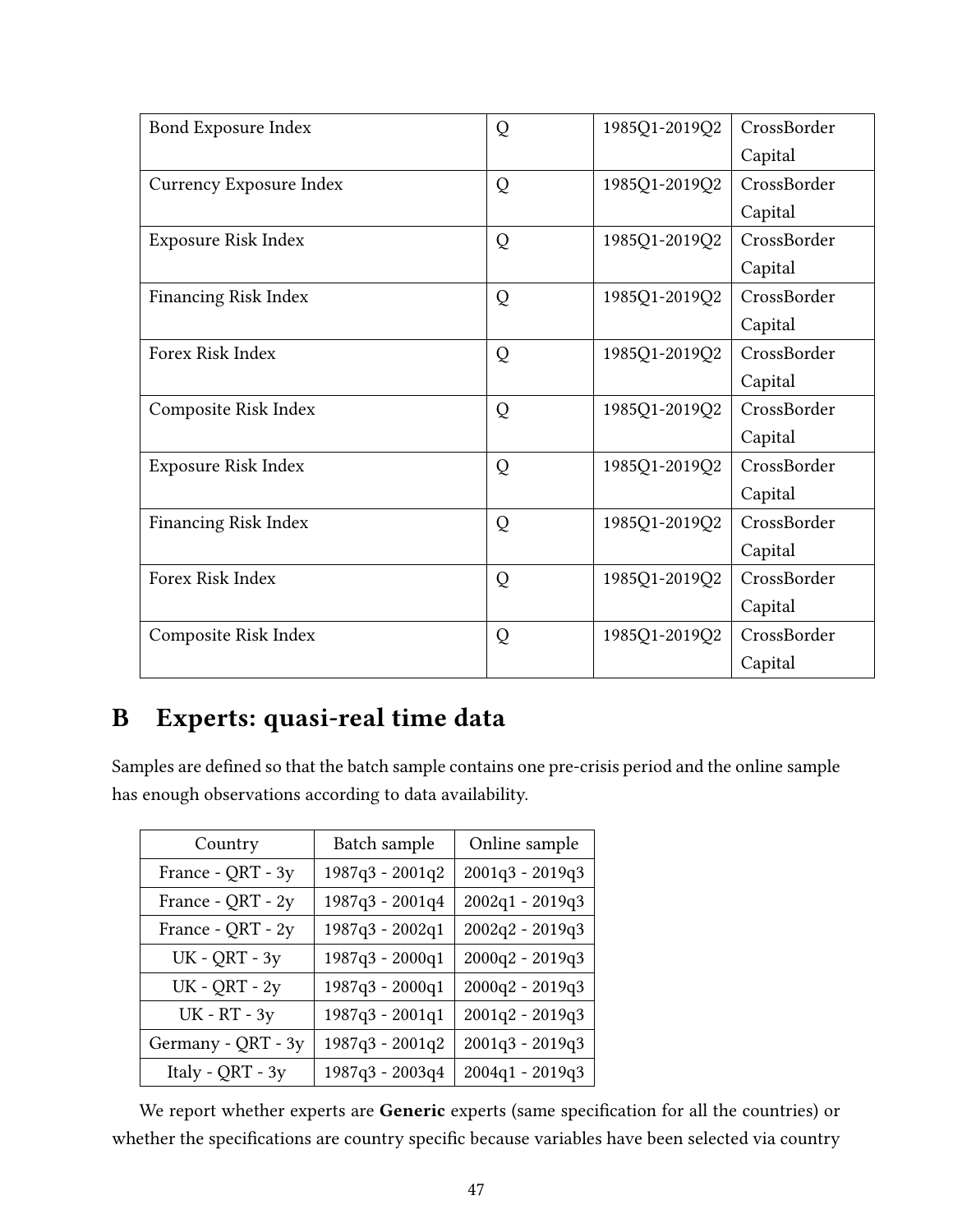| | | | |
|---|---|---|---|
| Bond Exposure Index | Q | 1985Q1-2019Q2 | CrossBorder Capital |
| Currency Exposure Index | Q | 1985Q1-2019Q2 | CrossBorder Capital |
| Exposure Risk Index | Q | 1985Q1-2019Q2 | CrossBorder Capital |
| Financing Risk Index | Q | 1985Q1-2019Q2 | CrossBorder Capital |
| Forex Risk Index | Q | 1985Q1-2019Q2 | CrossBorder Capital |
| Composite Risk Index | Q | 1985Q1-2019Q2 | CrossBorder Capital |
| Exposure Risk Index | Q | 1985Q1-2019Q2 | CrossBorder Capital |
| Financing Risk Index | Q | 1985Q1-2019Q2 | CrossBorder Capital |
| Forex Risk Index | Q | 1985Q1-2019Q2 | CrossBorder Capital |
| Composite Risk Index | Q | 1985Q1-2019Q2 | CrossBorder Capital |

# B Experts: quasi-real time data

Samples are defined so that the batch sample contains one pre-crisis period and the online sample has enough observations according to data availability.

| Country | Batch sample | Online sample |
|---|---|---|
| France - QRT - 3y | 1987q3 - 2001q2 | 2001q3 - 2019q3 |
| France - QRT - 2y | 1987q3 - 2001q4 | 2002q1 - 2019q3 |
| France - QRT - 2y | 1987q3 - 2002q1 | 2002q2 - 2019q3 |
| UK - QRT - 3y | 1987q3 - 2000q1 | 2000q2 - 2019q3 |
| UK - QRT - 2y | 1987q3 - 2000q1 | 2000q2 - 2019q3 |
| UK - RT - 3y | 1987q3 - 2001q1 | 2001q2 - 2019q3 |
| Germany - QRT - 3y | 1987q3 - 2001q2 | 2001q3 - 2019q3 |
| Italy - QRT - 3y | 1987q3 - 2003q4 | 2004q1 - 2019q3 |

We report whether experts are **Generic** experts (same specification for all the countries) or whether the specifications are country specific because variables have been selected via country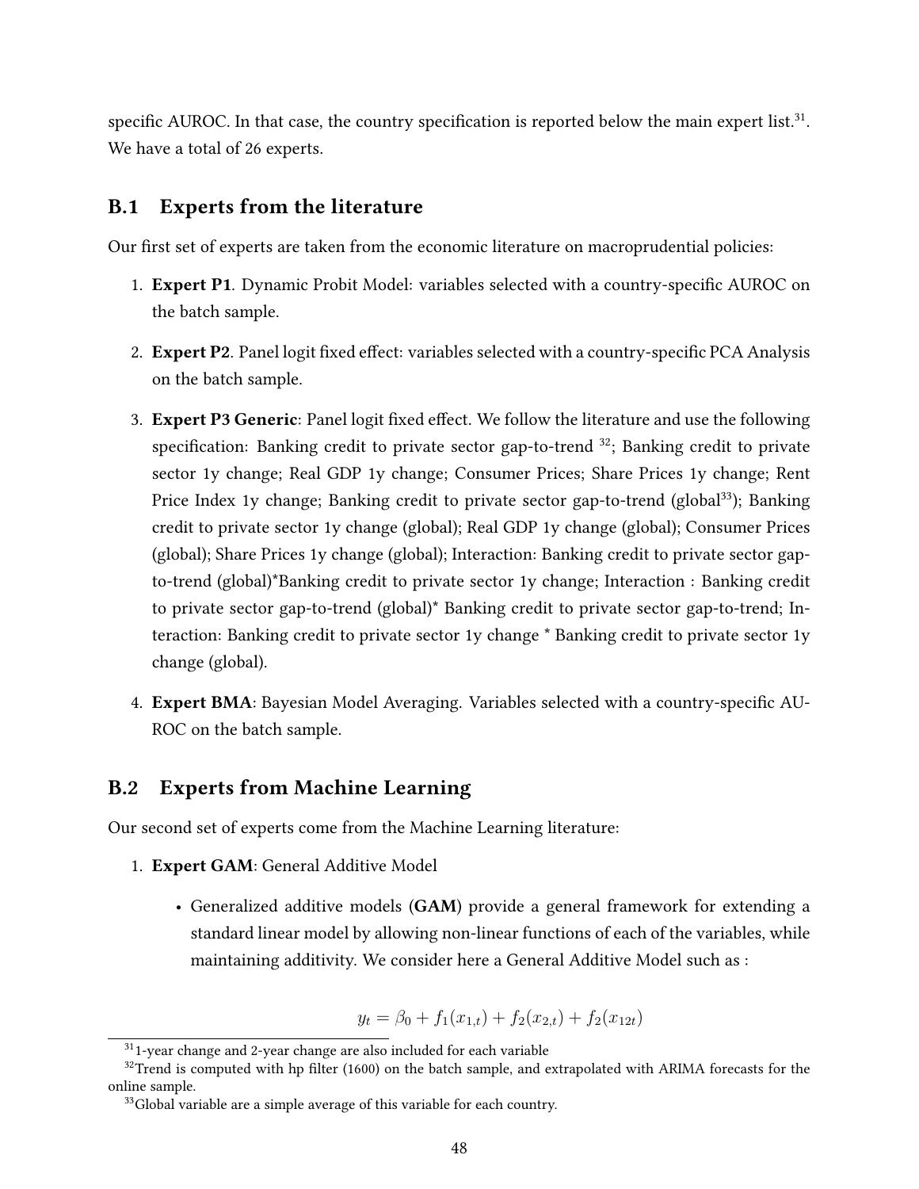specific AUROC. In that case, the country specification is reported below the main expert list.[31]. We have a total of 26 experts.

## B.1 Experts from the literature

Our first set of experts are taken from the economic literature on macroprudential policies:

1. **Expert P1**. Dynamic Probit Model: variables selected with a country-specific AUROC on the batch sample.
2. **Expert P2**. Panel logit fixed effect: variables selected with a country-specific PCA Analysis on the batch sample.
3. **Expert P3 Generic**: Panel logit fixed effect. We follow the literature and use the following specification: Banking credit to private sector gap-to-trend [32]; Banking credit to private sector 1y change; Real GDP 1y change; Consumer Prices; Share Prices 1y change; Rent Price Index 1y change; Banking credit to private sector gap-to-trend (global[33]); Banking credit to private sector 1y change (global); Real GDP 1y change (global); Consumer Prices (global); Share Prices 1y change (global); Interaction: Banking credit to private sector gap-to-trend (global)*Banking credit to private sector 1y change; Interaction : Banking credit to private sector gap-to-trend (global)* Banking credit to private sector gap-to-trend; Interaction: Banking credit to private sector 1y change * Banking credit to private sector 1y change (global).
4. **Expert BMA**: Bayesian Model Averaging. Variables selected with a country-specific AUROC on the batch sample.

## B.2 Experts from Machine Learning

Our second set of experts come from the Machine Learning literature:

1. **Expert GAM**: General Additive Model
   - Generalized additive models (**GAM**) provide a general framework for extending a standard linear model by allowing non-linear functions of each of the variables, while maintaining additivity. We consider here a General Additive Model such as :

$$y_t = \beta_0 + f_1(x_{1,t}) + f_2(x_{2,t}) + f_2(x_{12t})$$

---

[31] 1-year change and 2-year change are also included for each variable

[32] Trend is computed with hp filter (1600) on the batch sample, and extrapolated with ARIMA forecasts for the online sample.

[33] Global variable are a simple average of this variable for each country.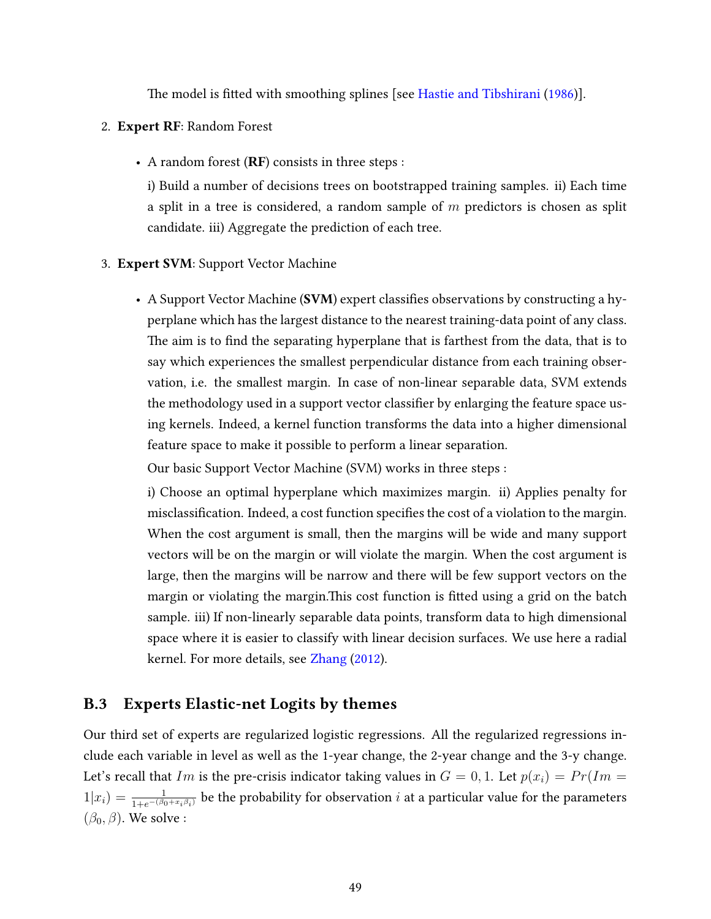The model is fitted with smoothing splines [see Hastie and Tibshirani (1986)].

2. **Expert RF**: Random Forest

   - A random forest (**RF**) consists in three steps :

     i) Build a number of decisions trees on bootstrapped training samples. ii) Each time a split in a tree is considered, a random sample of $m$ predictors is chosen as split candidate. iii) Aggregate the prediction of each tree.

3. **Expert SVM**: Support Vector Machine

   - A Support Vector Machine (**SVM**) expert classifies observations by constructing a hyperplane which has the largest distance to the nearest training-data point of any class. The aim is to find the separating hyperplane that is farthest from the data, that is to say which experiences the smallest perpendicular distance from each training observation, i.e. the smallest margin. In case of non-linear separable data, SVM extends the methodology used in a support vector classifier by enlarging the feature space using kernels. Indeed, a kernel function transforms the data into a higher dimensional feature space to make it possible to perform a linear separation.

     Our basic Support Vector Machine (SVM) works in three steps :

     i) Choose an optimal hyperplane which maximizes margin. ii) Applies penalty for misclassification. Indeed, a cost function specifies the cost of a violation to the margin. When the cost argument is small, then the margins will be wide and many support vectors will be on the margin or will violate the margin. When the cost argument is large, then the margins will be narrow and there will be few support vectors on the margin or violating the margin.This cost function is fitted using a grid on the batch sample. iii) If non-linearly separable data points, transform data to high dimensional space where it is easier to classify with linear decision surfaces. We use here a radial kernel. For more details, see Zhang (2012).

## B.3 Experts Elastic-net Logits by themes

Our third set of experts are regularized logistic regressions. All the regularized regressions include each variable in level as well as the 1-year change, the 2-year change and the 3-y change. Let's recall that $Im$ is the pre-crisis indicator taking values in $G = 0, 1$. Let $p(x_i) = Pr(Im = 1|x_i) = \frac{1}{1+e^{-(\beta_0 + x_i \beta_i)}}$ be the probability for observation $i$ at a particular value for the parameters $(\beta_0, \beta)$. We solve :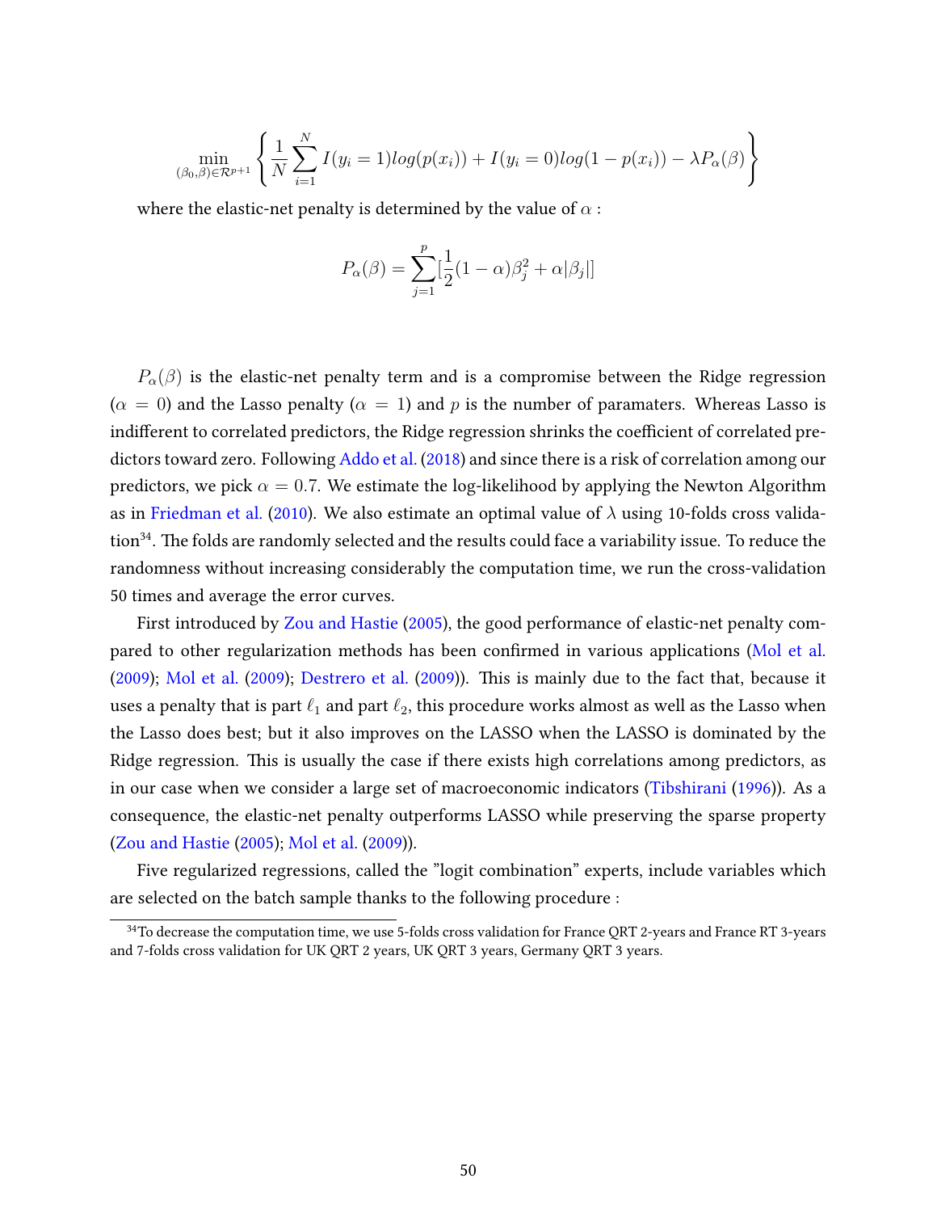$$\min_{(\beta_0,\beta)\in\mathcal{R}^{p+1}}\left\{\frac{1}{N}\sum_{i=1}^{N} I(y_i=1)log(p(x_i))+I(y_i=0)log(1-p(x_i))-\lambda P_\alpha(\beta)\right\}$$

where the elastic-net penalty is determined by the value of $\alpha$ :

$$P_\alpha(\beta)=\sum_{j=1}^{p}[\frac{1}{2}(1-\alpha)\beta_j^2+\alpha|\beta_j|]$$

$P_\alpha(\beta)$ is the elastic-net penalty term and is a compromise between the Ridge regression ($\alpha = 0$) and the Lasso penalty ($\alpha = 1$) and $p$ is the number of paramaters. Whereas Lasso is indifferent to correlated predictors, the Ridge regression shrinks the coefficient of correlated predictors toward zero. Following Addo et al. (2018) and since there is a risk of correlation among our predictors, we pick $\alpha = 0.7$. We estimate the log-likelihood by applying the Newton Algorithm as in Friedman et al. (2010). We also estimate an optimal value of $\lambda$ using 10-folds cross validation[34]. The folds are randomly selected and the results could face a variability issue. To reduce the randomness without increasing considerably the computation time, we run the cross-validation 50 times and average the error curves.

First introduced by Zou and Hastie (2005), the good performance of elastic-net penalty compared to other regularization methods has been confirmed in various applications (Mol et al. (2009); Mol et al. (2009); Destrero et al. (2009)). This is mainly due to the fact that, because it uses a penalty that is part $\ell_1$ and part $\ell_2$, this procedure works almost as well as the Lasso when the Lasso does best; but it also improves on the LASSO when the LASSO is dominated by the Ridge regression. This is usually the case if there exists high correlations among predictors, as in our case when we consider a large set of macroeconomic indicators (Tibshirani (1996)). As a consequence, the elastic-net penalty outperforms LASSO while preserving the sparse property (Zou and Hastie (2005); Mol et al. (2009)).

Five regularized regressions, called the "logit combination" experts, include variables which are selected on the batch sample thanks to the following procedure :

[34] To decrease the computation time, we use 5-folds cross validation for France QRT 2-years and France RT 3-years and 7-folds cross validation for UK QRT 2 years, UK QRT 3 years, Germany QRT 3 years.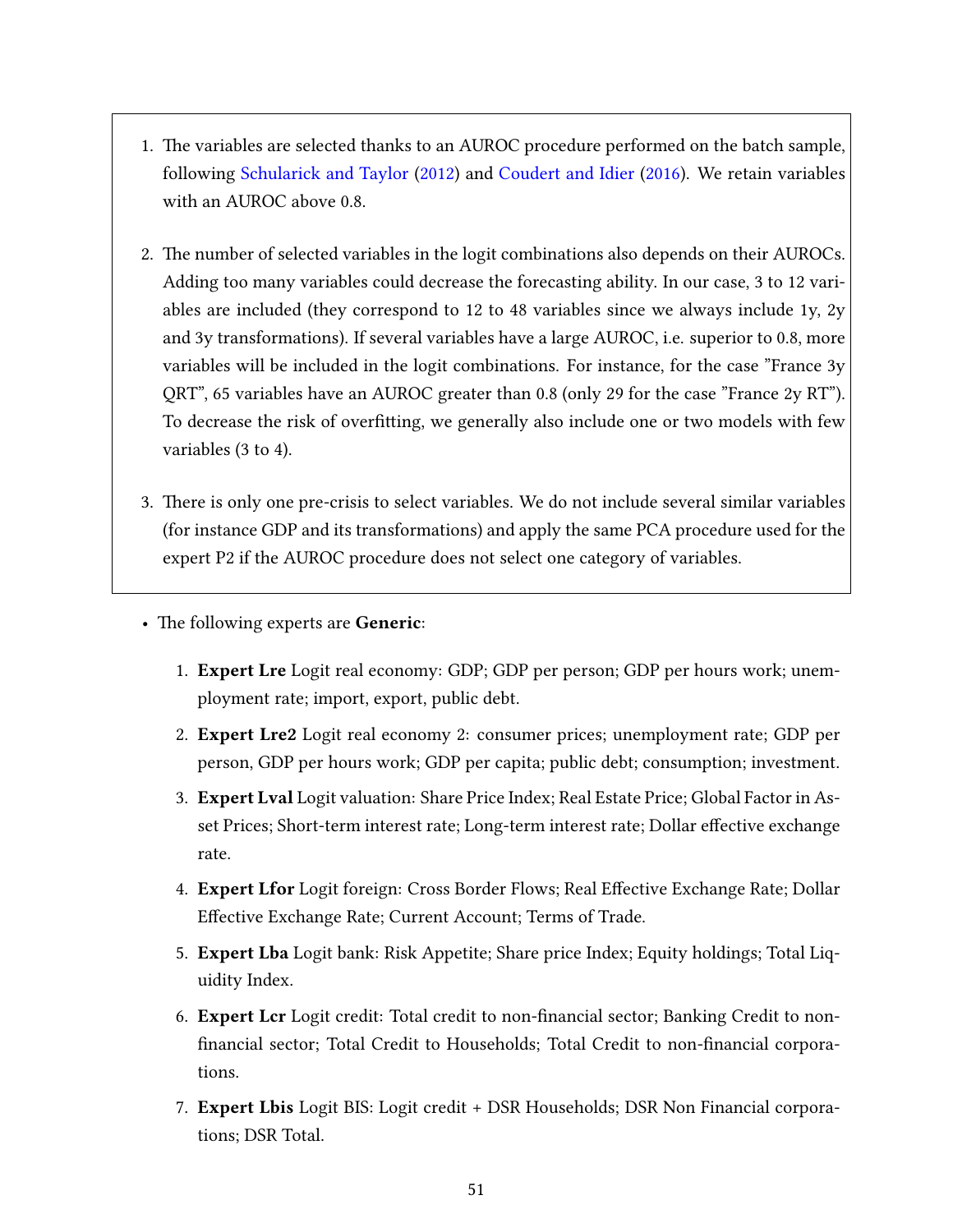1. The variables are selected thanks to an AUROC procedure performed on the batch sample, following Schularick and Taylor (2012) and Coudert and Idier (2016). We retain variables with an AUROC above 0.8.

2. The number of selected variables in the logit combinations also depends on their AUROCs. Adding too many variables could decrease the forecasting ability. In our case, 3 to 12 variables are included (they correspond to 12 to 48 variables since we always include 1y, 2y and 3y transformations). If several variables have a large AUROC, i.e. superior to 0.8, more variables will be included in the logit combinations. For instance, for the case "France 3y QRT", 65 variables have an AUROC greater than 0.8 (only 29 for the case "France 2y RT"). To decrease the risk of overfitting, we generally also include one or two models with few variables (3 to 4).

3. There is only one pre-crisis to select variables. We do not include several similar variables (for instance GDP and its transformations) and apply the same PCA procedure used for the expert P2 if the AUROC procedure does not select one category of variables.

- The following experts are **Generic**:

  1. **Expert Lre** Logit real economy: GDP; GDP per person; GDP per hours work; unemployment rate; import, export, public debt.
  2. **Expert Lre2** Logit real economy 2: consumer prices; unemployment rate; GDP per person, GDP per hours work; GDP per capita; public debt; consumption; investment.
  3. **Expert Lval** Logit valuation: Share Price Index; Real Estate Price; Global Factor in Asset Prices; Short-term interest rate; Long-term interest rate; Dollar effective exchange rate.
  4. **Expert Lfor** Logit foreign: Cross Border Flows; Real Effective Exchange Rate; Dollar Effective Exchange Rate; Current Account; Terms of Trade.
  5. **Expert Lba** Logit bank: Risk Appetite; Share price Index; Equity holdings; Total Liquidity Index.
  6. **Expert Lcr** Logit credit: Total credit to non-financial sector; Banking Credit to non-financial sector; Total Credit to Households; Total Credit to non-financial corporations.
  7. **Expert Lbis** Logit BIS: Logit credit + DSR Households; DSR Non Financial corporations; DSR Total.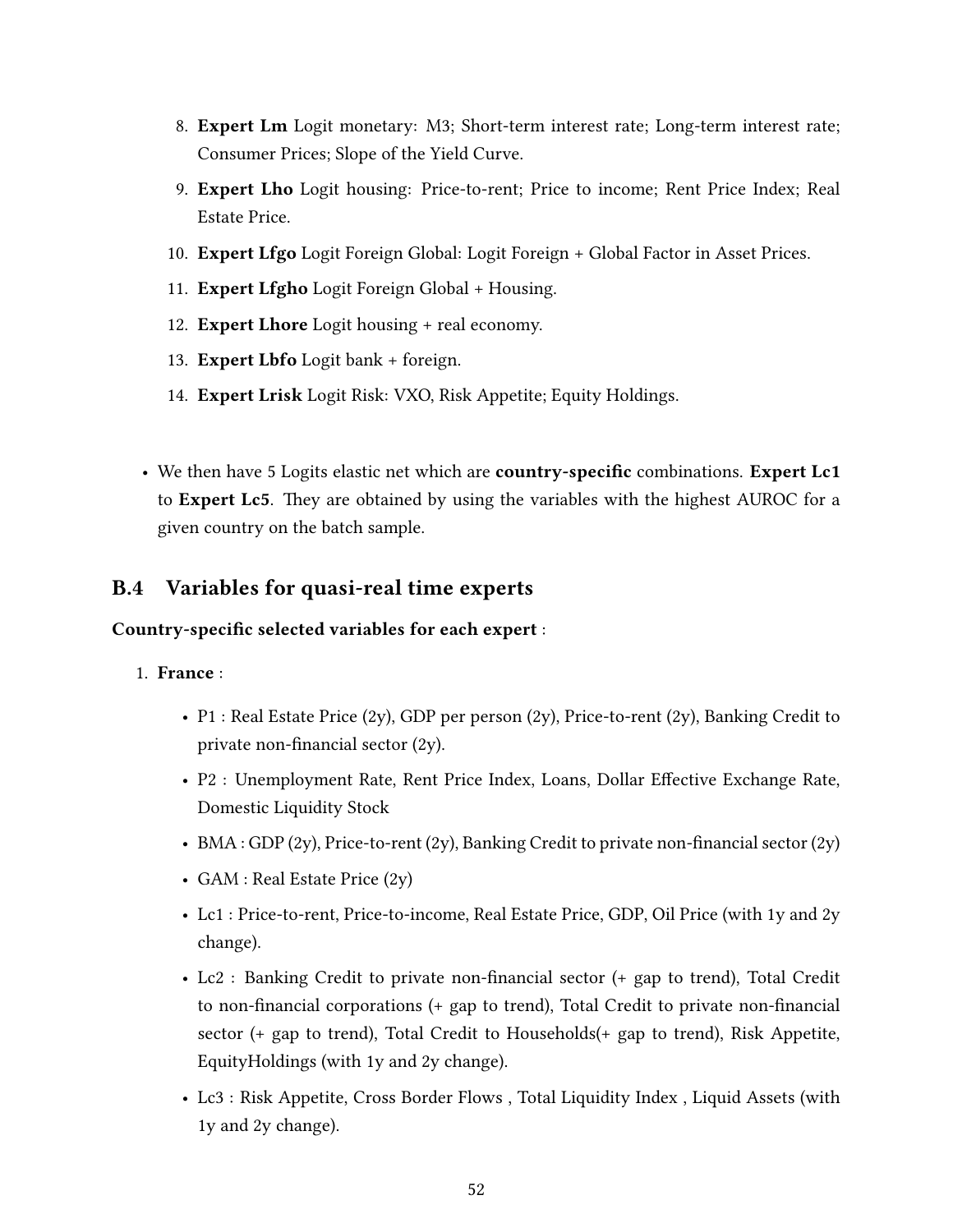8. **Expert Lm** Logit monetary: M3; Short-term interest rate; Long-term interest rate; Consumer Prices; Slope of the Yield Curve.
9. **Expert Lho** Logit housing: Price-to-rent; Price to income; Rent Price Index; Real Estate Price.
10. **Expert Lfgo** Logit Foreign Global: Logit Foreign + Global Factor in Asset Prices.
11. **Expert Lfgho** Logit Foreign Global + Housing.
12. **Expert Lhore** Logit housing + real economy.
13. **Expert Lbfo** Logit bank + foreign.
14. **Expert Lrisk** Logit Risk: VXO, Risk Appetite; Equity Holdings.

- We then have 5 Logits elastic net which are **country-specific** combinations. **Expert Lc1** to **Expert Lc5**. They are obtained by using the variables with the highest AUROC for a given country on the batch sample.

## B.4 Variables for quasi-real time experts

**Country-specific selected variables for each expert** :

1. **France** :
   - P1 : Real Estate Price (2y), GDP per person (2y), Price-to-rent (2y), Banking Credit to private non-financial sector (2y).
   - P2 : Unemployment Rate, Rent Price Index, Loans, Dollar Effective Exchange Rate, Domestic Liquidity Stock
   - BMA : GDP (2y), Price-to-rent (2y), Banking Credit to private non-financial sector (2y)
   - GAM : Real Estate Price (2y)
   - Lc1 : Price-to-rent, Price-to-income, Real Estate Price, GDP, Oil Price (with 1y and 2y change).
   - Lc2 : Banking Credit to private non-financial sector (+ gap to trend), Total Credit to non-financial corporations (+ gap to trend), Total Credit to private non-financial sector (+ gap to trend), Total Credit to Households(+ gap to trend), Risk Appetite, EquityHoldings (with 1y and 2y change).
   - Lc3 : Risk Appetite, Cross Border Flows , Total Liquidity Index , Liquid Assets (with 1y and 2y change).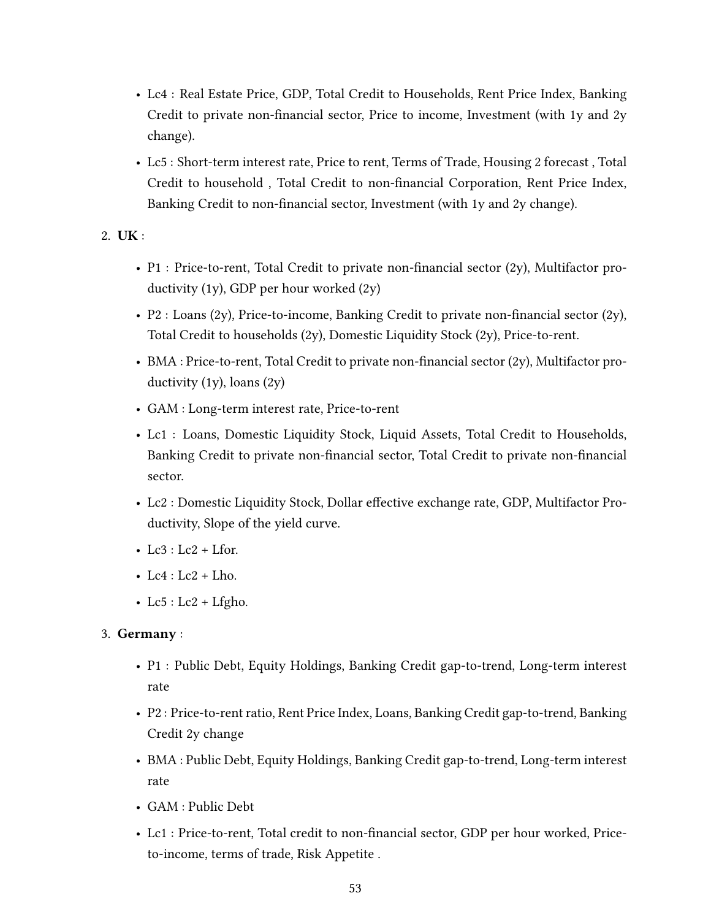- Lc4 : Real Estate Price, GDP, Total Credit to Households, Rent Price Index, Banking Credit to private non-financial sector, Price to income, Investment (with 1y and 2y change).
- Lc5 : Short-term interest rate, Price to rent, Terms of Trade, Housing 2 forecast , Total Credit to household , Total Credit to non-financial Corporation, Rent Price Index, Banking Credit to non-financial sector, Investment (with 1y and 2y change).

2. **UK** :

   - P1 : Price-to-rent, Total Credit to private non-financial sector (2y), Multifactor productivity (1y), GDP per hour worked (2y)
   - P2 : Loans (2y), Price-to-income, Banking Credit to private non-financial sector (2y), Total Credit to households (2y), Domestic Liquidity Stock (2y), Price-to-rent.
   - BMA : Price-to-rent, Total Credit to private non-financial sector (2y), Multifactor productivity (1y), loans (2y)
   - GAM : Long-term interest rate, Price-to-rent
   - Lc1 : Loans, Domestic Liquidity Stock, Liquid Assets, Total Credit to Households, Banking Credit to private non-financial sector, Total Credit to private non-financial sector.
   - Lc2 : Domestic Liquidity Stock, Dollar effective exchange rate, GDP, Multifactor Productivity, Slope of the yield curve.
   - Lc3 : Lc2 + Lfor.
   - Lc4 : Lc2 + Lho.
   - Lc5 : Lc2 + Lfgho.

3. **Germany** :

   - P1 : Public Debt, Equity Holdings, Banking Credit gap-to-trend, Long-term interest rate
   - P2 : Price-to-rent ratio, Rent Price Index, Loans, Banking Credit gap-to-trend, Banking Credit 2y change
   - BMA : Public Debt, Equity Holdings, Banking Credit gap-to-trend, Long-term interest rate
   - GAM : Public Debt
   - Lc1 : Price-to-rent, Total credit to non-financial sector, GDP per hour worked, Price-to-income, terms of trade, Risk Appetite .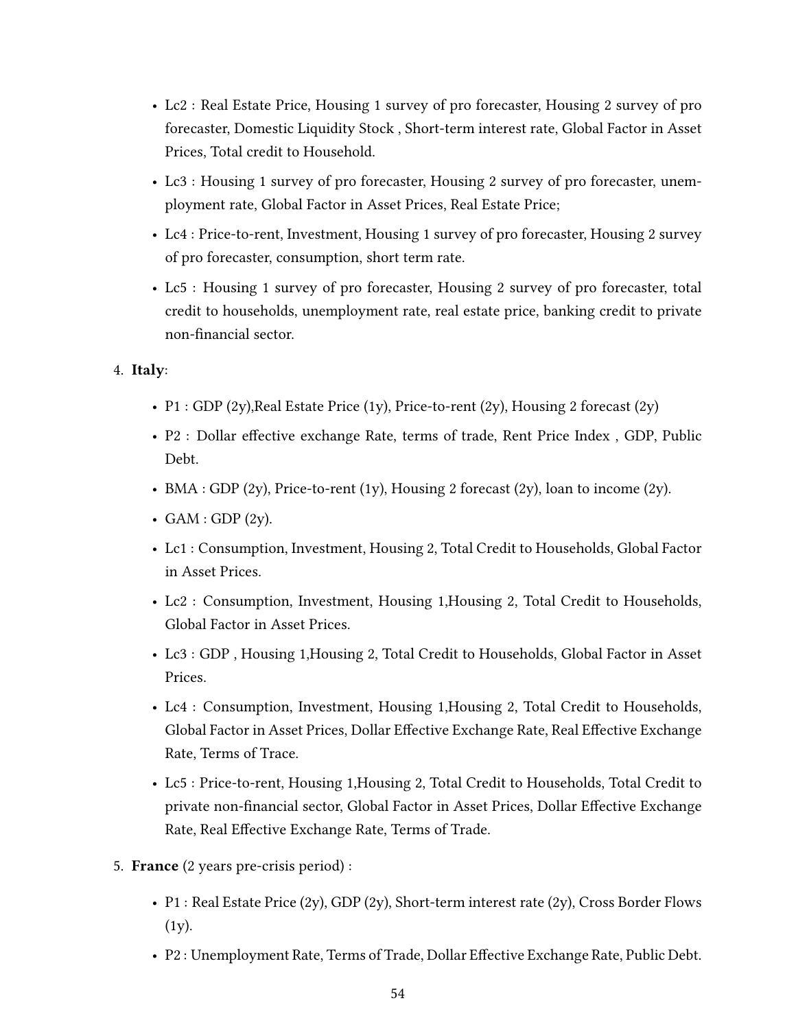- Lc2 : Real Estate Price, Housing 1 survey of pro forecaster, Housing 2 survey of pro forecaster, Domestic Liquidity Stock , Short-term interest rate, Global Factor in Asset Prices, Total credit to Household.
- Lc3 : Housing 1 survey of pro forecaster, Housing 2 survey of pro forecaster, unemployment rate, Global Factor in Asset Prices, Real Estate Price;
- Lc4 : Price-to-rent, Investment, Housing 1 survey of pro forecaster, Housing 2 survey of pro forecaster, consumption, short term rate.
- Lc5 : Housing 1 survey of pro forecaster, Housing 2 survey of pro forecaster, total credit to households, unemployment rate, real estate price, banking credit to private non-financial sector.

4. **Italy**:
   - P1 : GDP (2y),Real Estate Price (1y), Price-to-rent (2y), Housing 2 forecast (2y)
   - P2 : Dollar effective exchange Rate, terms of trade, Rent Price Index , GDP, Public Debt.
   - BMA : GDP (2y), Price-to-rent (1y), Housing 2 forecast (2y), loan to income (2y).
   - GAM : GDP (2y).
   - Lc1 : Consumption, Investment, Housing 2, Total Credit to Households, Global Factor in Asset Prices.
   - Lc2 : Consumption, Investment, Housing 1,Housing 2, Total Credit to Households, Global Factor in Asset Prices.
   - Lc3 : GDP , Housing 1,Housing 2, Total Credit to Households, Global Factor in Asset Prices.
   - Lc4 : Consumption, Investment, Housing 1,Housing 2, Total Credit to Households, Global Factor in Asset Prices, Dollar Effective Exchange Rate, Real Effective Exchange Rate, Terms of Trace.
   - Lc5 : Price-to-rent, Housing 1,Housing 2, Total Credit to Households, Total Credit to private non-financial sector, Global Factor in Asset Prices, Dollar Effective Exchange Rate, Real Effective Exchange Rate, Terms of Trade.

5. **France** (2 years pre-crisis period) :
   - P1 : Real Estate Price (2y), GDP (2y), Short-term interest rate (2y), Cross Border Flows (1y).
   - P2 : Unemployment Rate, Terms of Trade, Dollar Effective Exchange Rate, Public Debt.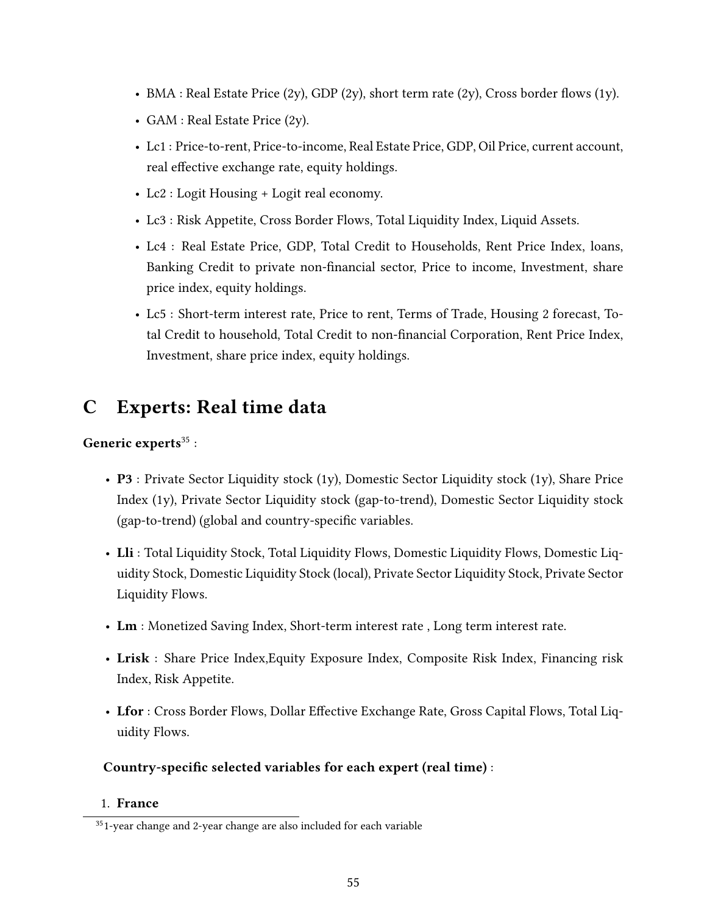- BMA : Real Estate Price (2y), GDP (2y), short term rate (2y), Cross border flows (1y).
- GAM : Real Estate Price (2y).
- Lc1 : Price-to-rent, Price-to-income, Real Estate Price, GDP, Oil Price, current account, real effective exchange rate, equity holdings.
- Lc2 : Logit Housing + Logit real economy.
- Lc3 : Risk Appetite, Cross Border Flows, Total Liquidity Index, Liquid Assets.
- Lc4 : Real Estate Price, GDP, Total Credit to Households, Rent Price Index, loans, Banking Credit to private non-financial sector, Price to income, Investment, share price index, equity holdings.
- Lc5 : Short-term interest rate, Price to rent, Terms of Trade, Housing 2 forecast, Total Credit to household, Total Credit to non-financial Corporation, Rent Price Index, Investment, share price index, equity holdings.

# C Experts: Real time data

**Generic experts**[35] :

- **P3** : Private Sector Liquidity stock (1y), Domestic Sector Liquidity stock (1y), Share Price Index (1y), Private Sector Liquidity stock (gap-to-trend), Domestic Sector Liquidity stock (gap-to-trend) (global and country-specific variables.
- **Lli** : Total Liquidity Stock, Total Liquidity Flows, Domestic Liquidity Flows, Domestic Liquidity Stock, Domestic Liquidity Stock (local), Private Sector Liquidity Stock, Private Sector Liquidity Flows.
- **Lm** : Monetized Saving Index, Short-term interest rate , Long term interest rate.
- **Lrisk** : Share Price Index,Equity Exposure Index, Composite Risk Index, Financing risk Index, Risk Appetite.
- **Lfor** : Cross Border Flows, Dollar Effective Exchange Rate, Gross Capital Flows, Total Liquidity Flows.

**Country-specific selected variables for each expert (real time)** :

1. **France**

[35] 1-year change and 2-year change are also included for each variable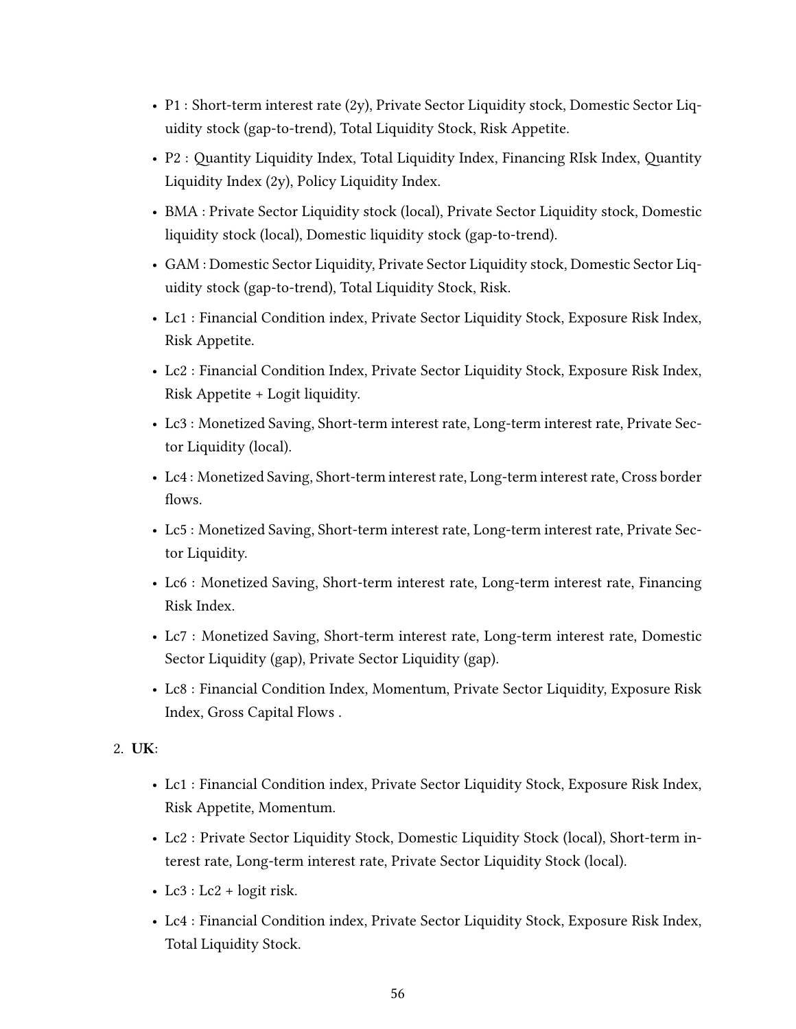- P1 : Short-term interest rate (2y), Private Sector Liquidity stock, Domestic Sector Liquidity stock (gap-to-trend), Total Liquidity Stock, Risk Appetite.
- P2 : Quantity Liquidity Index, Total Liquidity Index, Financing RIsk Index, Quantity Liquidity Index (2y), Policy Liquidity Index.
- BMA : Private Sector Liquidity stock (local), Private Sector Liquidity stock, Domestic liquidity stock (local), Domestic liquidity stock (gap-to-trend).
- GAM : Domestic Sector Liquidity, Private Sector Liquidity stock, Domestic Sector Liquidity stock (gap-to-trend), Total Liquidity Stock, Risk.
- Lc1 : Financial Condition index, Private Sector Liquidity Stock, Exposure Risk Index, Risk Appetite.
- Lc2 : Financial Condition Index, Private Sector Liquidity Stock, Exposure Risk Index, Risk Appetite + Logit liquidity.
- Lc3 : Monetized Saving, Short-term interest rate, Long-term interest rate, Private Sector Liquidity (local).
- Lc4 : Monetized Saving, Short-term interest rate, Long-term interest rate, Cross border flows.
- Lc5 : Monetized Saving, Short-term interest rate, Long-term interest rate, Private Sector Liquidity.
- Lc6 : Monetized Saving, Short-term interest rate, Long-term interest rate, Financing Risk Index.
- Lc7 : Monetized Saving, Short-term interest rate, Long-term interest rate, Domestic Sector Liquidity (gap), Private Sector Liquidity (gap).
- Lc8 : Financial Condition Index, Momentum, Private Sector Liquidity, Exposure Risk Index, Gross Capital Flows .

2. **UK**:

   - Lc1 : Financial Condition index, Private Sector Liquidity Stock, Exposure Risk Index, Risk Appetite, Momentum.
   - Lc2 : Private Sector Liquidity Stock, Domestic Liquidity Stock (local), Short-term interest rate, Long-term interest rate, Private Sector Liquidity Stock (local).
   - Lc3 : Lc2 + logit risk.
   - Lc4 : Financial Condition index, Private Sector Liquidity Stock, Exposure Risk Index, Total Liquidity Stock.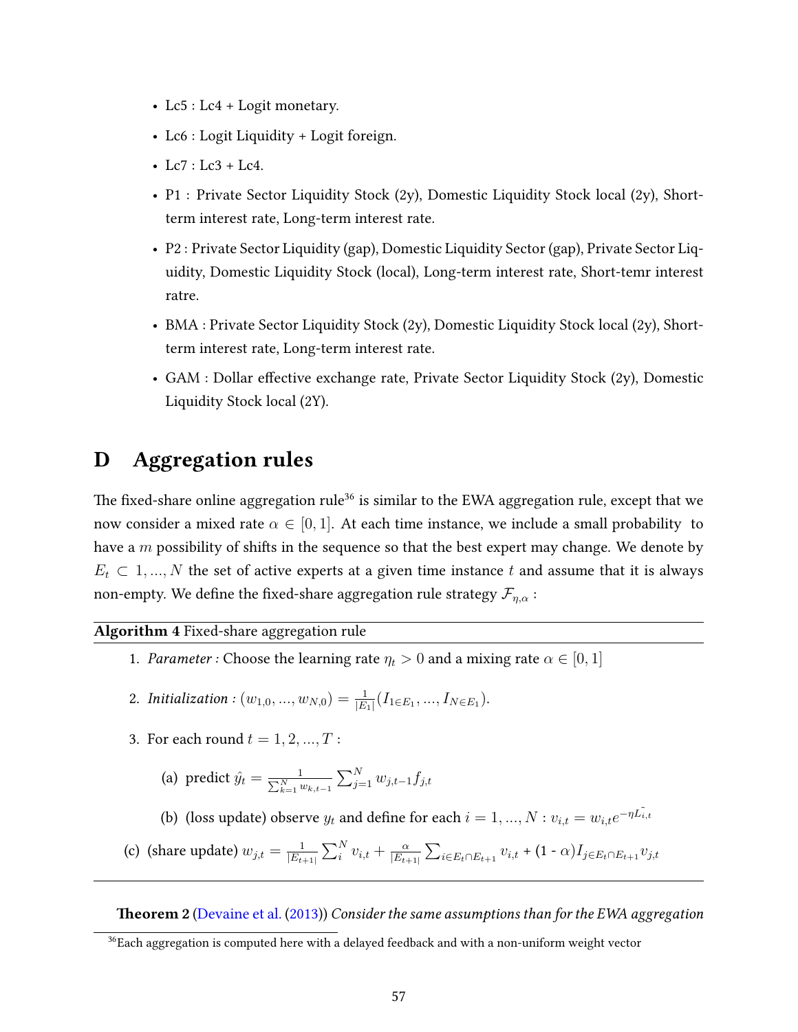- Lc5 : Lc4 + Logit monetary.
- Lc6 : Logit Liquidity + Logit foreign.
- Lc7 : Lc3 + Lc4.
- P1 : Private Sector Liquidity Stock (2y), Domestic Liquidity Stock local (2y), Short-term interest rate, Long-term interest rate.
- P2 : Private Sector Liquidity (gap), Domestic Liquidity Sector (gap), Private Sector Liquidity, Domestic Liquidity Stock (local), Long-term interest rate, Short-temr interest ratre.
- BMA : Private Sector Liquidity Stock (2y), Domestic Liquidity Stock local (2y), Short-term interest rate, Long-term interest rate.
- GAM : Dollar effective exchange rate, Private Sector Liquidity Stock (2y), Domestic Liquidity Stock local (2Y).

# D Aggregation rules

The fixed-share online aggregation rule[36] is similar to the EWA aggregation rule, except that we now consider a mixed rate $\alpha \in [0, 1]$. At each time instance, we include a small probability to have a $m$ possibility of shifts in the sequence so that the best expert may change. We denote by $E_t \subset 1, ..., N$ the set of active experts at a given time instance $t$ and assume that it is always non-empty. We define the fixed-share aggregation rule strategy $\mathcal{F}_{\eta,\alpha}$ :

**Algorithm 4** Fixed-share aggregation rule

1. *Parameter :* Choose the learning rate $\eta_t > 0$ and a mixing rate $\alpha \in [0, 1]$
2. *Initialization :* $(w_{1,0}, ..., w_{N,0}) = \frac{1}{|E_1|}(I_{1 \in E_1}, ..., I_{N \in E_1})$.
3. For each round $t = 1, 2, ..., T$ :
   (a) predict $\hat{y}_t = \frac{1}{\sum_{k=1}^{N} w_{k,t-1}} \sum_{j=1}^{N} w_{j,t-1} f_{j,t}$
   (b) (loss update) observe $y_t$ and define for each $i = 1, ..., N$ : $v_{i,t} = w_{i,t} e^{-\eta \tilde{L_{i,t}}}$
   (c) (share update) $w_{j,t} = \frac{1}{|E_{t+1}|} \sum_i^N v_{i,t} + \frac{\alpha}{|E_{t+1}|} \sum_{i \in E_t \cap E_{t+1}} v_{i,t}$ + (1 - $\alpha$)$I_{j \in E_t \cap E_{t+1}} v_{j,t}$

**Theorem 2** (Devaine et al. (2013)) *Consider the same assumptions than for the EWA aggregation*

[36]Each aggregation is computed here with a delayed feedback and with a non-uniform weight vector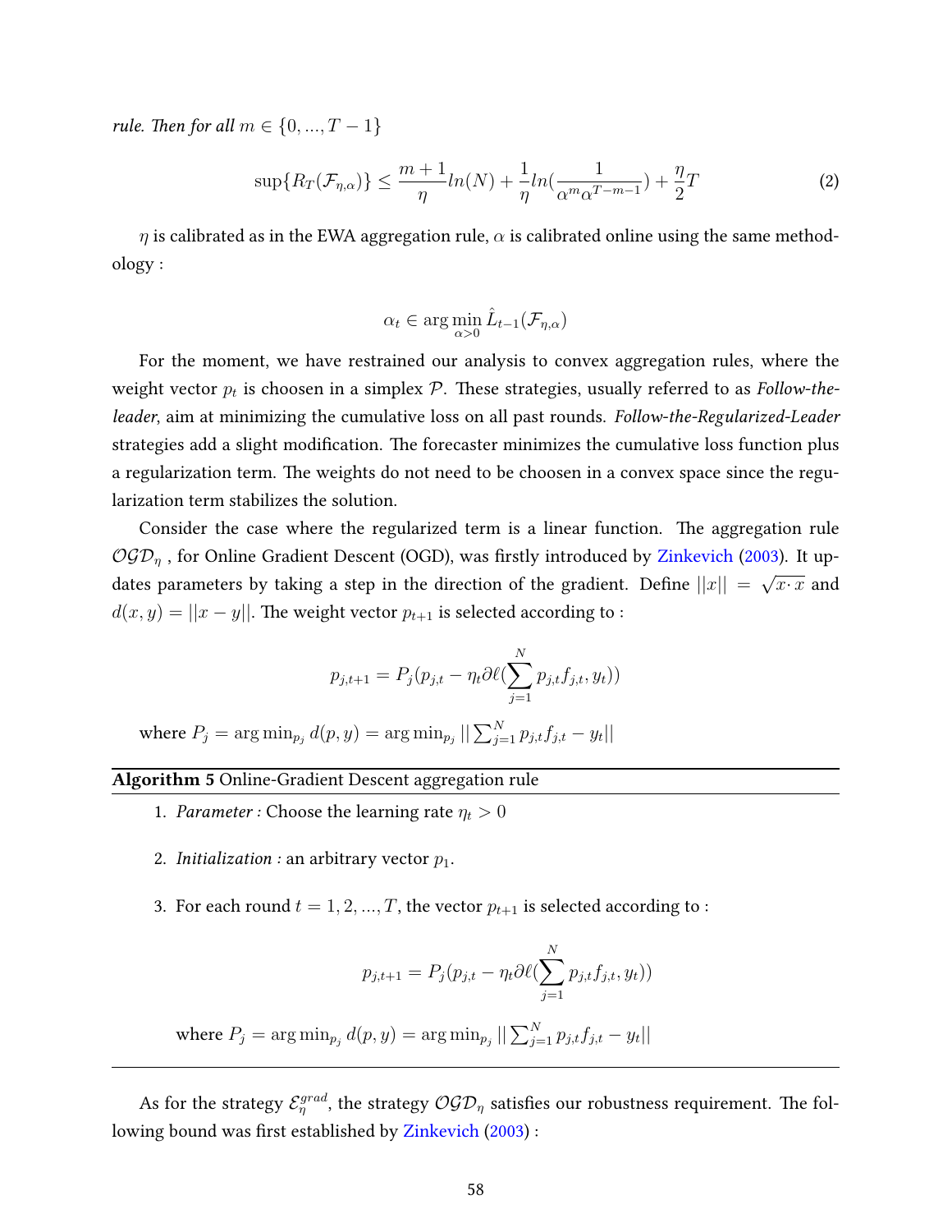*rule. Then for all* $m \in \{0, ..., T-1\}$

$$\sup\{R_T(\mathcal{F}_{\eta,\alpha})\} \leq \frac{m+1}{\eta} ln(N) + \frac{1}{\eta} ln(\frac{1}{\alpha^m \alpha^{T-m-1}}) + \frac{\eta}{2} T \tag{2}$$

$\eta$ is calibrated as in the EWA aggregation rule, $\alpha$ is calibrated online using the same methodology :

$$\alpha_t \in \arg\min_{\alpha > 0} \hat{L}_{t-1}(\mathcal{F}_{\eta,\alpha})$$

For the moment, we have restrained our analysis to convex aggregation rules, where the weight vector $p_t$ is choosen in a simplex $\mathcal{P}$. These strategies, usually referred to as *Follow-the-leader*, aim at minimizing the cumulative loss on all past rounds. *Follow-the-Regularized-Leader* strategies add a slight modification. The forecaster minimizes the cumulative loss function plus a regularization term. The weights do not need to be choosen in a convex space since the regularization term stabilizes the solution.

Consider the case where the regularized term is a linear function. The aggregation rule $\mathcal{OGD}_\eta$ , for Online Gradient Descent (OGD), was firstly introduced by Zinkevich (2003). It updates parameters by taking a step in the direction of the gradient. Define $||x|| = \sqrt{x \cdot x}$ and $d(x, y) = ||x - y||$. The weight vector $p_{t+1}$ is selected according to :

$$p_{j,t+1} = P_j(p_{j,t} - \eta_t \partial \ell(\sum_{j=1}^{N} p_{j,t} f_{j,t}, y_t))$$

where $P_j = \arg\min_{p_j} d(p, y) = \arg\min_{p_j} || \sum_{j=1}^{N} p_{j,t} f_{j,t} - y_t||$

**Algorithm 5** Online-Gradient Descent aggregation rule

1. *Parameter :* Choose the learning rate $\eta_t > 0$
2. *Initialization :* an arbitrary vector $p_1$.
3. For each round $t = 1, 2, ..., T$, the vector $p_{t+1}$ is selected according to :

$$p_{j,t+1} = P_j(p_{j,t} - \eta_t \partial \ell(\sum_{j=1}^{N} p_{j,t} f_{j,t}, y_t))$$

where $P_j = \arg\min_{p_j} d(p, y) = \arg\min_{p_j} || \sum_{j=1}^{N} p_{j,t} f_{j,t} - y_t||$

As for the strategy $\mathcal{E}_\eta^{grad}$, the strategy $\mathcal{OGD}_\eta$ satisfies our robustness requirement. The following bound was first established by Zinkevich (2003) :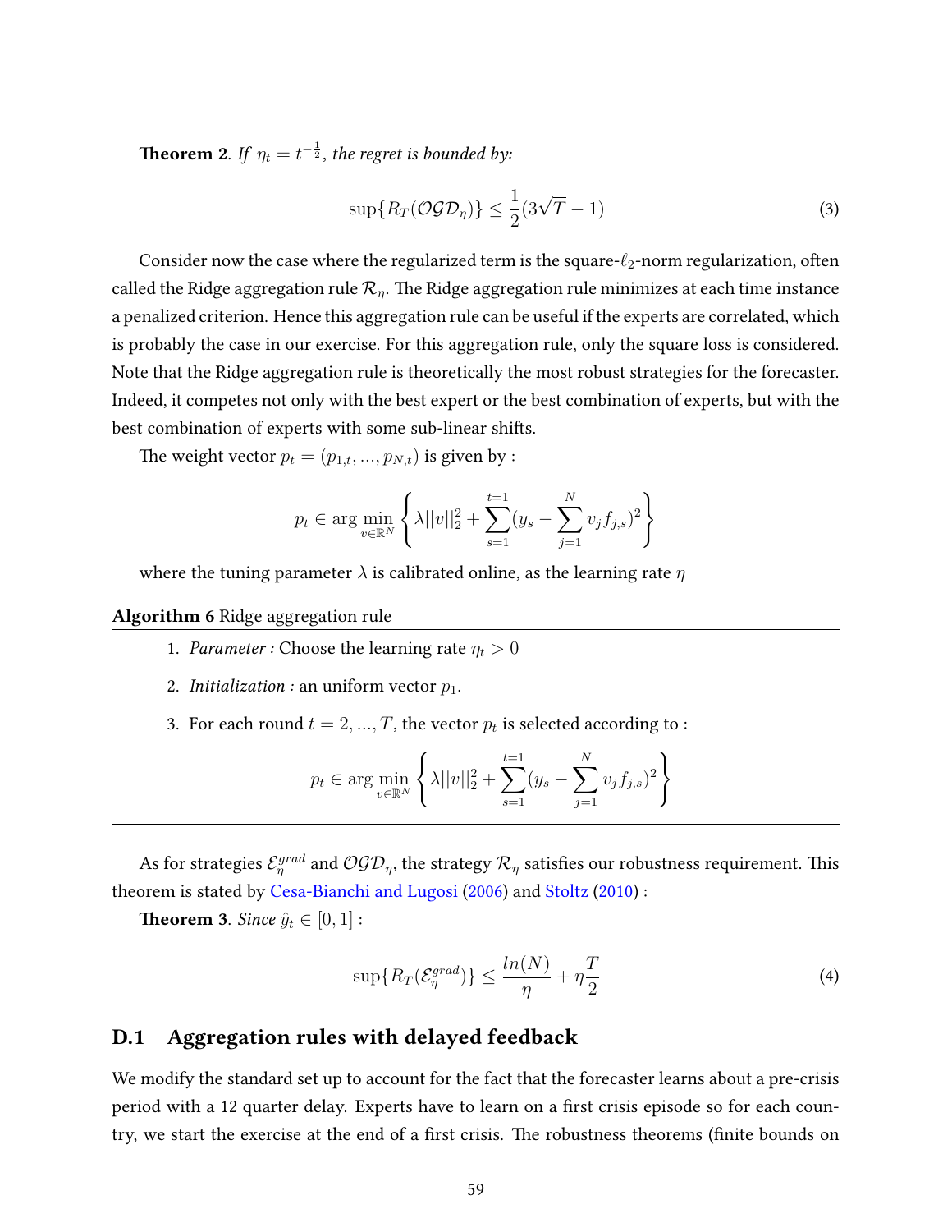**Theorem 2**. *If $\eta_t = t^{-\frac{1}{2}}$, the regret is bounded by:*

$$\sup\{R_T(\mathcal{OGD}_\eta)\} \leq \frac{1}{2}(3\sqrt{T} - 1) \tag{3}$$

Consider now the case where the regularized term is the square-$\ell_2$-norm regularization, often called the Ridge aggregation rule $\mathcal{R}_\eta$. The Ridge aggregation rule minimizes at each time instance a penalized criterion. Hence this aggregation rule can be useful if the experts are correlated, which is probably the case in our exercise. For this aggregation rule, only the square loss is considered. Note that the Ridge aggregation rule is theoretically the most robust strategies for the forecaster. Indeed, it competes not only with the best expert or the best combination of experts, but with the best combination of experts with some sub-linear shifts.

The weight vector $p_t = (p_{1,t}, ..., p_{N,t})$ is given by :

$$p_t \in \arg\min_{v \in \mathbb{R}^N} \left\{ \lambda ||v||_2^2 + \sum_{s=1}^{t=1} (y_s - \sum_{j=1}^{N} v_j f_{j,s})^2 \right\}$$

where the tuning parameter $\lambda$ is calibrated online, as the learning rate $\eta$

---

**Algorithm 6** Ridge aggregation rule

---

1. *Parameter :* Choose the learning rate $\eta_t > 0$
2. *Initialization :* an uniform vector $p_1$.
3. For each round $t = 2, ..., T$, the vector $p_t$ is selected according to :

$$p_t \in \arg\min_{v \in \mathbb{R}^N} \left\{ \lambda ||v||_2^2 + \sum_{s=1}^{t=1} (y_s - \sum_{j=1}^{N} v_j f_{j,s})^2 \right\}$$

---

As for strategies $\mathcal{E}_\eta^{grad}$ and $\mathcal{OGD}_\eta$, the strategy $\mathcal{R}_\eta$ satisfies our robustness requirement. This theorem is stated by Cesa-Bianchi and Lugosi (2006) and Stoltz (2010) :

**Theorem 3**. *Since $\hat{y}_t \in [0, 1]$ :*

$$\sup\{R_T(\mathcal{E}_\eta^{grad})\} \leq \frac{ln(N)}{\eta} + \eta\frac{T}{2} \tag{4}$$

## D.1 Aggregation rules with delayed feedback

We modify the standard set up to account for the fact that the forecaster learns about a pre-crisis period with a 12 quarter delay. Experts have to learn on a first crisis episode so for each country, we start the exercise at the end of a first crisis. The robustness theorems (finite bounds on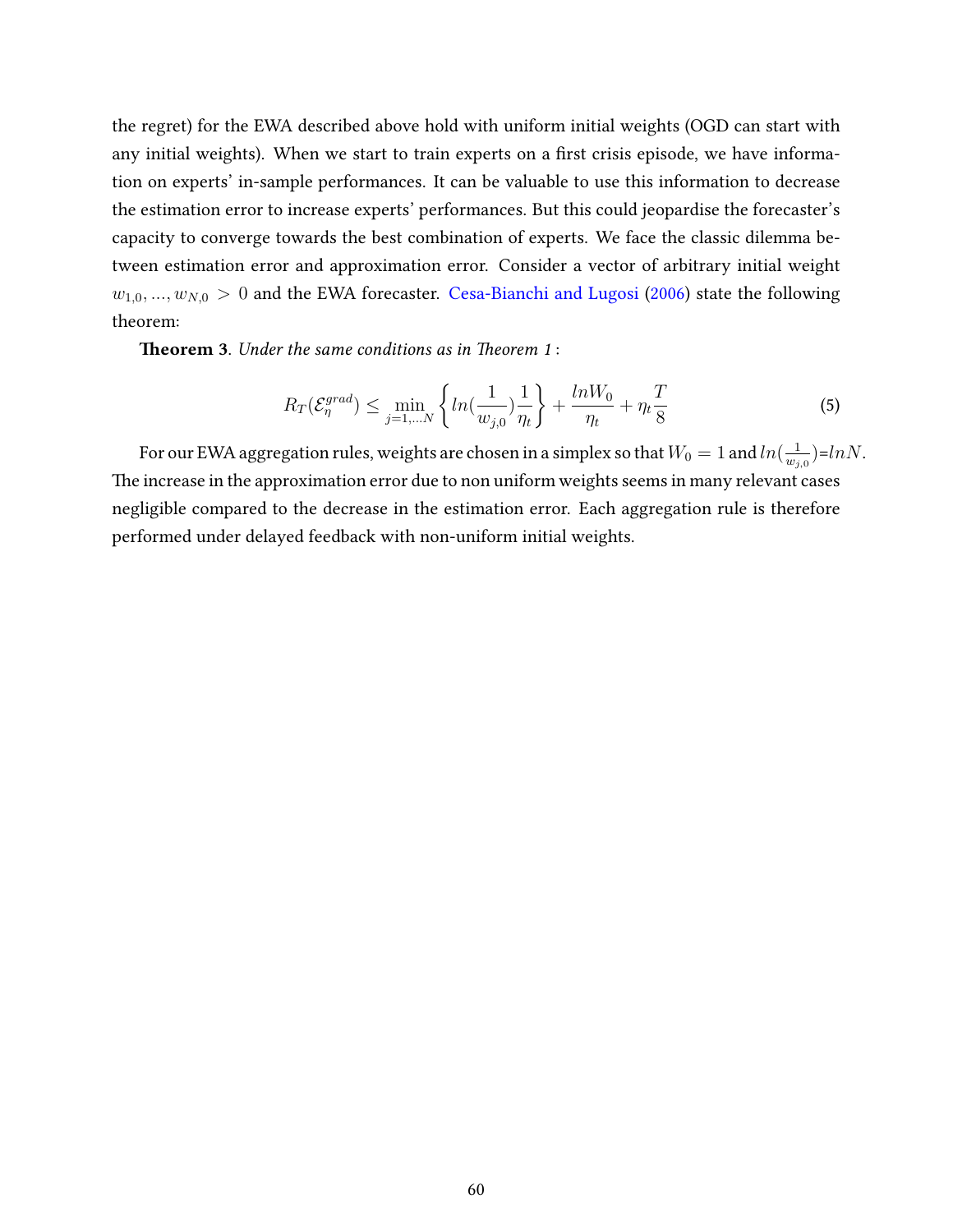the regret) for the EWA described above hold with uniform initial weights (OGD can start with any initial weights). When we start to train experts on a first crisis episode, we have information on experts' in-sample performances. It can be valuable to use this information to decrease the estimation error to increase experts' performances. But this could jeopardise the forecaster's capacity to converge towards the best combination of experts. We face the classic dilemma between estimation error and approximation error. Consider a vector of arbitrary initial weight $w_{1,0}, ..., w_{N,0} > 0$ and the EWA forecaster. Cesa-Bianchi and Lugosi (2006) state the following theorem:

**Theorem 3**. *Under the same conditions as in Theorem 1* :

$$R_T(\mathcal{E}_\eta^{grad}) \leq \min_{j=1,...N} \left\{ ln(\frac{1}{w_{j,0}})\frac{1}{\eta_t} \right\} + \frac{lnW_0}{\eta_t} + \eta_t \frac{T}{8} \tag{5}$$

For our EWA aggregation rules, weights are chosen in a simplex so that $W_0 = 1$ and $ln(\frac{1}{w_{j,0}})$=$lnN$. The increase in the approximation error due to non uniform weights seems in many relevant cases negligible compared to the decrease in the estimation error. Each aggregation rule is therefore performed under delayed feedback with non-uniform initial weights.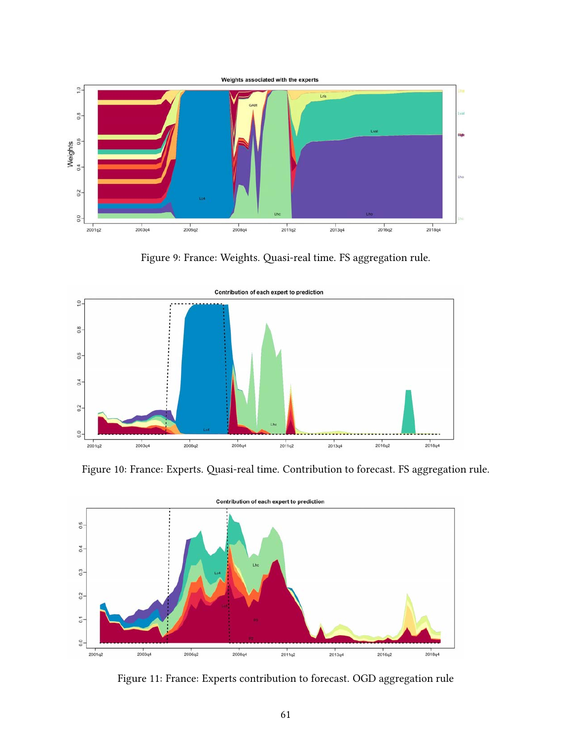Figure 9: France: Weights. Quasi-real time. FS aggregation rule.

Figure 10: France: Experts. Quasi-real time. Contribution to forecast. FS aggregation rule.

Figure 11: France: Experts contribution to forecast. OGD aggregation rule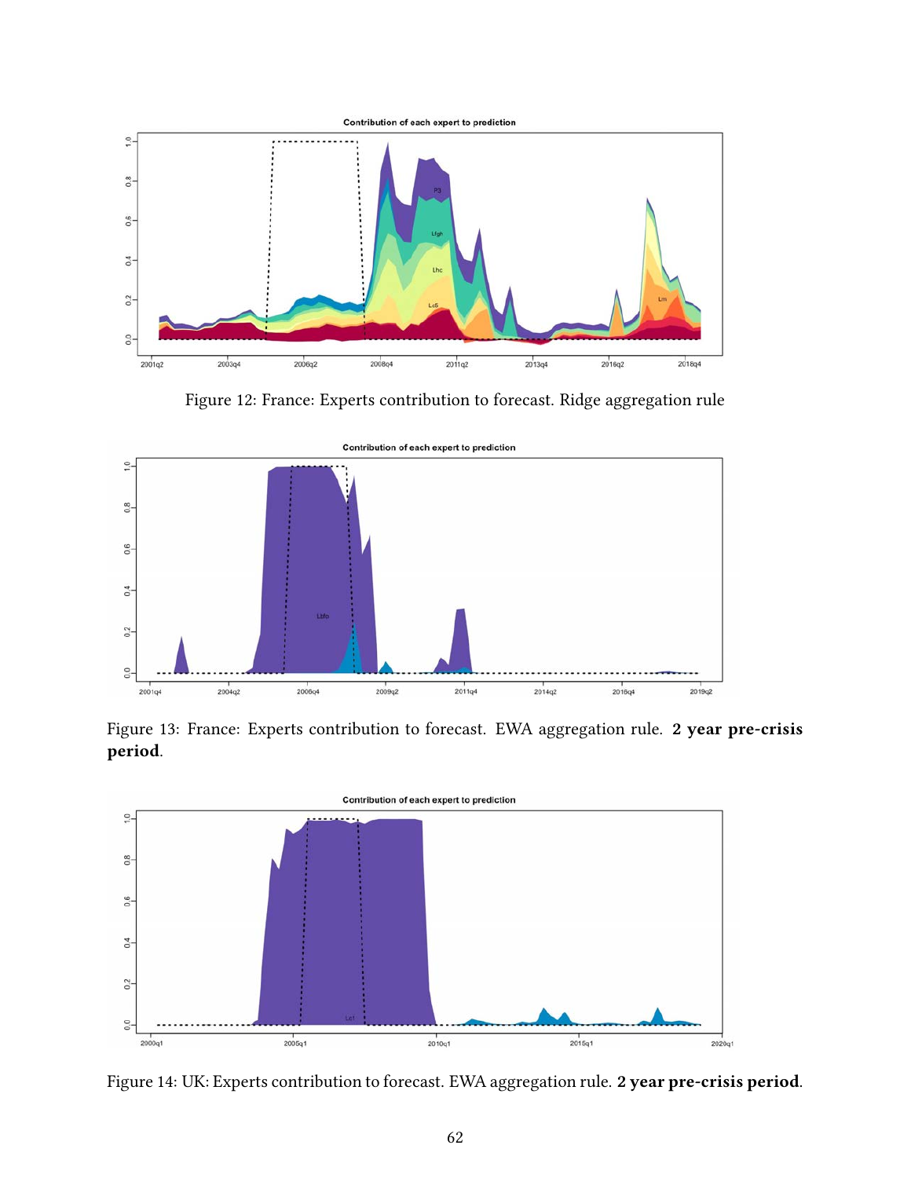Contribution of each expert to prediction

1.0
0.8
0.6
0.4
0.2
0.0

P3
Lfgh
Lhc
Lc5
Lm

2001q2 2003q4 2006q2 2008q4 2011q2 2013q4 2016q2 2018q4

Figure 12: France: Experts contribution to forecast. Ridge aggregation rule

Contribution of each expert to prediction

1.0
0.8
0.6
0.4
0.2
0.0

Lbfo

2001q4 2004q2 2006q4 2009q2 2011q4 2014q2 2016q4 2019q2

Figure 13: France: Experts contribution to forecast. EWA aggregation rule. **2 year pre-crisis period**.

Contribution of each expert to prediction

1.0
0.8
0.6
0.4
0.2
0.0

Lc1

2000q1 2005q1 2010q1 2015q1 2020q1

Figure 14: UK: Experts contribution to forecast. EWA aggregation rule. **2 year pre-crisis period**.